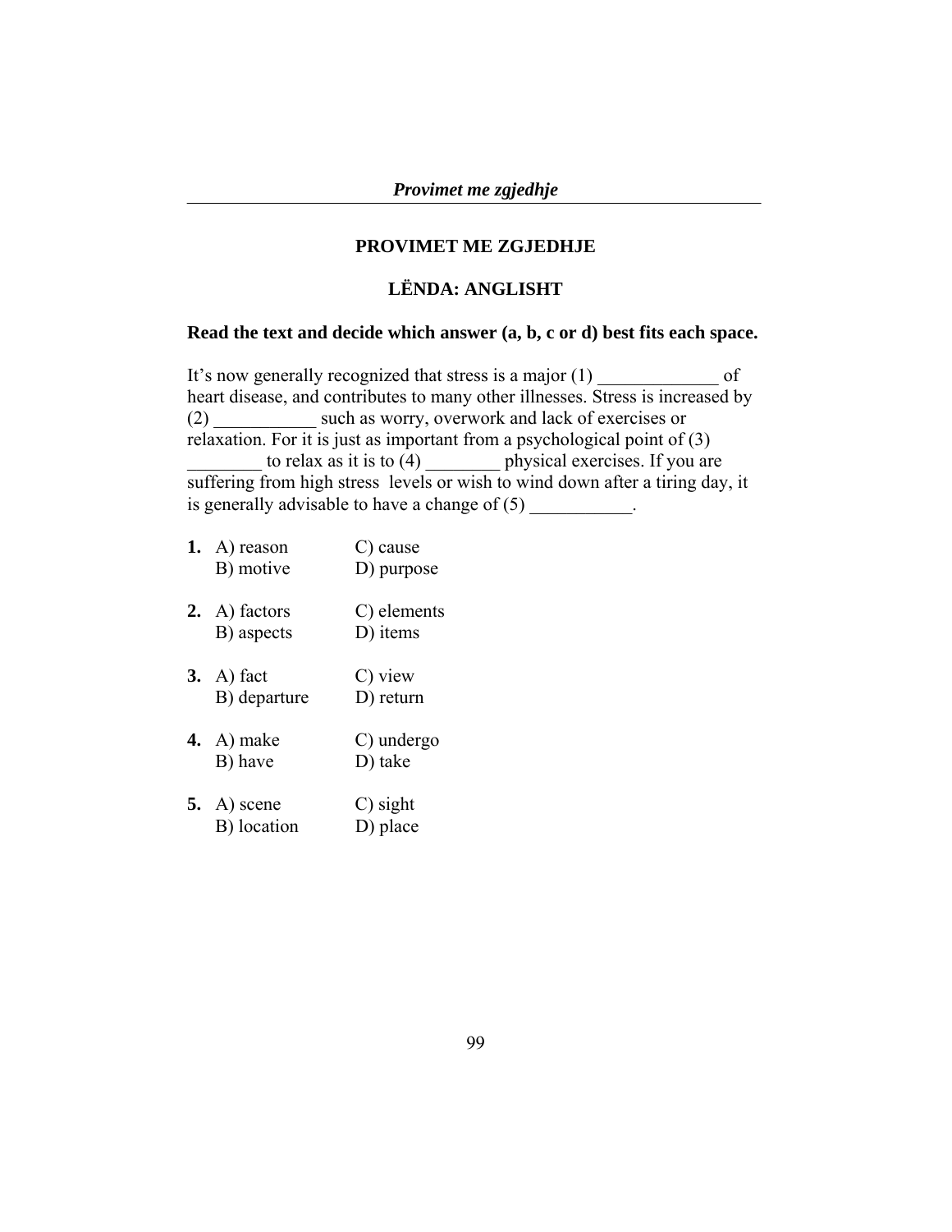# PROVIMET ME ZGJEDHJE

## LËNDA: ANGLISHT

**Read the text and decide which answer (a, b, c or d) best fits each space.**

It's now generally recognized that stress is a major (1) _____________ of heart disease, and contributes to many other illnesses. Stress is increased by (2) ___________ such as worry, overwork and lack of exercises or relaxation. For it is just as important from a psychological point of (3) ________ to relax as it is to (4) ________ physical exercises. If you are suffering from high stress levels or wish to wind down after a tiring day, it is generally advisable to have a change of (5) ___________.

**1.** A) reason  C) cause
B) motive  D) purpose

**2.** A) factors  C) elements
B) aspects  D) items

**3.** A) fact  C) view
B) departure  D) return

**4.** A) make  C) undergo
B) have  D) take

**5.** A) scene  C) sight
B) location  D) place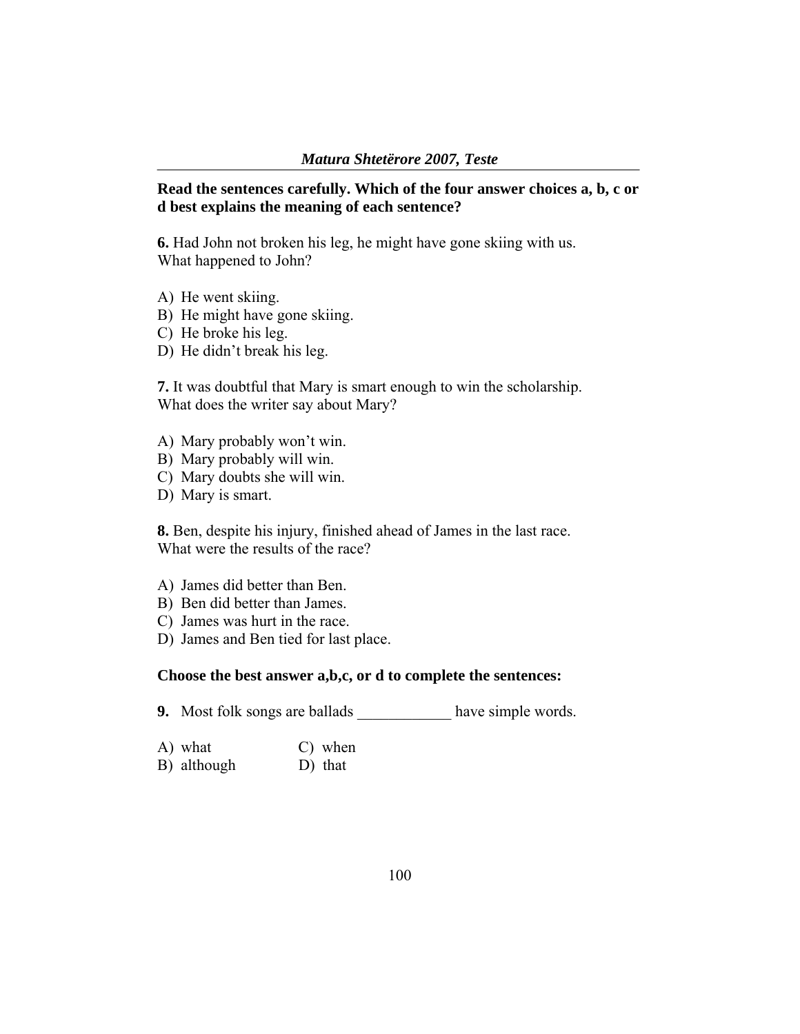**Read the sentences carefully. Which of the four answer choices a, b, c or d best explains the meaning of each sentence?**

**6.** Had John not broken his leg, he might have gone skiing with us.
What happened to John?

A) He went skiing.
B) He might have gone skiing.
C) He broke his leg.
D) He didn't break his leg.

**7.** It was doubtful that Mary is smart enough to win the scholarship.
What does the writer say about Mary?

A) Mary probably won't win.
B) Mary probably will win.
C) Mary doubts she will win.
D) Mary is smart.

**8.** Ben, despite his injury, finished ahead of James in the last race.
What were the results of the race?

A) James did better than Ben.
B) Ben did better than James.
C) James was hurt in the race.
D) James and Ben tied for last place.

**Choose the best answer a,b,c, or d to complete the sentences:**

**9.** Most folk songs are ballads ____________ have simple words.

A) what
B) although
C) when
D) that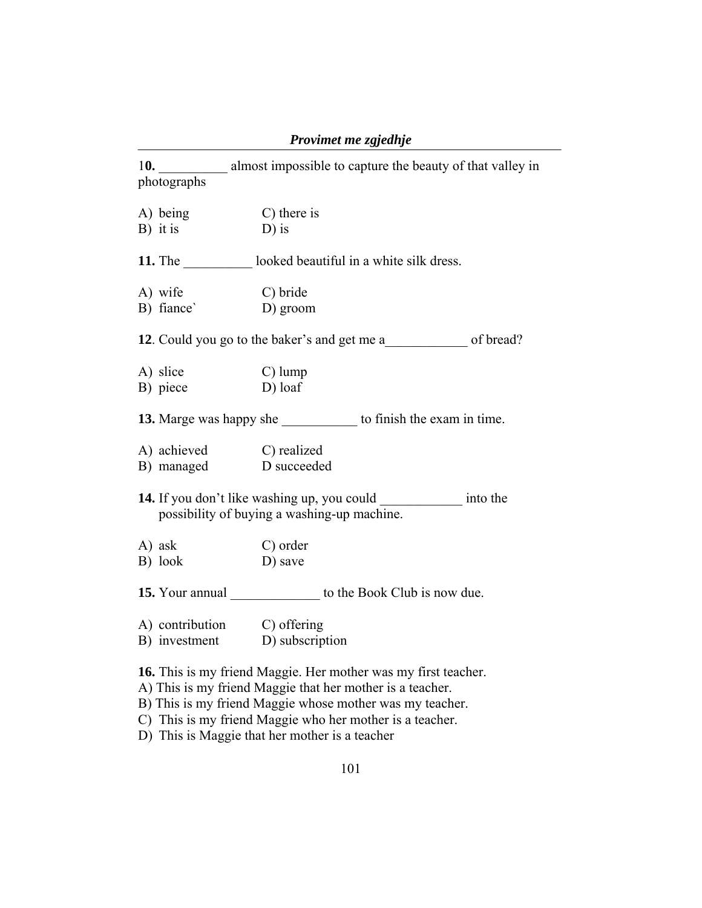10. __________ almost impossible to capture the beauty of that valley in photographs

A) being  
B) it is  
C) there is  
D) is

**11.** The __________ looked beautiful in a white silk dress.

A) wife  
B) fiance`  
C) bride  
D) groom

**12**. Could you go to the baker's and get me a____________ of bread?

A) slice  
B) piece  
C) lump  
D) loaf

**13.** Marge was happy she ___________ to finish the exam in time.

A) achieved  
B) managed  
C) realized  
D succeeded

**14.** If you don't like washing up, you could ____________ into the possibility of buying a washing-up machine.

A) ask  
B) look  
C) order  
D) save

**15.** Your annual _____________ to the Book Club is now due.

A) contribution  
B) investment  
C) offering  
D) subscription

**16.** This is my friend Maggie. Her mother was my first teacher.  
A) This is my friend Maggie that her mother is a teacher.  
B) This is my friend Maggie whose mother was my teacher.  
C) This is my friend Maggie who her mother is a teacher.  
D) This is Maggie that her mother is a teacher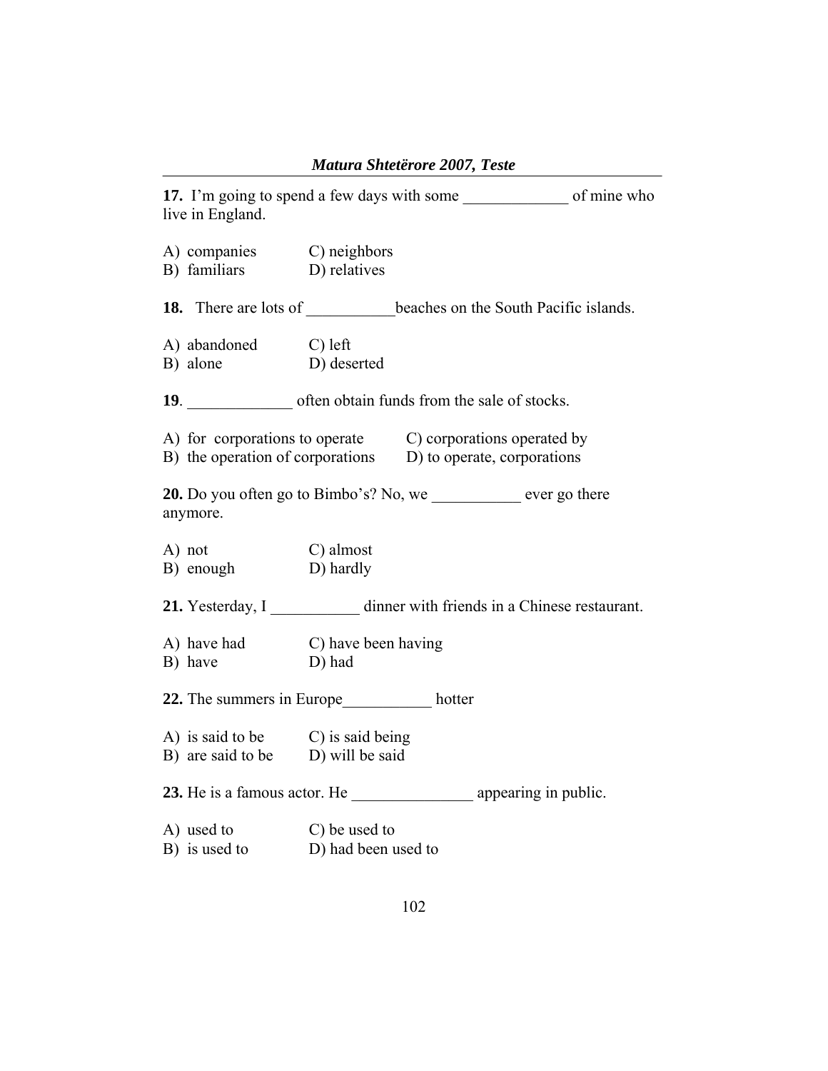**17.** I'm going to spend a few days with some _____________ of mine who live in England.

A) companies  C) neighbors
B) familiars  D) relatives

**18.** There are lots of ___________beaches on the South Pacific islands.

A) abandoned  C) left
B) alone  D) deserted

**19**. _____________ often obtain funds from the sale of stocks.

A) for corporations to operate  C) corporations operated by
B) the operation of corporations  D) to operate, corporations

**20.** Do you often go to Bimbo's? No, we ___________ ever go there anymore.

A) not  C) almost
B) enough  D) hardly

**21.** Yesterday, I ___________ dinner with friends in a Chinese restaurant.

A) have had  C) have been having
B) have  D) had

**22.** The summers in Europe___________ hotter

A) is said to be  C) is said being
B) are said to be  D) will be said

**23.** He is a famous actor. He _______________ appearing in public.

A) used to  C) be used to
B) is used to  D) had been used to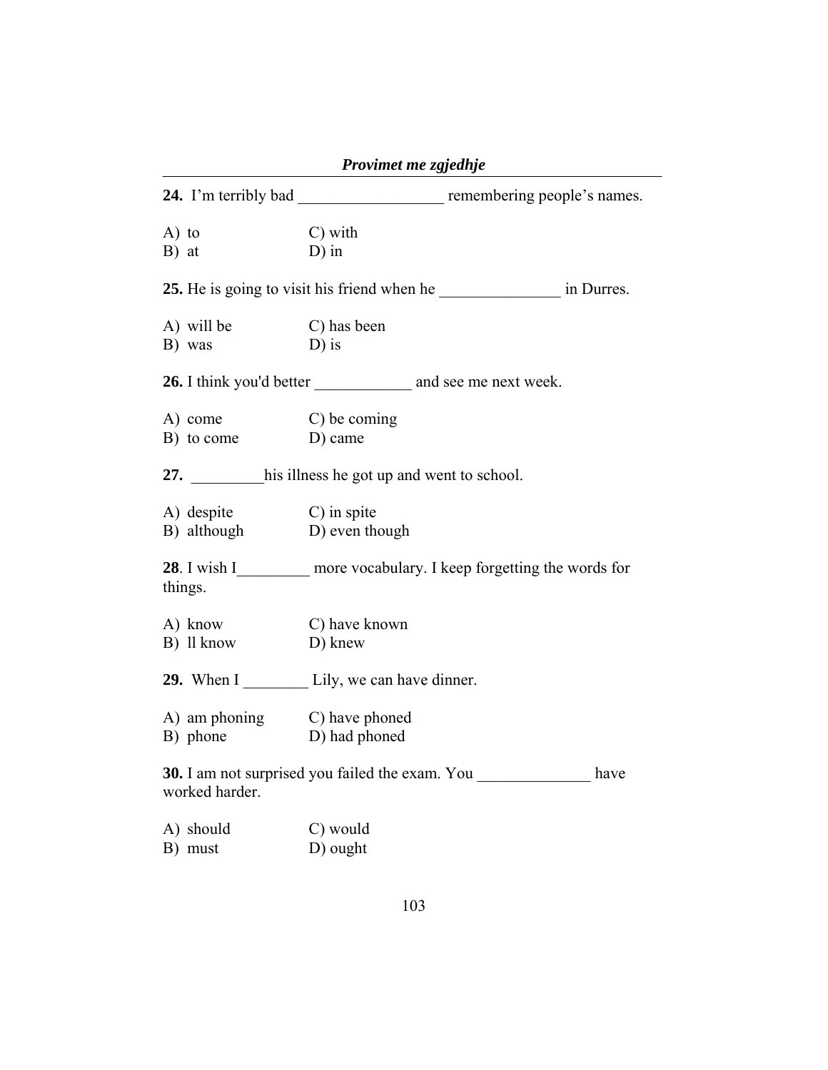**24.** I'm terribly bad __________________ remembering people's names.

A) to C) with
B) at D) in

**25.** He is going to visit his friend when he _______________ in Durres.

A) will be C) has been
B) was D) is

**26.** I think you'd better ____________ and see me next week.

A) come C) be coming
B) to come D) came

**27.** _________his illness he got up and went to school.

A) despite C) in spite
B) although D) even though

**28**. I wish I_________ more vocabulary. I keep forgetting the words for things.

A) know C) have known
B) ll know D) knew

**29.** When I ________ Lily, we can have dinner.

A) am phoning C) have phoned
B) phone D) had phoned

**30.** I am not surprised you failed the exam. You ______________ have worked harder.

A) should C) would
B) must D) ought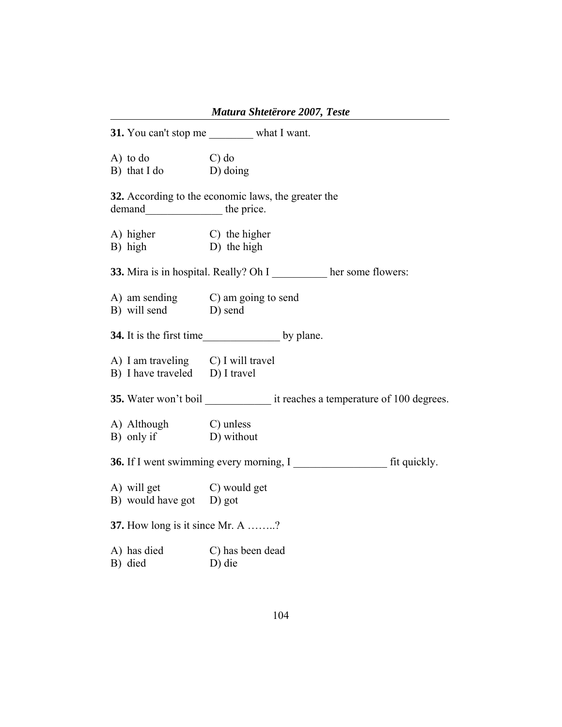**31.** You can't stop me ________ what I want.

A) to do C) do
B) that I do D) doing

**32.** According to the economic laws, the greater the demand______________ the price.

A) higher C) the higher
B) high D) the high

**33.** Mira is in hospital. Really? Oh I __________ her some flowers:

A) am sending C) am going to send
B) will send D) send

**34.** It is the first time______________ by plane.

A) I am traveling C) I will travel
B) I have traveled D) I travel

**35.** Water won't boil ____________ it reaches a temperature of 100 degrees.

A) Although C) unless
B) only if D) without

**36.** If I went swimming every morning, I _________________ fit quickly.

A) will get C) would get
B) would have got D) got

**37.** How long is it since Mr. A ……..?

A) has died C) has been dead
B) died D) die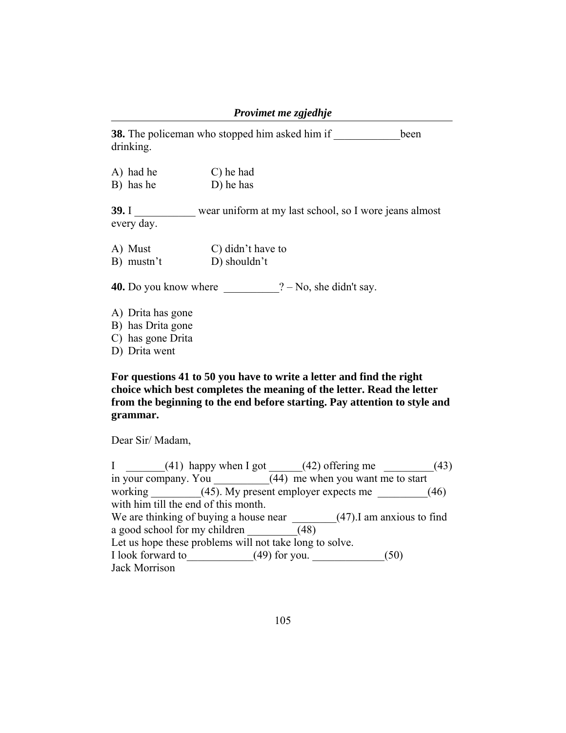**38.** The policeman who stopped him asked him if ____________been drinking.

A) had he  C) he had
B) has he  D) he has

**39.** I ___________ wear uniform at my last school, so I wore jeans almost every day.

A) Must  C) didn't have to
B) mustn't  D) shouldn't

**40.** Do you know where __________? – No, she didn't say.

A) Drita has gone
B) has Drita gone
C) has gone Drita
D) Drita went

**For questions 41 to 50 you have to write a letter and find the right choice which best completes the meaning of the letter. Read the letter from the beginning to the end before starting. Pay attention to style and grammar.**

Dear Sir/ Madam,

I _______(41) happy when I got ______(42) offering me _________(43) in your company. You __________(44) me when you want me to start working _________(45). My present employer expects me _________(46) with him till the end of this month.
We are thinking of buying a house near ________(47).I am anxious to find a good school for my children _________(48)
Let us hope these problems will not take long to solve.
I look forward to____________(49) for you. _____________(50)
Jack Morrison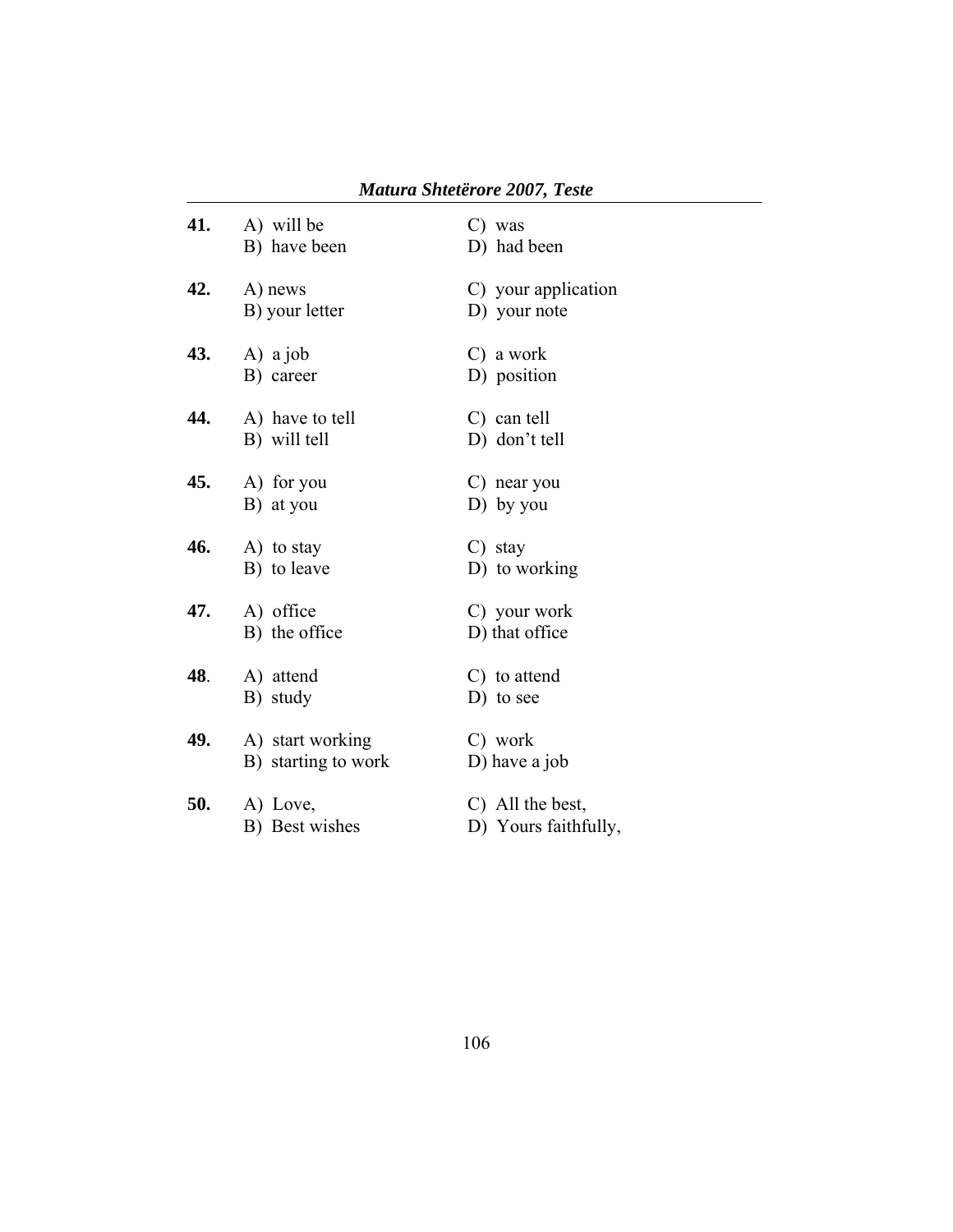**41.** A) will be C) was
B) have been D) had been

**42.** A) news C) your application
B) your letter D) your note

**43.** A) a job C) a work
B) career D) position

**44.** A) have to tell C) can tell
B) will tell D) don't tell

**45.** A) for you C) near you
B) at you D) by you

**46.** A) to stay C) stay
B) to leave D) to working

**47.** A) office C) your work
B) the office D) that office

**48**. A) attend C) to attend
B) study D) to see

**49.** A) start working C) work
B) starting to work D) have a job

**50.** A) Love, C) All the best,
B) Best wishes D) Yours faithfully,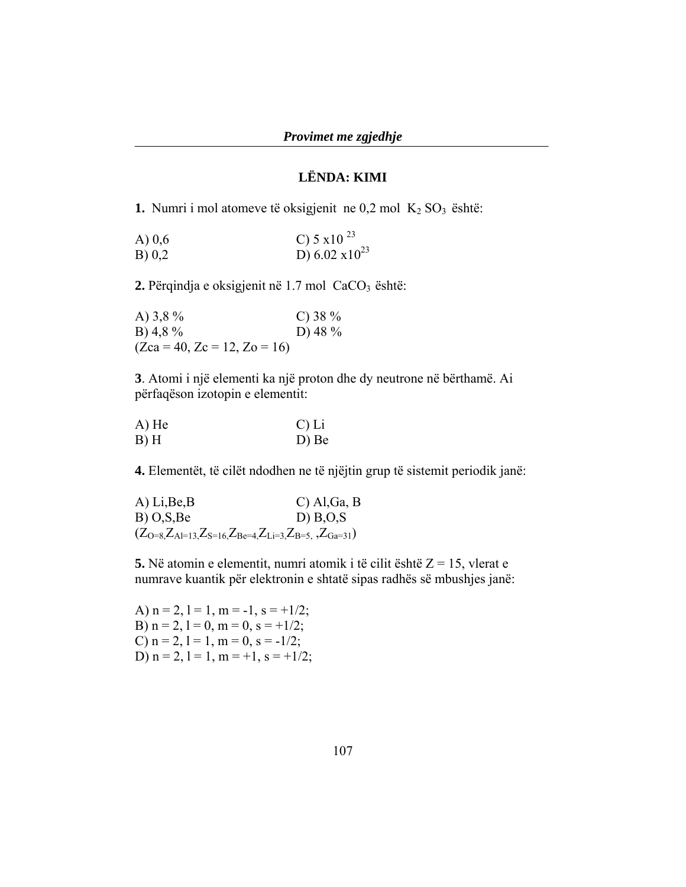# LËNDA: KIMI

**1.** Numri i mol atomeve të oksigjenit ne 0,2 mol $K_2 SO_3$ është:

A) 0,6  
B) 0,2  
C) $5 \times 10^{23}$  
D) $6.02 \times 10^{23}$

**2.** Përqindja e oksigjenit në 1.7 mol $CaCO_3$ është:

A) 3,8 %  
B) 4,8 %  
C) 38 %  
D) 48 %  
($Z_{ca} = 40$, $Z_c = 12$, $Z_o = 16$)

**3**. Atomi i një elementi ka një proton dhe dy neutrone në bërthamë. Ai përfaqëson izotopin e elementit:

A) He  
B) H  
C) Li  
D) Be

**4.** Elementët, të cilët ndodhen ne të njëjtin grup të sistemit periodik janë:

A) Li,Be,B  
B) O,S,Be  
C) Al,Ga, B  
D) B,O,S  
($Z_{O=8}$,$Z_{Al=13}$,$Z_{S=16}$,$Z_{Be=4}$,$Z_{Li=3}$,$Z_{B=5}$, ,$Z_{Ga=31}$)

**5.** Në atomin e elementit, numri atomik i të cilit është Z = 15, vlerat e numrave kuantik për elektronin e shtatë sipas radhës së mbushjes janë:

A) n = 2, l = 1, m = -1, s = +1/2;  
B) n = 2, l = 0, m = 0, s = +1/2;  
C) n = 2, l = 1, m = 0, s = -1/2;  
D) n = 2, l = 1, m = +1, s = +1/2;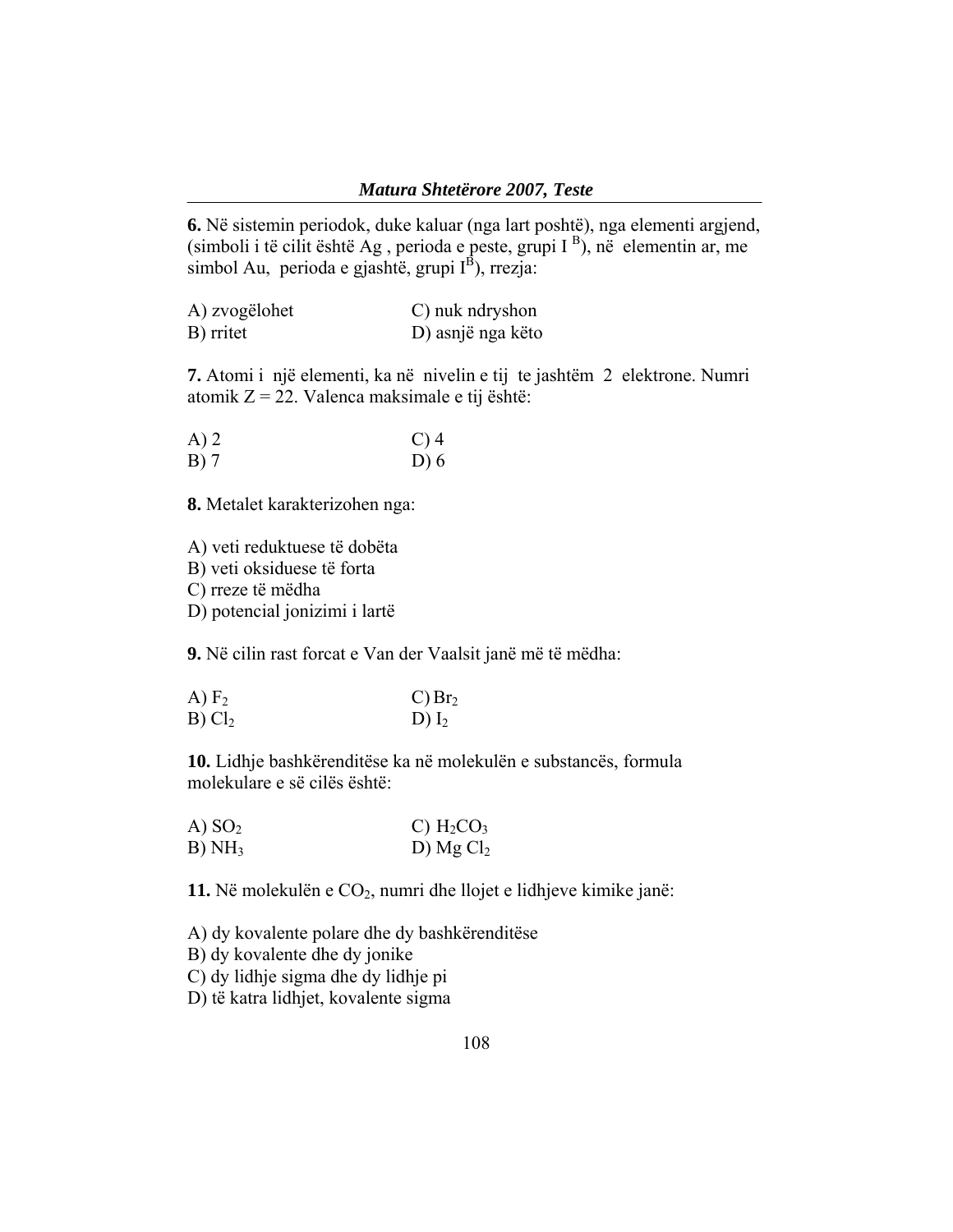**6.** Në sistemin periodok, duke kaluar (nga lart poshtë), nga elementi argjend, (simboli i të cilit është Ag , perioda e peste, grupi I $^{B}$), në elementin ar, me simbol Au, perioda e gjashtë, grupi I$^{B}$), rrezja:

A) zvogëlohet
B) rritet
C) nuk ndryshon
D) asnjë nga këto

**7.** Atomi i një elementi, ka në nivelin e tij te jashtëm 2 elektrone. Numri atomik Z = 22. Valenca maksimale e tij është:

A) 2
B) 7
C) 4
D) 6

**8.** Metalet karakterizohen nga:

A) veti reduktuese të dobëta
B) veti oksiduese të forta
C) rreze të mëdha
D) potencial jonizimi i lartë

**9.** Në cilin rast forcat e Van der Vaalsit janë më të mëdha:

A) $F_2$
B) $Cl_2$
C) $Br_2$
D) $I_2$

**10.** Lidhje bashkërenditëse ka në molekulën e substancës, formula molekulare e së cilës është:

A) $SO_2$
B) $NH_3$
C) $H_2CO_3$
D) $MgCl_2$

**11.** Në molekulën e $CO_2$, numri dhe llojet e lidhjeve kimike janë:

A) dy kovalente polare dhe dy bashkërenditëse
B) dy kovalente dhe dy jonike
C) dy lidhje sigma dhe dy lidhje pi
D) të katra lidhjet, kovalente sigma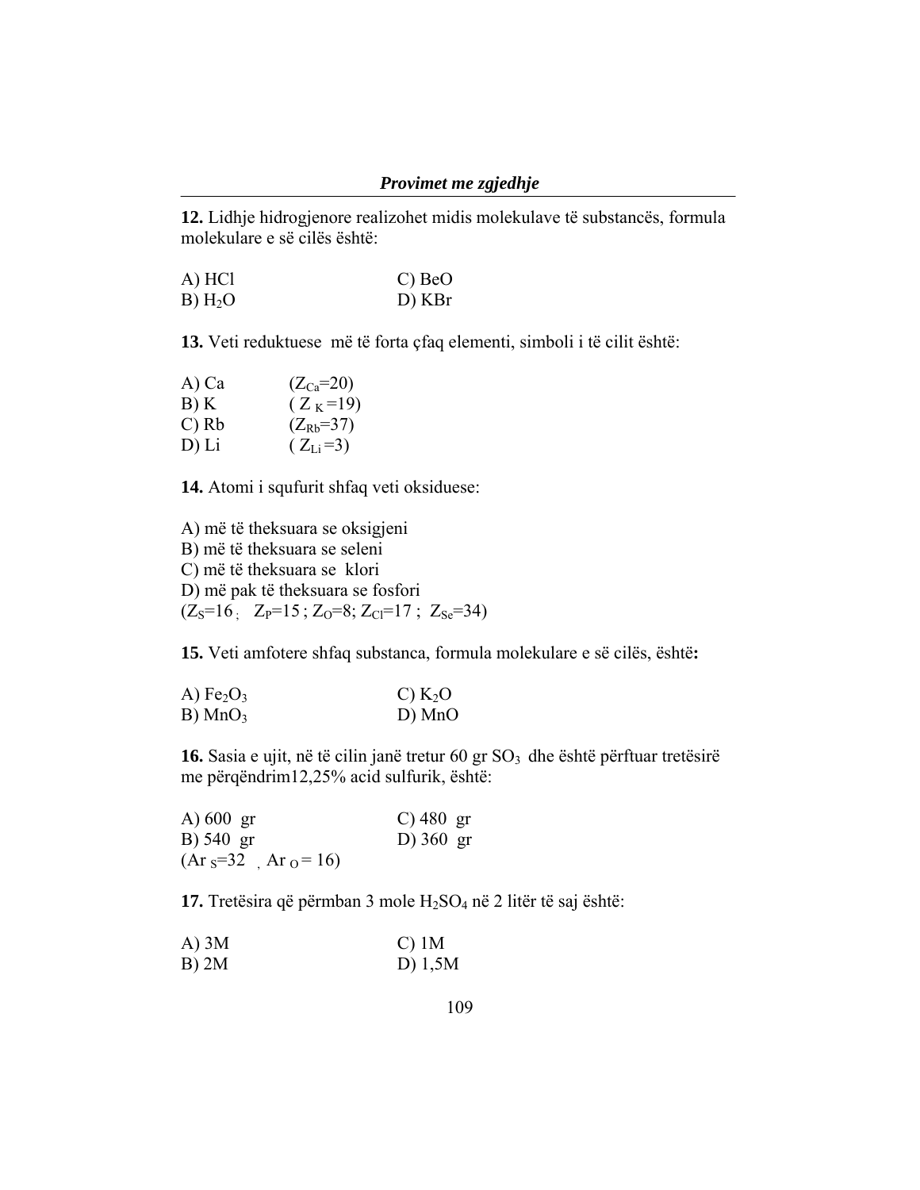**12.** Lidhje hidrogjenore realizohet midis molekulave të substancës, formula molekulare e së cilës është:

A) $HCl$ C) $BeO$
B) $H_2O$ D) $KBr$

**13.** Veti reduktuese më të forta çfaq elementi, simboli i të cilit është:

A) Ca ($Z_{Ca}=20$)
B) K ($Z_K=19$)
C) Rb ($Z_{Rb}=37$)
D) Li ($Z_{Li}=3$)

**14.** Atomi i squfurit shfaq veti oksiduese:

A) më të theksuara se oksigjeni
B) më të theksuara se seleni
C) më të theksuara se klori
D) më pak të theksuara se fosfori
($Z_S=16$ ; $Z_P=15$ ; $Z_O=8$; $Z_{Cl}=17$ ; $Z_{Se}=34$)

**15.** Veti amfotere shfaq substanca, formula molekulare e së cilës, është**:**

A) $Fe_2O_3$ C) $K_2O$
B) $MnO_3$ D) $MnO$

**16.** Sasia e ujit, në të cilin janë tretur 60 gr $SO_3$ dhe është përftuar tretësirë me përqëndrim12,25% acid sulfurik, është:

A) 600 gr C) 480 gr
B) 540 gr D) 360 gr
($Ar_S=32$ , $Ar_O= 16$)

**17.** Tretësira që përmban 3 mole $H_2SO_4$ në 2 litër të saj është:

A) 3M C) 1M
B) 2M D) 1,5M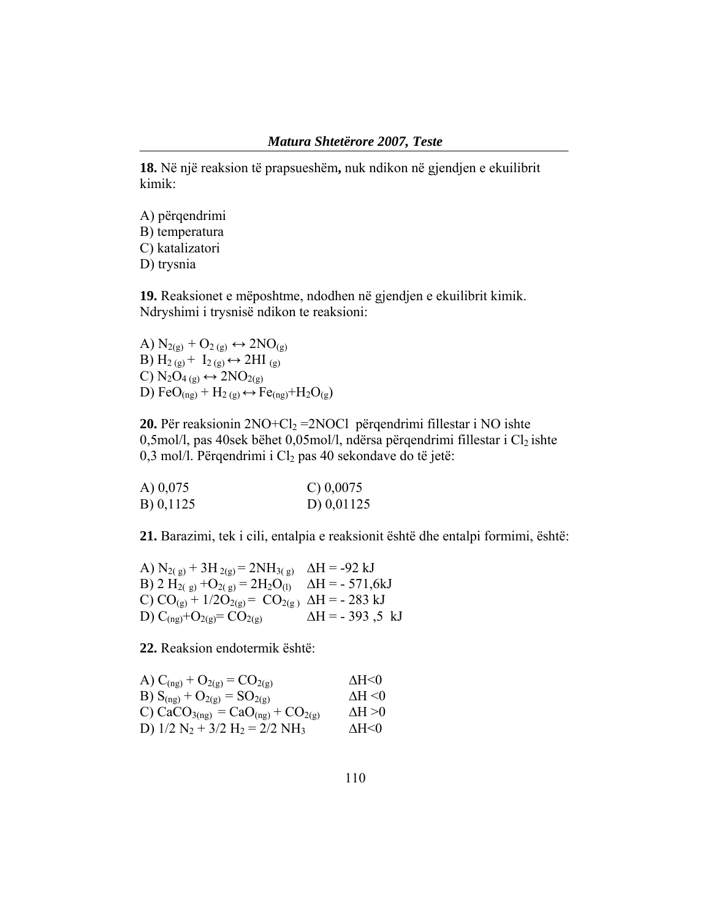**18.** Në një reaksion të prapsueshëm**,** nuk ndikon në gjendjen e ekuilibrit kimik:

A) përqendrimi
B) temperatura
C) katalizatori
D) trysnia

**19.** Reaksionet e mëposhtme, ndodhen në gjendjen e ekuilibrit kimik. Ndryshimi i trysnisë ndikon te reaksioni:

A) $N_{2(g)} + O_{2\,(g)} \leftrightarrow 2NO_{(g)}$
B) $H_{2\,(g)} + I_{2\,(g)} \leftrightarrow 2HI_{\,(g)}$
C) $N_2O_{4\,(g)} \leftrightarrow 2NO_{2(g)}$
D) $FeO_{(ng)} + H_{2\,(g)} \leftrightarrow Fe_{(ng)} + H_2O_{(g)}$

**20.** Për reaksionin $2NO+Cl_2 = 2NOCl$ përqendrimi fillestar i NO ishte 0,5mol/l, pas 40sek bëhet 0,05mol/l, ndërsa përqendrimi fillestar i $Cl_2$ ishte 0,3 mol/l. Përqendrimi i $Cl_2$ pas 40 sekondave do të jetë:

A) 0,075
B) 0,1125
C) 0,0075
D) 0,01125

**21.** Barazimi, tek i cili, entalpia e reaksionit është dhe entalpi formimi, është:

A) $N_{2(g)} + 3H_{2(g)} = 2NH_{3(g)}$ $\Delta H = -92$ kJ
B) $2H_{2(g)} + O_{2(g)} = 2H_2O_{(l)}$ $\Delta H = -571{,}6$kJ
C) $CO_{(g)} + 1/2O_{2(g)} = CO_{2(g)}$ $\Delta H = -283$ kJ
D) $C_{(ng)} + O_{2(g)} = CO_{2(g)}$ $\Delta H = -393{,}5$ kJ

**22.** Reaksion endotermik është:

A) $C_{(ng)} + O_{2(g)} = CO_{2(g)}$ $\Delta H<0$
B) $S_{(ng)} + O_{2(g)} = SO_{2(g)}$ $\Delta H<0$
C) $CaCO_{3(ng)} = CaO_{(ng)} + CO_{2(g)}$ $\Delta H>0$
D) $1/2\,N_2 + 3/2\,H_2 = 2/2\,NH_3$ $\Delta H<0$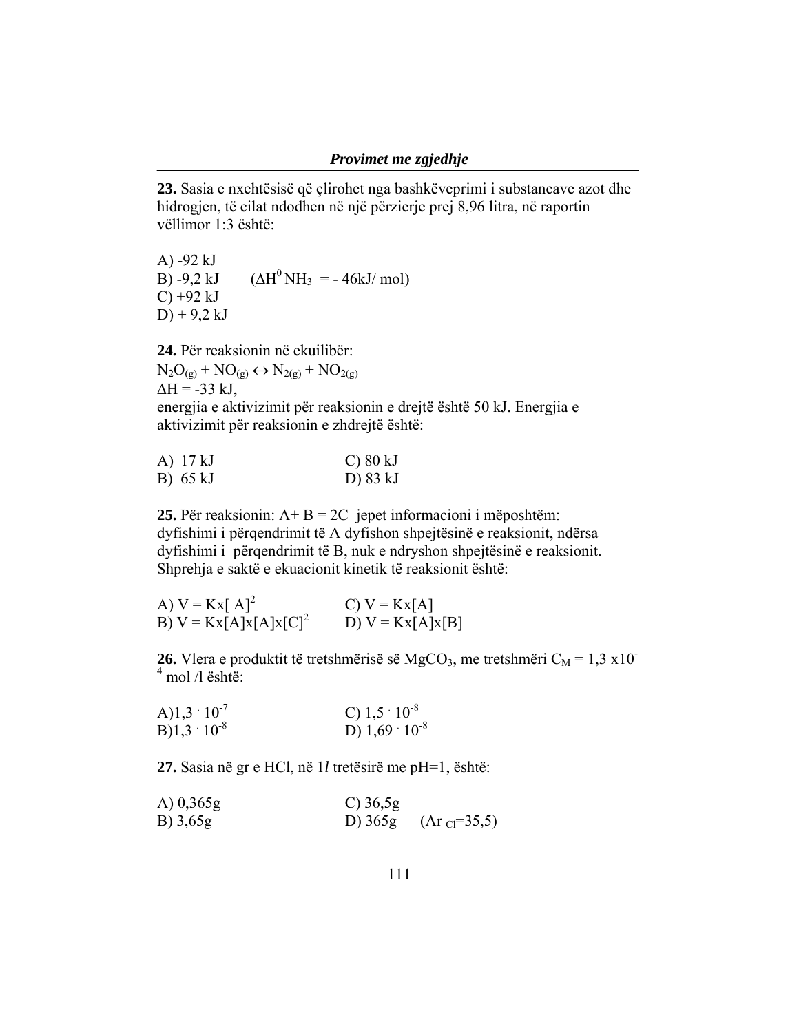**23.** Sasia e nxehtësisë që çlirohet nga bashkëveprimi i substancave azot dhe hidrogjen, të cilat ndodhen në një përzierje prej 8,96 litra, në raportin vëllimor 1:3 është:

A) -92 kJ
B) -9,2 kJ $(\Delta H^0 NH_3 = -46 kJ/mol)$
C) +92 kJ
D) + 9,2 kJ

**24.** Për reaksionin në ekuilibër:
$N_2O_{(g)} + NO_{(g)} \leftrightarrow N_{2(g)} + NO_{2(g)}$
$\Delta H = -33$ kJ,
energjia e aktivizimit për reaksionin e drejtë është 50 kJ. Energjia e aktivizimit për reaksionin e zhdrejtë është:

A) 17 kJ
B) 65 kJ
C) 80 kJ
D) 83 kJ

**25.** Për reaksionin: A+ B = 2C jepet informacioni i mëposhtëm: dyfishimi i përqendrimit të A dyfishon shpejtësinë e reaksionit, ndërsa dyfishimi i përqendrimit të B, nuk e ndryshon shpejtësinë e reaksionit. Shprehja e saktë e ekuacionit kinetik të reaksionit është:

A) $V = Kx[A]^2$
B) $V = Kx[A]x[A]x[C]^2$
C) $V = Kx[A]$
D) $V = Kx[A]x[B]$

**26.** Vlera e produktit të tretshmërisë së $MgCO_3$, me tretshmëri $C_M = 1,3 \times 10^{-4}$ mol /l është:

A) $1,3 \cdot 10^{-7}$
B) $1,3 \cdot 10^{-8}$
C) $1,5 \cdot 10^{-8}$
D) $1,69 \cdot 10^{-8}$

**27.** Sasia në gr e HCl, në 1*l* tretësirë me pH=1, është:

A) 0,365g
B) 3,65g
C) 36,5g
D) 365g $(Ar_{Cl}=35,5)$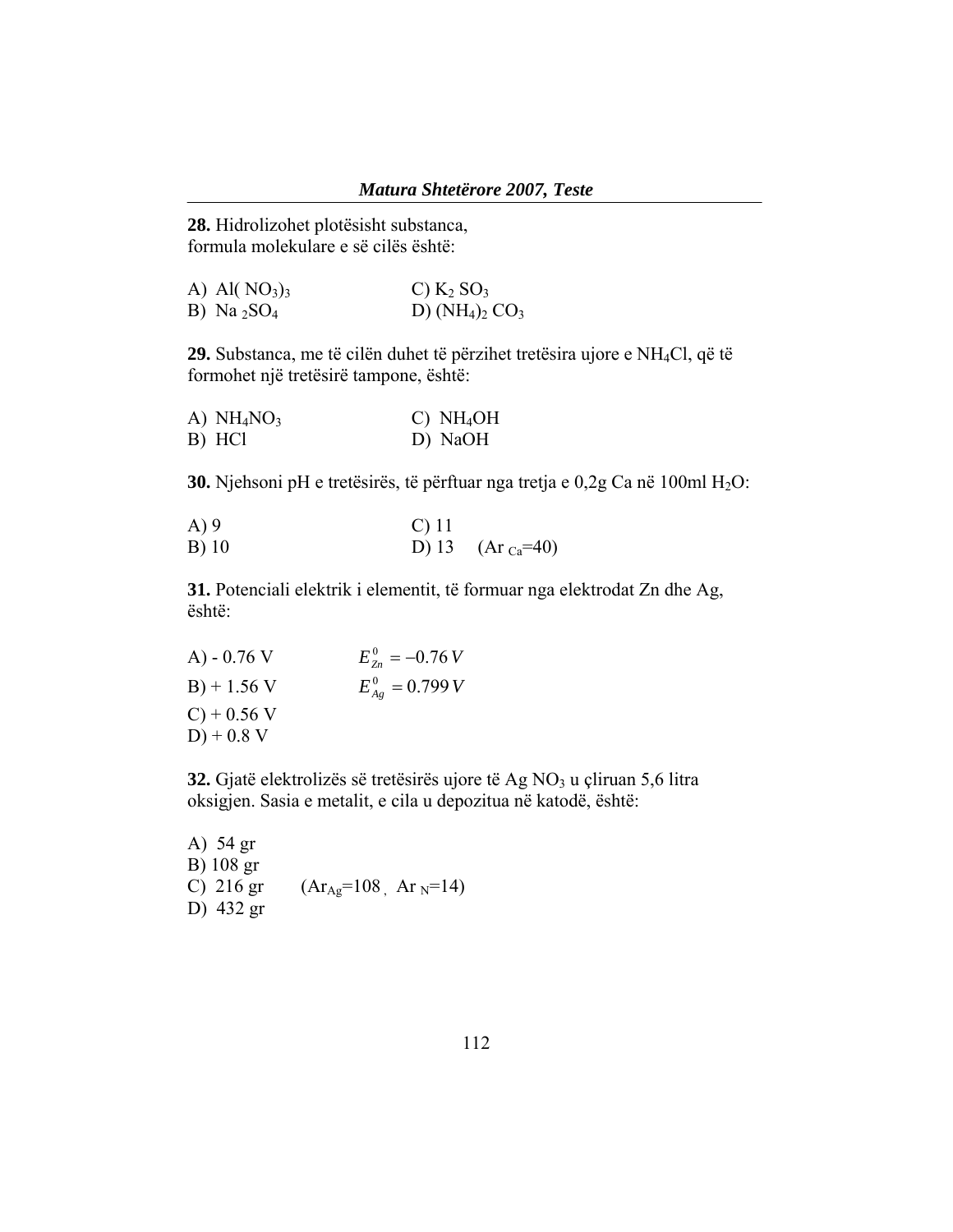**28.** Hidrolizohet plotësisht substanca, formula molekulare e së cilës është:

A) $Al(NO_3)_3$ C) $K_2SO_3$
B) $Na_2SO_4$ D) $(NH_4)_2CO_3$

**29.** Substanca, me të cilën duhet të përzihet tretësira ujore e $NH_4Cl$, që të formohet një tretësirë tampone, është:

A) $NH_4NO_3$ C) $NH_4OH$
B) $HCl$ D) $NaOH$

**30.** Njehsoni pH e tretësirës, të përftuar nga tretja e 0,2g Ca në 100ml $H_2O$:

A) 9 C) 11
B) 10 D) 13 ($Ar_{Ca}=40$)

**31.** Potenciali elektrik i elementit, të formuar nga elektrodat Zn dhe Ag, është:

A) - 0.76 V $E^0_{Zn} = -0.76\,V$
B) + 1.56 V $E^0_{Ag} = 0.799\,V$
C) + 0.56 V
D) + 0.8 V

**32.** Gjatë elektrolizës së tretësirës ujore të $AgNO_3$ u çliruan 5,6 litra oksigjen. Sasia e metalit, e cila u depozitua në katodë, është:

A) 54 gr
B) 108 gr
C) 216 gr ($Ar_{Ag}=108$, $Ar_N=14$)
D) 432 gr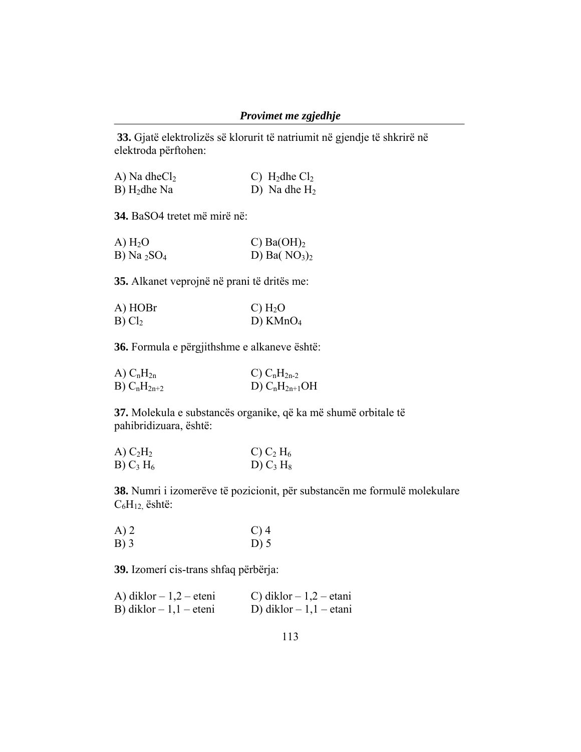**33.** Gjatë elektrolizës së klorurit të natriumit në gjendje të shkrirë në elektroda përftohen:

A) Na dhe$Cl_2$  
B) $H_2$dhe Na  
C) $H_2$dhe $Cl_2$  
D) Na dhe $H_2$

**34.** BaSO4 tretet më mirë në:

A) $H_2O$  
B) $Na_2SO_4$  
C) $Ba(OH)_2$  
D) $Ba(NO_3)_2$

**35.** Alkanet veprojnë në prani të dritës me:

A) HOBr  
B) $Cl_2$  
C) $H_2O$  
D) $KMnO_4$

**36.** Formula e përgjithshme e alkaneve është:

A) $C_nH_{2n}$  
B) $C_nH_{2n+2}$  
C) $C_nH_{2n-2}$  
D) $C_nH_{2n+1}OH$

**37.** Molekula e substancës organike, që ka më shumë orbitale të pahibridizuara, është:

A) $C_2H_2$  
B) $C_3H_6$  
C) $C_2H_6$  
D) $C_3H_8$

**38.** Numri i izomerëve të pozicionit, për substancën me formulë molekulare $C_6H_{12}$, është:

A) 2  
B) 3  
C) 4  
D) 5

**39.** Izomerí cis-trans shfaq përbërja:

A) diklor – 1,2 – eteni  
B) diklor – 1,1 – eteni  
C) diklor – 1,2 – etani  
D) diklor – 1,1 – etani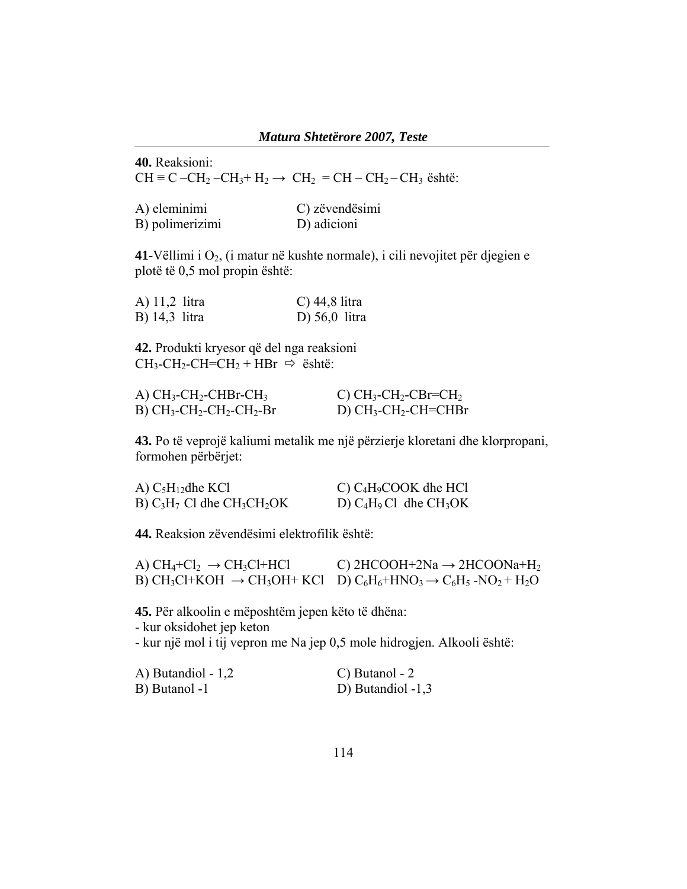**40.** Reaksioni:
$CH \equiv C - CH_2 - CH_3 + H_2 \rightarrow CH_2 = CH - CH_2 - CH_3$ është:

A) eleminimi
B) polimerizimi
C) zëvendësimi
D) adicioni

**41**-Vëllimi i $O_2$, (i matur në kushte normale), i cili nevojitet për djegien e plotë të 0,5 mol propin është:

A) 11,2 litra
B) 14,3 litra
C) 44,8 litra
D) 56,0 litra

**42.** Produkti kryesor që del nga reaksioni
$CH_3\text{-}CH_2\text{-}CH\text{=}CH_2 + HBr \Rightarrow$ është:

A) $CH_3\text{-}CH_2\text{-}CHBr\text{-}CH_3$
B) $CH_3\text{-}CH_2\text{-}CH_2\text{-}CH_2\text{-}Br$
C) $CH_3\text{-}CH_2\text{-}CBr\text{=}CH_2$
D) $CH_3\text{-}CH_2\text{-}CH\text{=}CHBr$

**43.** Po të veprojë kaliumi metalik me një përzierje kloretani dhe klorpropani, formohen përbërjet:

A) $C_5H_{12}$dhe KCl
B) $C_3H_7$ Cl dhe $CH_3CH_2OK$
C) $C_4H_9COOK$ dhe HCl
D) $C_4H_9$ Cl dhe $CH_3OK$

**44.** Reaksion zëvendësimi elektrofilik është:

A) $CH_4 + Cl_2 \rightarrow CH_3Cl + HCl$
B) $CH_3Cl + KOH \rightarrow CH_3OH + KCl$
C) $2HCOOH + 2Na \rightarrow 2HCOONa + H_2$
D) $C_6H_6 + HNO_3 \rightarrow C_6H_5\text{-}NO_2 + H_2O$

**45.** Për alkoolin e mëposhtëm jepen këto të dhëna:
- kur oksidohet jep keton
- kur një mol i tij vepron me Na jep 0,5 mole hidrogjen. Alkooli është:

A) Butandiol - 1,2
B) Butanol -1
C) Butanol - 2
D) Butandiol -1,3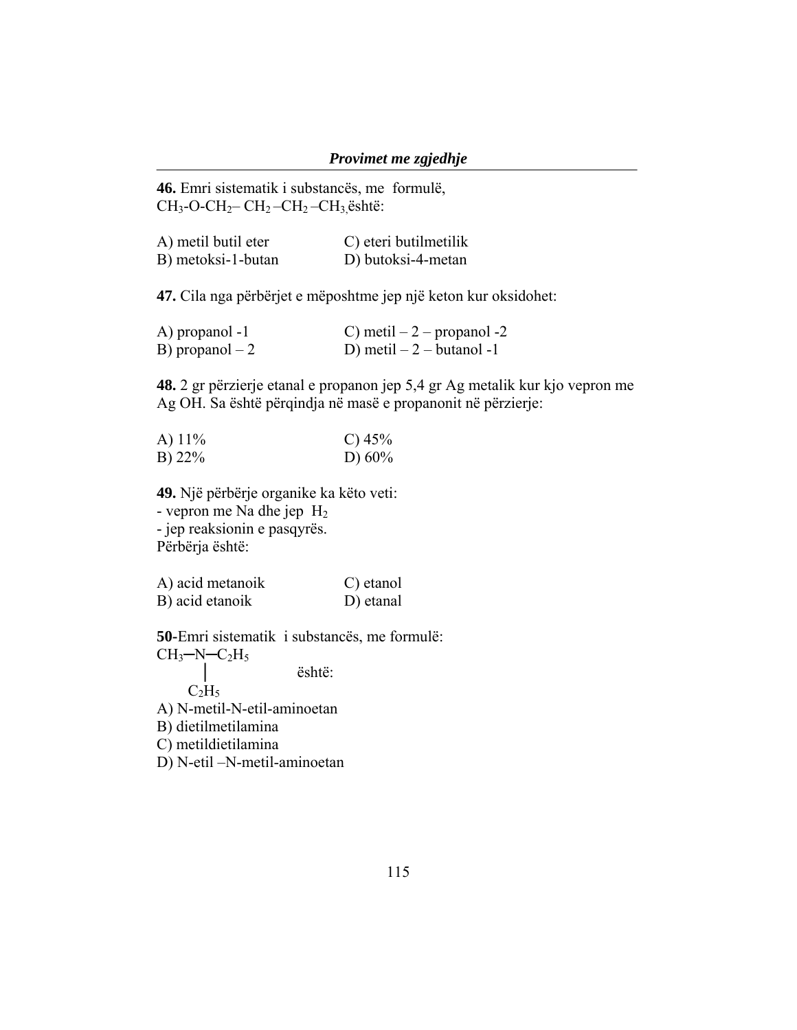**46.** Emri sistematik i substancës, me formulë, $CH_3$-O-$CH_2$– $CH_2$ –$CH_2$ –$CH_3$,është:

A) metil butil eter
B) metoksi-1-butan
C) eteri butilmetilik
D) butoksi-4-metan

**47.** Cila nga përbërjet e mëposhtme jep një keton kur oksidohet:

A) propanol -1
B) propanol – 2
C) metil – 2 – propanol -2
D) metil – 2 – butanol -1

**48.** 2 gr përzierje etanal e propanon jep 5,4 gr Ag metalik kur kjo vepron me Ag OH. Sa është përqindja në masë e propanonit në përzierje:

A) 11%
B) 22%
C) 45%
D) 60%

**49.** Një përbërje organike ka këto veti:
- vepron me Na dhe jep $H_2$
- jep reaksionin e pasqyrës.
Përbërja është:

A) acid metanoik
B) acid etanoik
C) etanol
D) etanal

**50**-Emri sistematik i substancës, me formulë:

$$CH_3-\underset{\displaystyle C_2H_5}{\underset{|}{N}}-C_2H_5$$

është:

A) N-metil-N-etil-aminoetan
B) dietilmetilamina
C) metildietilamina
D) N-etil –N-metil-aminoetan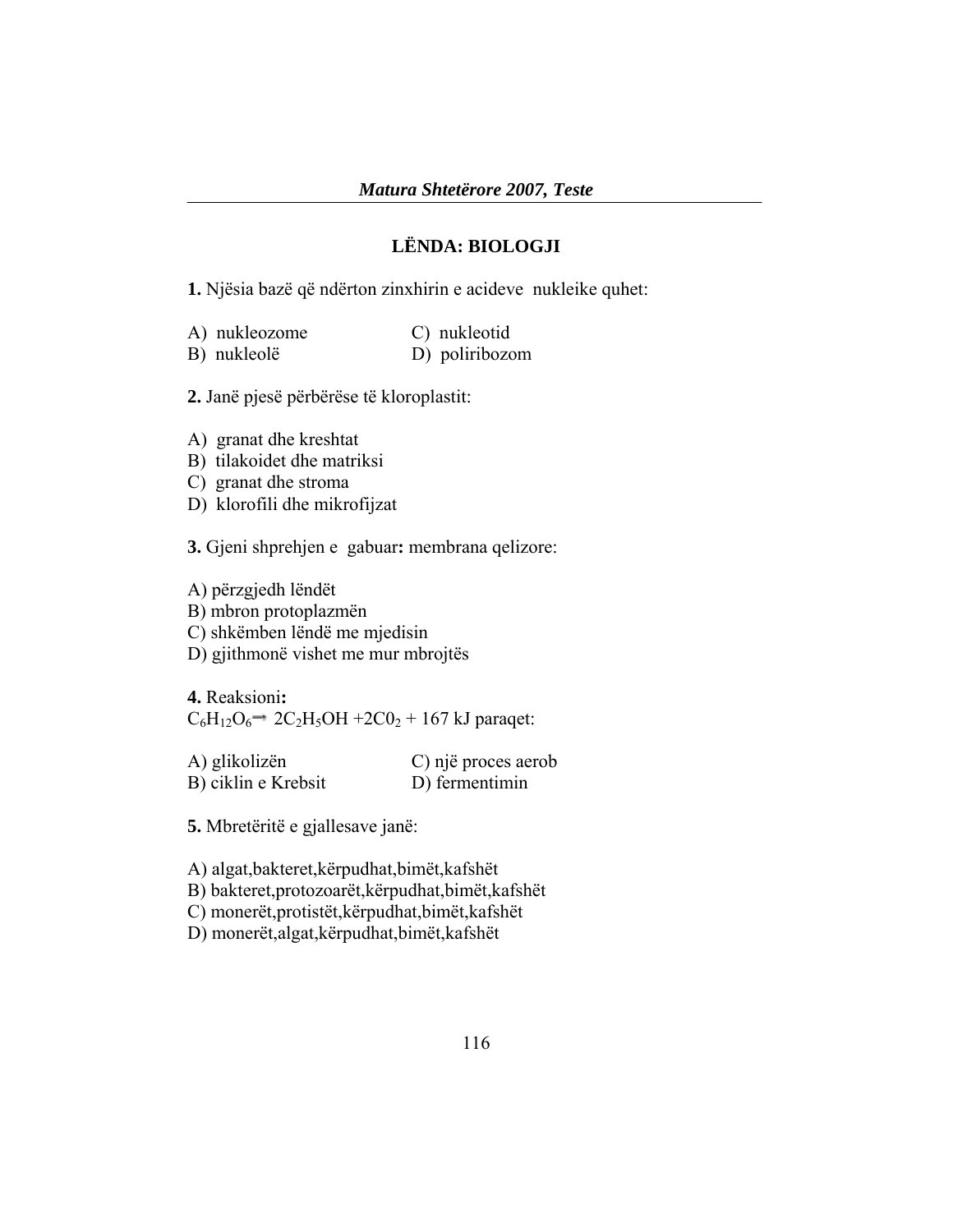## LËNDA: BIOLOGJI

**1.** Njësia bazë që ndërton zinxhirin e acideve nukleike quhet:

A) nukleozome
B) nukleolë
C) nukleotid
D) poliribozom

**2.** Janë pjesë përbërëse të kloroplastit:

A) granat dhe kreshtat
B) tilakoidet dhe matriksi
C) granat dhe stroma
D) klorofili dhe mikrofijzat

**3.** Gjeni shprehjen e gabuar**:** membrana qelizore:

A) përzgjedh lëndët
B) mbron protoplazmën
C) shkëmben lëndë me mjedisin
D) gjithmonë vishet me mur mbrojtës

**4.** Reaksioni**:**
$C_6H_{12}O_6 \rightarrow 2C_2H_5OH + 2C0_2 + 167$ kJ paraqet:

A) glikolizën
B) ciklin e Krebsit
C) një proces aerob
D) fermentimin

**5.** Mbretëritë e gjallesave janë:

A) algat,bakteret,kërpudhat,bimët,kafshët
B) bakteret,protozoarët,kërpudhat,bimët,kafshët
C) monerët,protistët,kërpudhat,bimët,kafshët
D) monerët,algat,kërpudhat,bimët,kafshët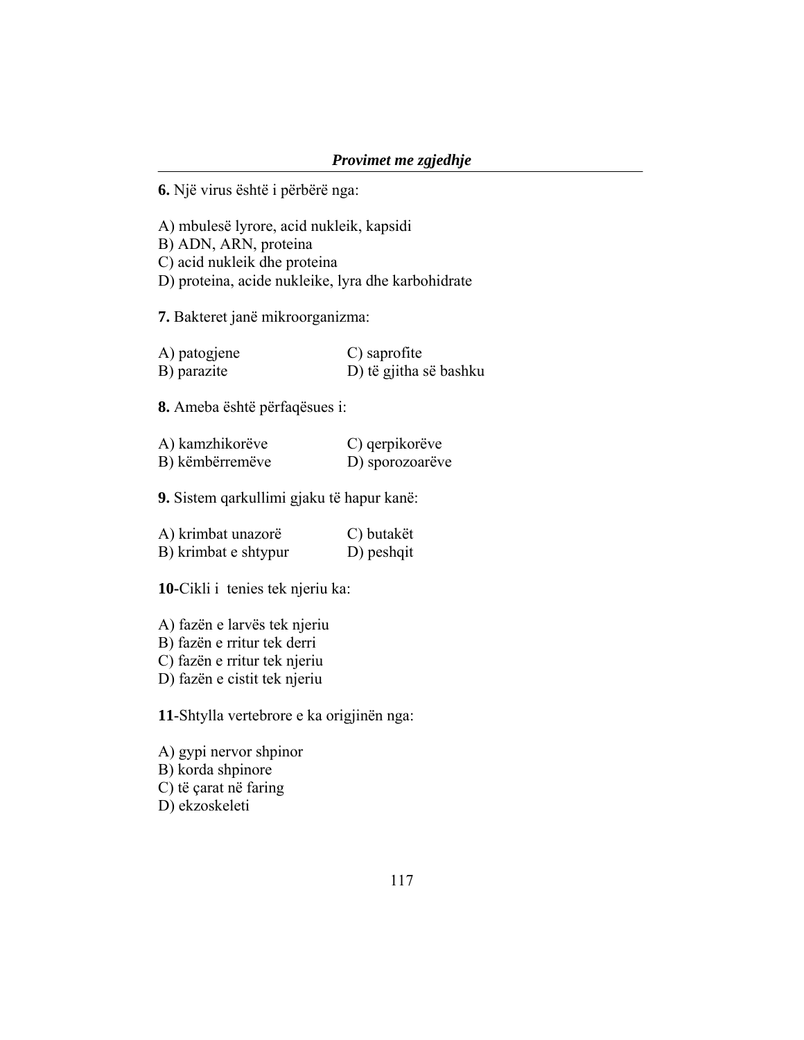**6.** Një virus është i përbërë nga:

A) mbulesë lyrore, acid nukleik, kapsidi
B) ADN, ARN, proteina
C) acid nukleik dhe proteina
D) proteina, acide nukleike, lyra dhe karbohidrate

**7.** Bakteret janë mikroorganizma:

A) patogjene
B) parazite
C) saprofite
D) të gjitha së bashku

**8.** Ameba është përfaqësues i:

A) kamzhikorëve
B) këmbërremëve
C) qerpikorëve
D) sporozoarëve

**9.** Sistem qarkullimi gjaku të hapur kanë:

A) krimbat unazorë
B) krimbat e shtypur
C) butakët
D) peshqit

**10**-Cikli i tenies tek njeriu ka:

A) fazën e larvës tek njeriu
B) fazën e rritur tek derri
C) fazën e rritur tek njeriu
D) fazën e cistit tek njeriu

**11**-Shtylla vertebrore e ka origjinën nga:

A) gypi nervor shpinor
B) korda shpinore
C) të çarat në faring
D) ekzoskeleti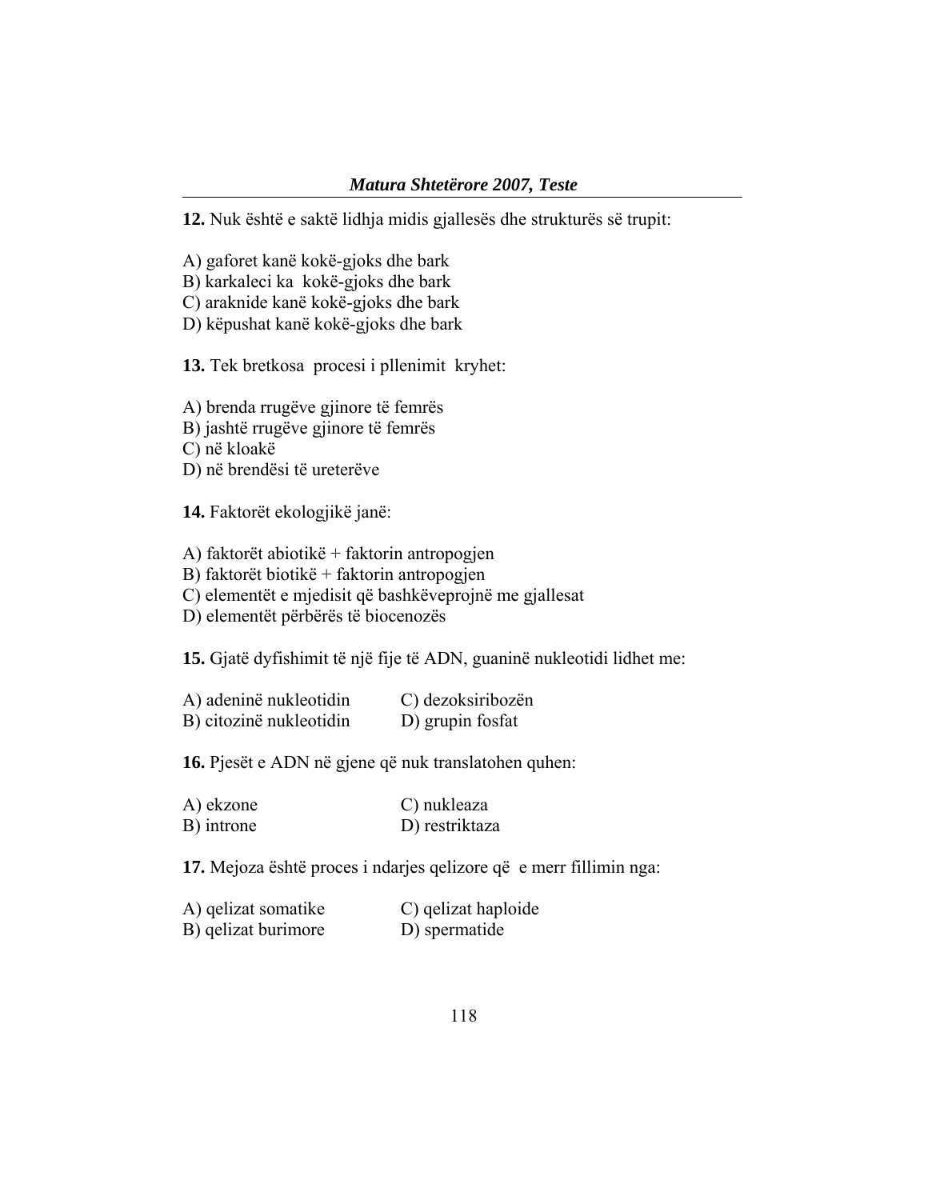**12.** Nuk është e saktë lidhja midis gjallesës dhe strukturës së trupit:

A) gaforet kanë kokë-gjoks dhe bark  
B) karkaleci ka kokë-gjoks dhe bark  
C) araknide kanë kokë-gjoks dhe bark  
D) këpushat kanë kokë-gjoks dhe bark

**13.** Tek bretkosa procesi i pllenimit kryhet:

A) brenda rrugëve gjinore të femrës  
B) jashtë rrugëve gjinore të femrës  
C) në kloakë  
D) në brendësi të ureterëve

**14.** Faktorët ekologjikë janë:

A) faktorët abiotikë + faktorin antropogjen  
B) faktorët biotikë + faktorin antropogjen  
C) elementët e mjedisit që bashkëveprojnë me gjallesat  
D) elementët përbërës të biocenozës

**15.** Gjatë dyfishimit të një fije të ADN, guaninë nukleotidi lidhet me:

A) adeninë nukleotidin  
B) citozinë nukleotidin  
C) dezoksiribozën  
D) grupin fosfat

**16.** Pjesët e ADN në gjene që nuk translatohen quhen:

A) ekzone  
B) introne  
C) nukleaza  
D) restriktaza

**17.** Mejoza është proces i ndarjes qelizore që e merr fillimin nga:

A) qelizat somatike  
B) qelizat burimore  
C) qelizat haploide  
D) spermatide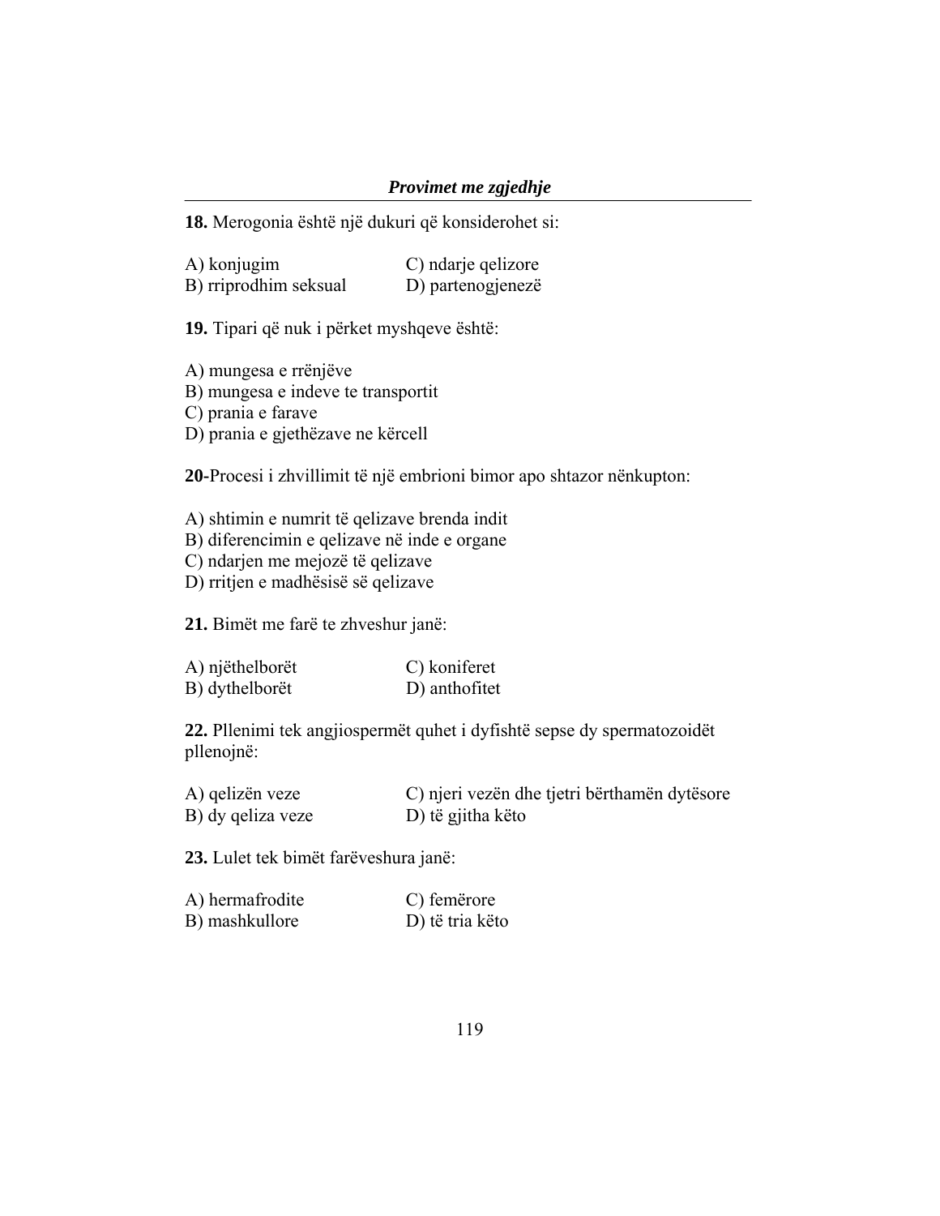**18.** Merogonia është një dukuri që konsiderohet si:

A) konjugim
B) rriprodhim seksual
C) ndarje qelizore
D) partenogjenezë

**19.** Tipari që nuk i përket myshqeve është:

A) mungesa e rrënjëve
B) mungesa e indeve te transportit
C) prania e farave
D) prania e gjethëzave ne kërcell

**20**-Procesi i zhvillimit të një embrioni bimor apo shtazor nënkupton:

A) shtimin e numrit të qelizave brenda indit
B) diferencimin e qelizave në inde e organe
C) ndarjen me mejozë të qelizave
D) rritjen e madhësisë së qelizave

**21.** Bimët me farë te zhveshur janë:

A) njëthelborët
B) dythelborët
C) koniferet
D) anthofitet

**22.** Pllenimi tek angjiospermët quhet i dyfishtë sepse dy spermatozoidët pllenojnë:

A) qelizën veze
B) dy qeliza veze
C) njeri vezën dhe tjetri bërthamën dytësore
D) të gjitha këto

**23.** Lulet tek bimët farëveshura janë:

A) hermafrodite
B) mashkullore
C) femërore
D) të tria këto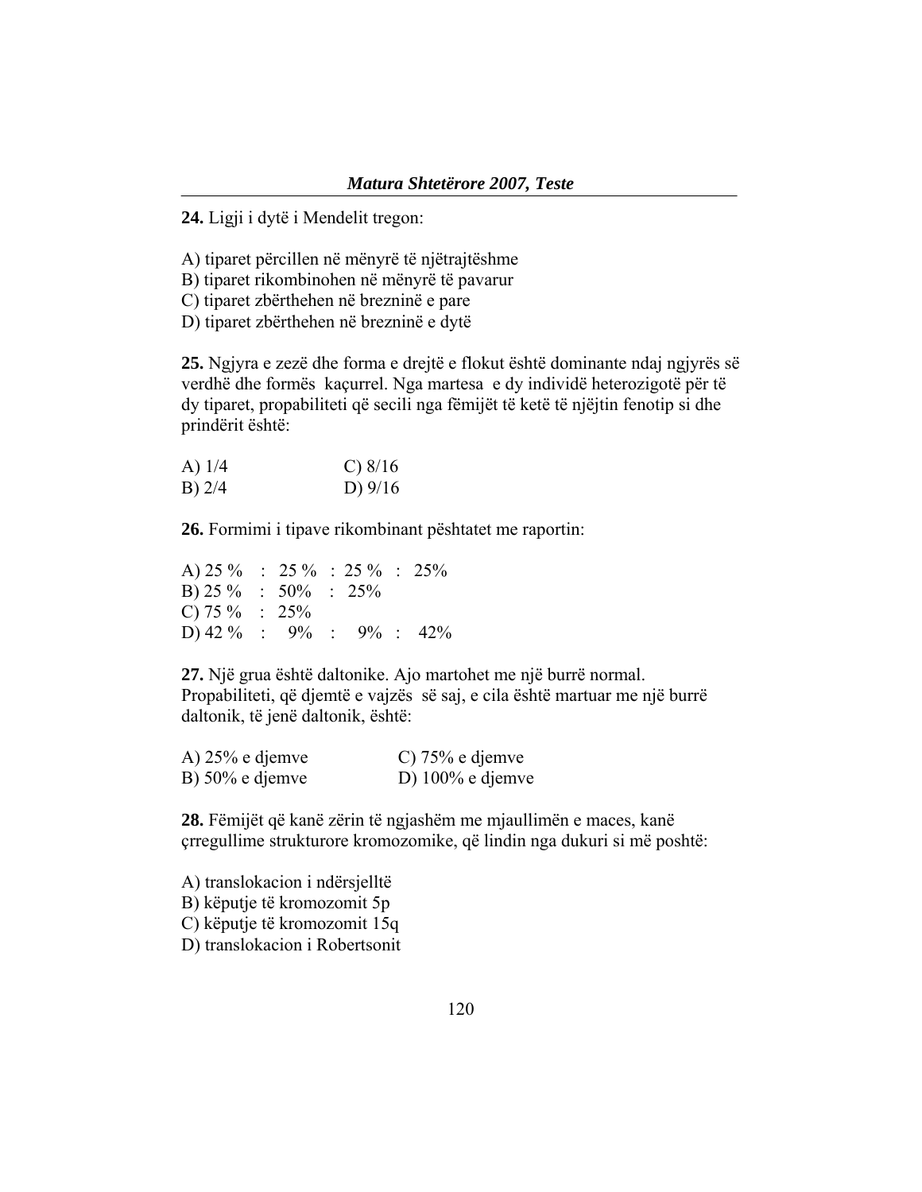**24.** Ligji i dytë i Mendelit tregon:

A) tiparet përcillen në mënyrë të njëtrajtëshme
B) tiparet rikombinohen në mënyrë të pavarur
C) tiparet zbërthehen në brezninë e pare
D) tiparet zbërthehen në brezninë e dytë

**25.** Ngjyra e zezë dhe forma e drejtë e flokut është dominante ndaj ngjyrës së verdhë dhe formës kaçurrel. Nga martesa e dy individë heterozigotë për të dy tiparet, propabiliteti që secili nga fëmijët të ketë të njëjtin fenotip si dhe prindërit është:

A) 1/4  C) 8/16
B) 2/4  D) 9/16

**26.** Formimi i tipave rikombinant pështatet me raportin:

A) 25 % : 25 % : 25 % : 25%
B) 25 % : 50% : 25%
C) 75 % : 25%
D) 42 % : 9% : 9% : 42%

**27.** Një grua është daltonike. Ajo martohet me një burrë normal. Propabiliteti, që djemtë e vajzës së saj, e cila është martuar me një burrë daltonik, të jenë daltonik, është:

A) 25% e djemve  C) 75% e djemve
B) 50% e djemve  D) 100% e djemve

**28.** Fëmijët që kanë zërin të ngjashëm me mjaullimën e maces, kanë çrregullime strukturore kromozomike, që lindin nga dukuri si më poshtë:

A) translokacion i ndërsjelltë
B) këputje të kromozomit 5p
C) këputje të kromozomit 15q
D) translokacion i Robertsonit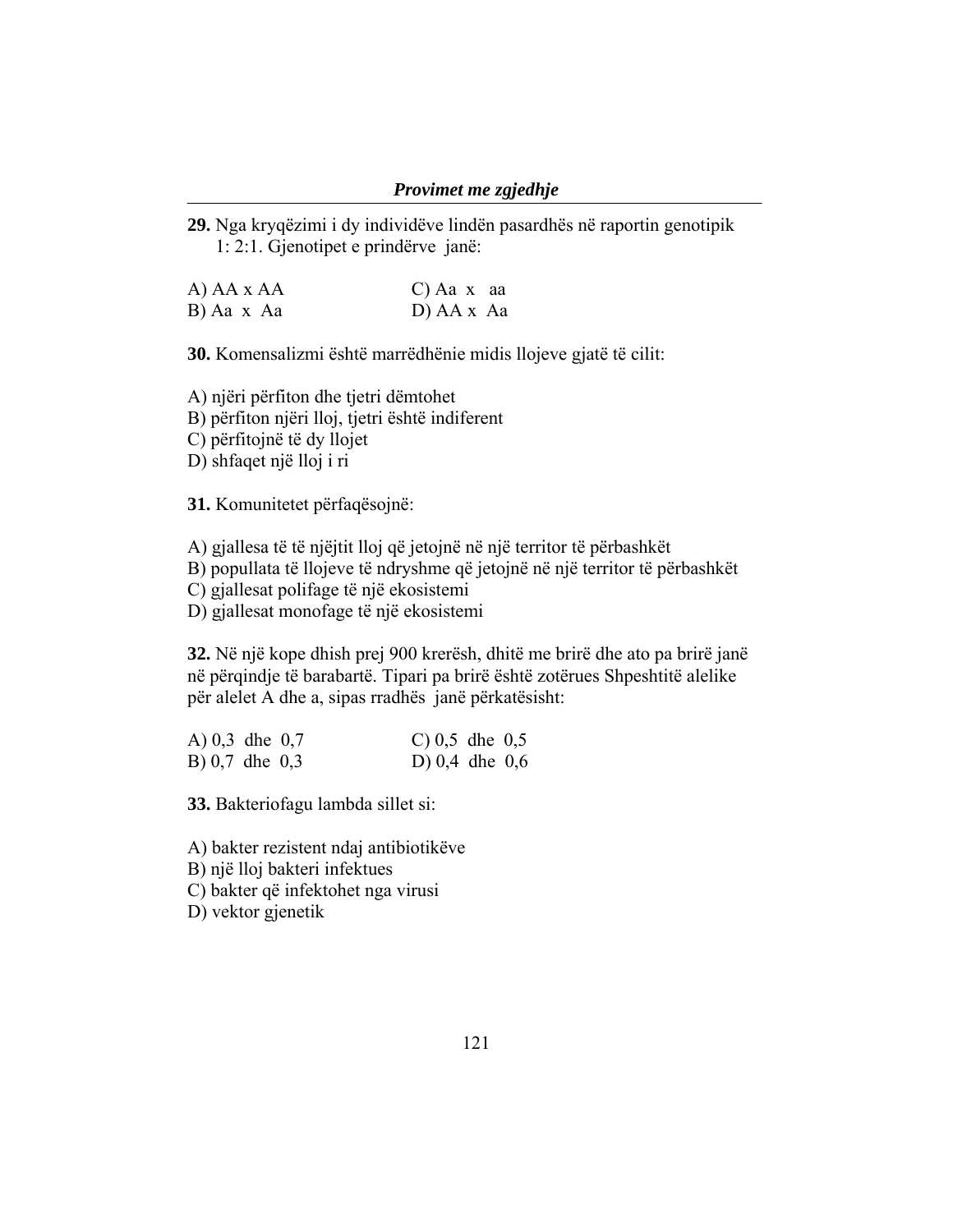**29.** Nga kryqëzimi i dy individëve lindën pasardhës në raportin genotipik 1: 2:1. Gjenotipet e prindërve janë:

A) AA x AA

B) Aa x Aa

C) Aa x aa

D) AA x Aa

**30.** Komensalizmi është marrëdhënie midis llojeve gjatë të cilit:

A) njëri përfiton dhe tjetri dëmtohet

B) përfiton njëri lloj, tjetri është indiferent

C) përfitojnë të dy llojet

D) shfaqet një lloj i ri

**31.** Komunitetet përfaqësojnë:

A) gjallesa të të njëjtit lloj që jetojnë në një territor të përbashkët

B) popullata të llojeve të ndryshme që jetojnë në një territor të përbashkët

C) gjallesat polifage të një ekosistemi

D) gjallesat monofage të një ekosistemi

**32.** Në një kope dhish prej 900 krerësh, dhitë me brirë dhe ato pa brirë janë në përqindje të barabartë. Tipari pa brirë është zotërues Shpeshtitë alelike për alelet A dhe a, sipas rradhës janë përkatësisht:

A) 0,3 dhe 0,7

B) 0,7 dhe 0,3

C) 0,5 dhe 0,5

D) 0,4 dhe 0,6

**33.** Bakteriofagu lambda sillet si:

A) bakter rezistent ndaj antibiotikëve

B) një lloj bakteri infektues

C) bakter që infektohet nga virusi

D) vektor gjenetik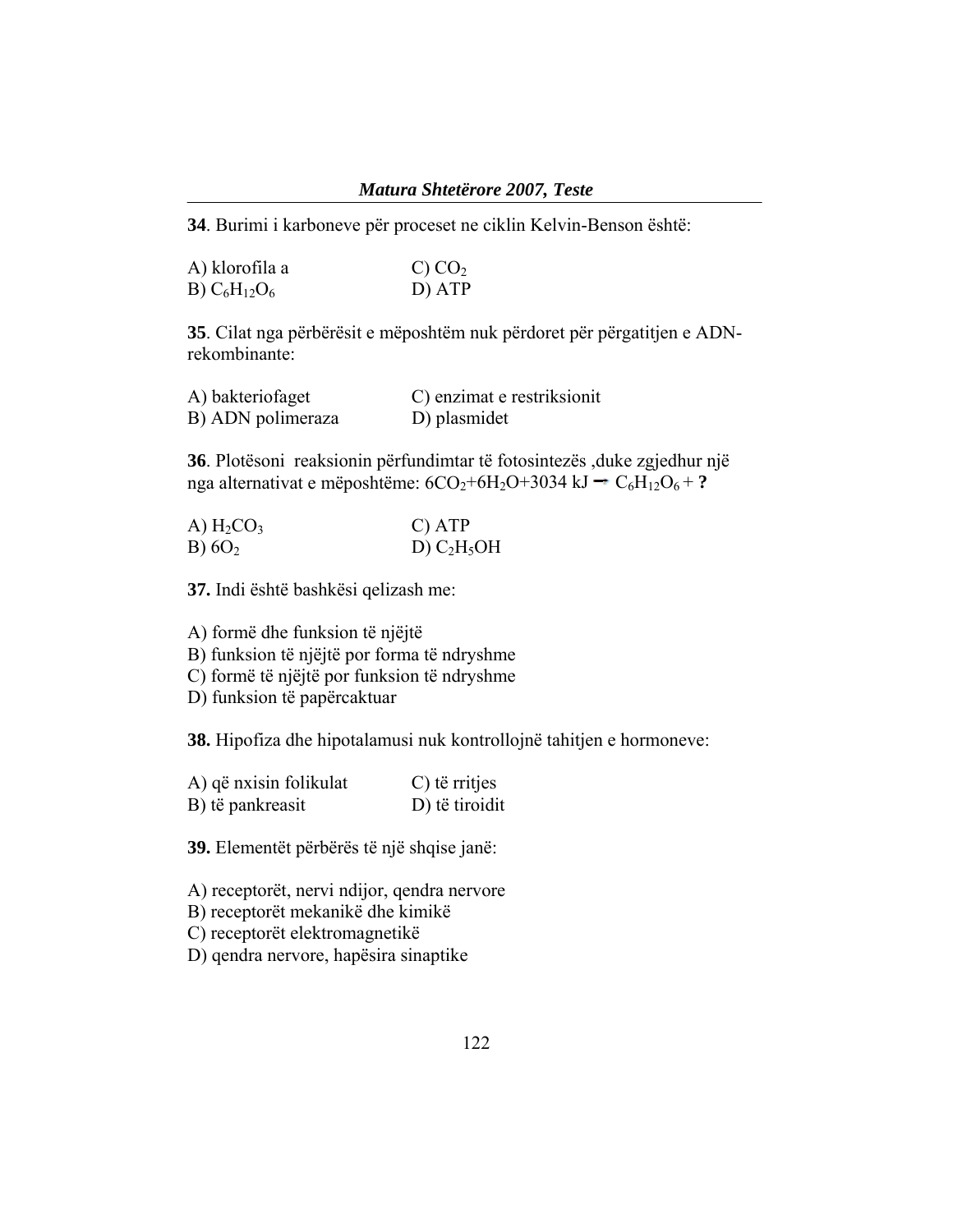**34**. Burimi i karboneve për proceset ne ciklin Kelvin-Benson është:

A) klorofila a
B) $C_6H_{12}O_6$
C) $CO_2$
D) ATP

**35**. Cilat nga përbërësit e mëposhtëm nuk përdoret për përgatitjen e ADN-rekombinante:

A) bakteriofaget
B) ADN polimeraza
C) enzimat e restriksionit
D) plasmidet

**36**. Plotësoni reaksionin përfundimtar të fotosintezës ,duke zgjedhur një nga alternativat e mëposhtëme: $6CO_2+6H_2O+3034\ kJ \rightarrow C_6H_{12}O_6 +$ **?**

A) $H_2CO_3$
B) $6O_2$
C) ATP
D) $C_2H_5OH$

**37.** Indi është bashkësi qelizash me:

A) formë dhe funksion të njëjtë
B) funksion të njëjtë por forma të ndryshme
C) formë të njëjtë por funksion të ndryshme
D) funksion të papërcaktuar

**38.** Hipofiza dhe hipotalamusi nuk kontrollojnë tahitjen e hormoneve:

A) që nxisin folikulat
B) të pankreasit
C) të rritjes
D) të tiroidit

**39.** Elementët përbërës të një shqise janë:

A) receptorët, nervi ndijor, qendra nervore
B) receptorët mekanikë dhe kimikë
C) receptorët elektromagnetikë
D) qendra nervore, hapësira sinaptike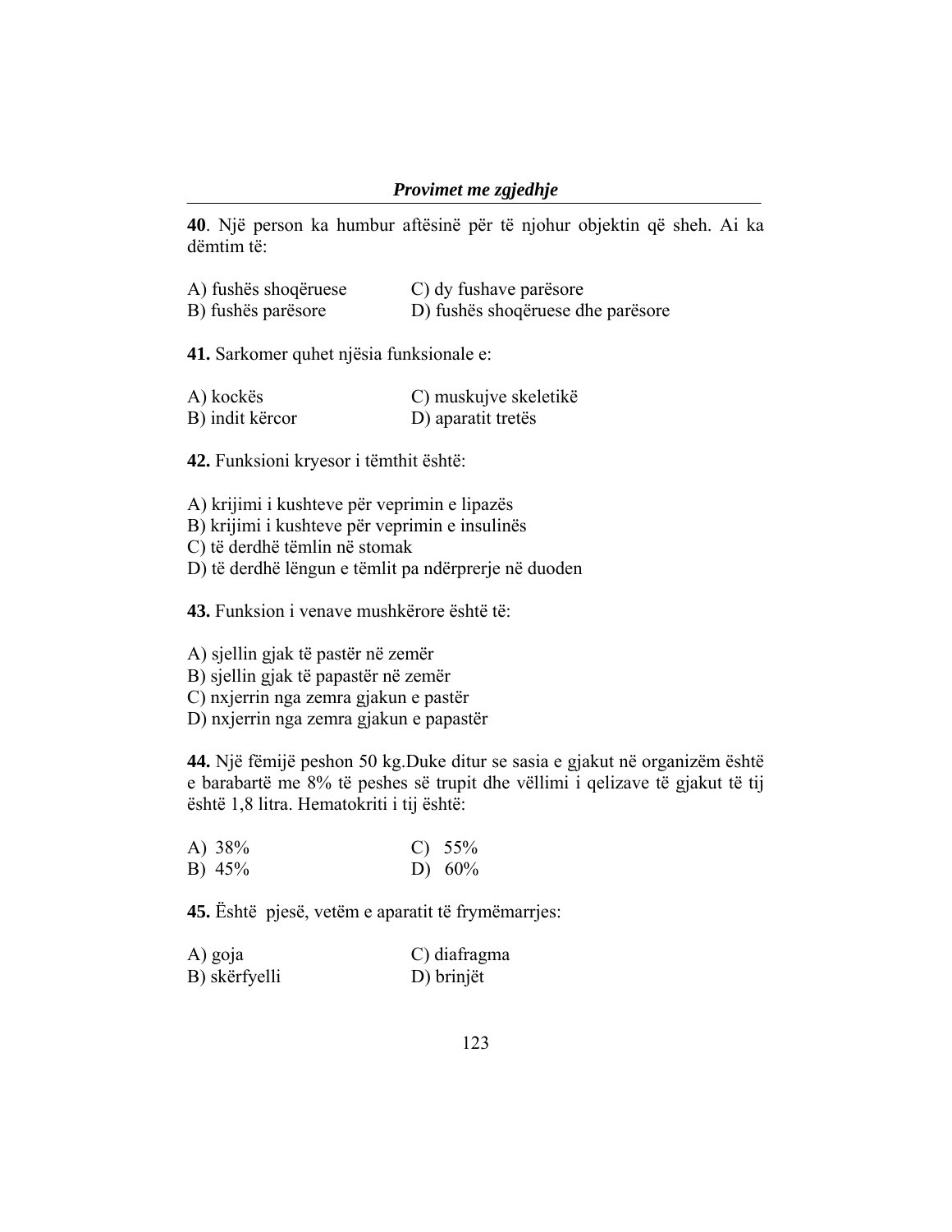**40**. Një person ka humbur aftësinë për të njohur objektin që sheh. Ai ka dëmtim të:

A) fushës shoqëruese
B) fushës parësore
C) dy fushave parësore
D) fushës shoqëruese dhe parësore

**41.** Sarkomer quhet njësia funksionale e:

A) kockës
B) indit kërcor
C) muskujve skeletikë
D) aparatit tretës

**42.** Funksioni kryesor i tëmthit është:

A) krijimi i kushteve për veprimin e lipazës
B) krijimi i kushteve për veprimin e insulinës
C) të derdhë tëmlin në stomak
D) të derdhë lëngun e tëmlit pa ndërprerje në duoden

**43.** Funksion i venave mushkërore është të:

A) sjellin gjak të pastër në zemër
B) sjellin gjak të papastër në zemër
C) nxjerrin nga zemra gjakun e pastër
D) nxjerrin nga zemra gjakun e papastër

**44.** Një fëmijë peshon 50 kg.Duke ditur se sasia e gjakut në organizëm është e barabartë me 8% të peshes së trupit dhe vëllimi i qelizave të gjakut të tij është 1,8 litra. Hematokriti i tij është:

A) 38%
B) 45%
C) 55%
D) 60%

**45.** Është pjesë, vetëm e aparatit të frymëmarrjes:

A) goja
B) skërfyelli
C) diafragma
D) brinjët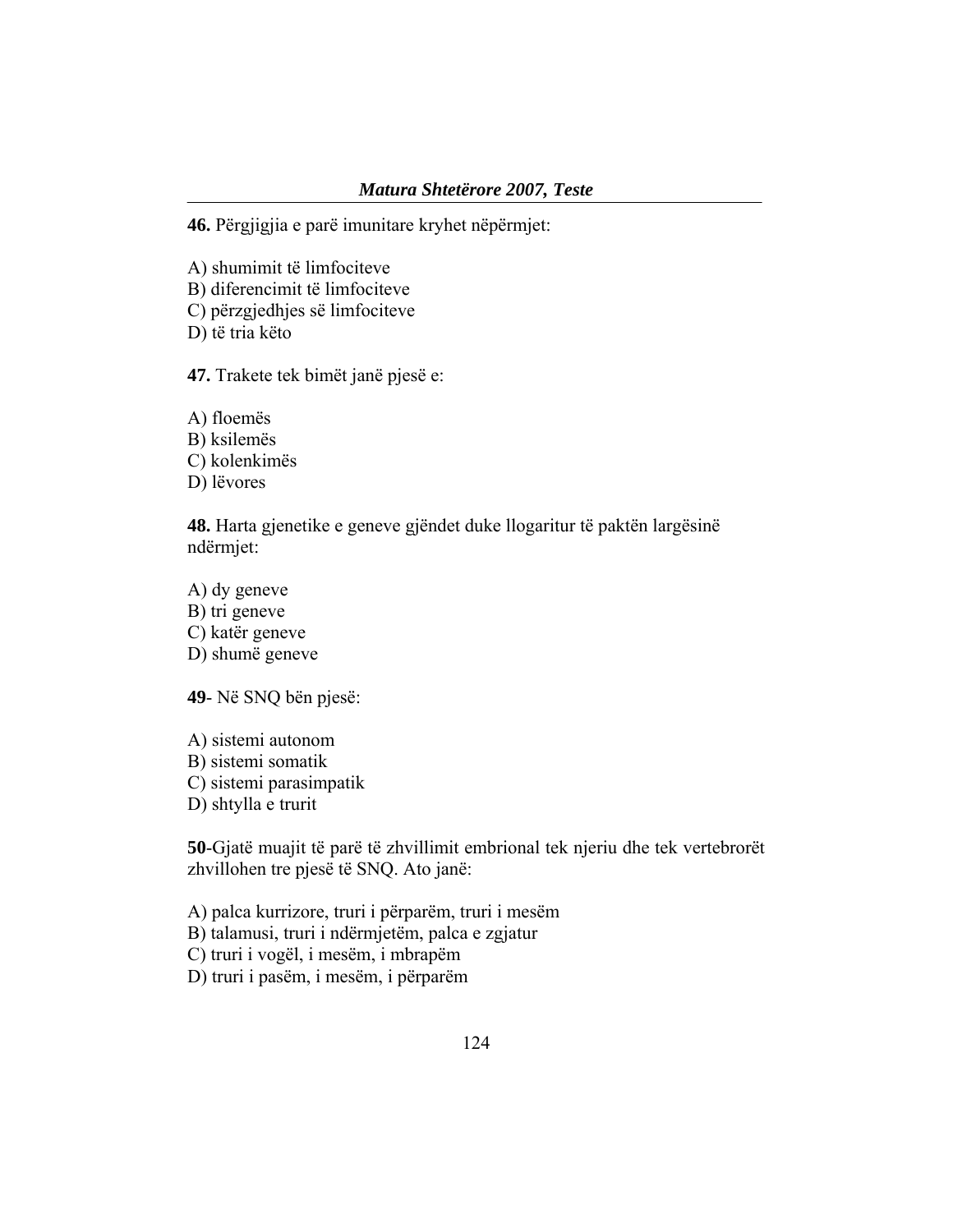**46.** Përgjigjia e parë imunitare kryhet nëpërmjet:

A) shumimit të limfociteve
B) diferencimit të limfociteve
C) përzgjedhjes së limfociteve
D) të tria këto

**47.** Trakete tek bimët janë pjesë e:

A) floemës
B) ksilemës
C) kolenkimës
D) lëvores

**48.** Harta gjenetike e geneve gjëndet duke llogaritur të paktën largësinë ndërmjet:

A) dy geneve
B) tri geneve
C) katër geneve
D) shumë geneve

**49**- Në SNQ bën pjesë:

A) sistemi autonom
B) sistemi somatik
C) sistemi parasimpatik
D) shtylla e trurit

**50**-Gjatë muajit të parë të zhvillimit embrional tek njeriu dhe tek vertebrorët zhvillohen tre pjesë të SNQ. Ato janë:

A) palca kurrizore, truri i përparëm, truri i mesëm
B) talamusi, truri i ndërmjetëm, palca e zgjatur
C) truri i vogël, i mesëm, i mbrapëm
D) truri i pasëm, i mesëm, i përparëm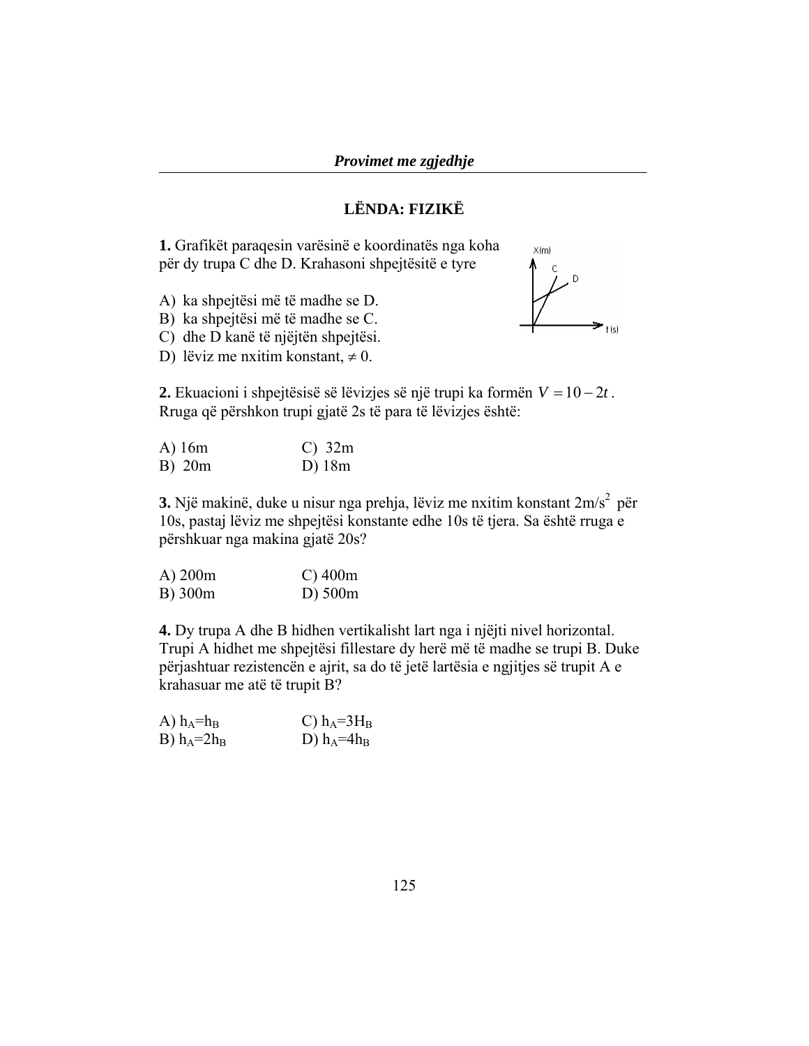## LËNDA: FIZIKË

**1.** Grafikët paraqesin varësinë e koordinatës nga koha për dy trupa C dhe D. Krahasoni shpejtësitë e tyre

A) ka shpejtësi më të madhe se D.
B) ka shpejtësi më të madhe se C.
C) dhe D kanë të njëjtën shpejtësi.
D) lëviz me nxitim konstant, $\neq 0$.

**2.** Ekuacioni i shpejtësisë së lëvizjes së një trupi ka formën $V = 10 - 2t$. Rruga që përshkon trupi gjatë 2s të para të lëvizjes është:

A) 16m
B) 20m
C) 32m
D) 18m

**3.** Një makinë, duke u nisur nga prehja, lëviz me nxitim konstant $2\text{m/s}^2$ për 10s, pastaj lëviz me shpejtësi konstante edhe 10s të tjera. Sa është rruga e përshkuar nga makina gjatë 20s?

A) 200m
B) 300m
C) 400m
D) 500m

**4.** Dy trupa A dhe B hidhen vertikalisht lart nga i njëjti nivel horizontal. Trupi A hidhet me shpejtësi fillestare dy herë më të madhe se trupi B. Duke përjashtuar rezistencën e ajrit, sa do të jetë lartësia e ngjitjes së trupit A e krahasuar me atë të trupit B?

A) $h_A = h_B$
B) $h_A = 2h_B$
C) $h_A = 3H_B$
D) $h_A = 4h_B$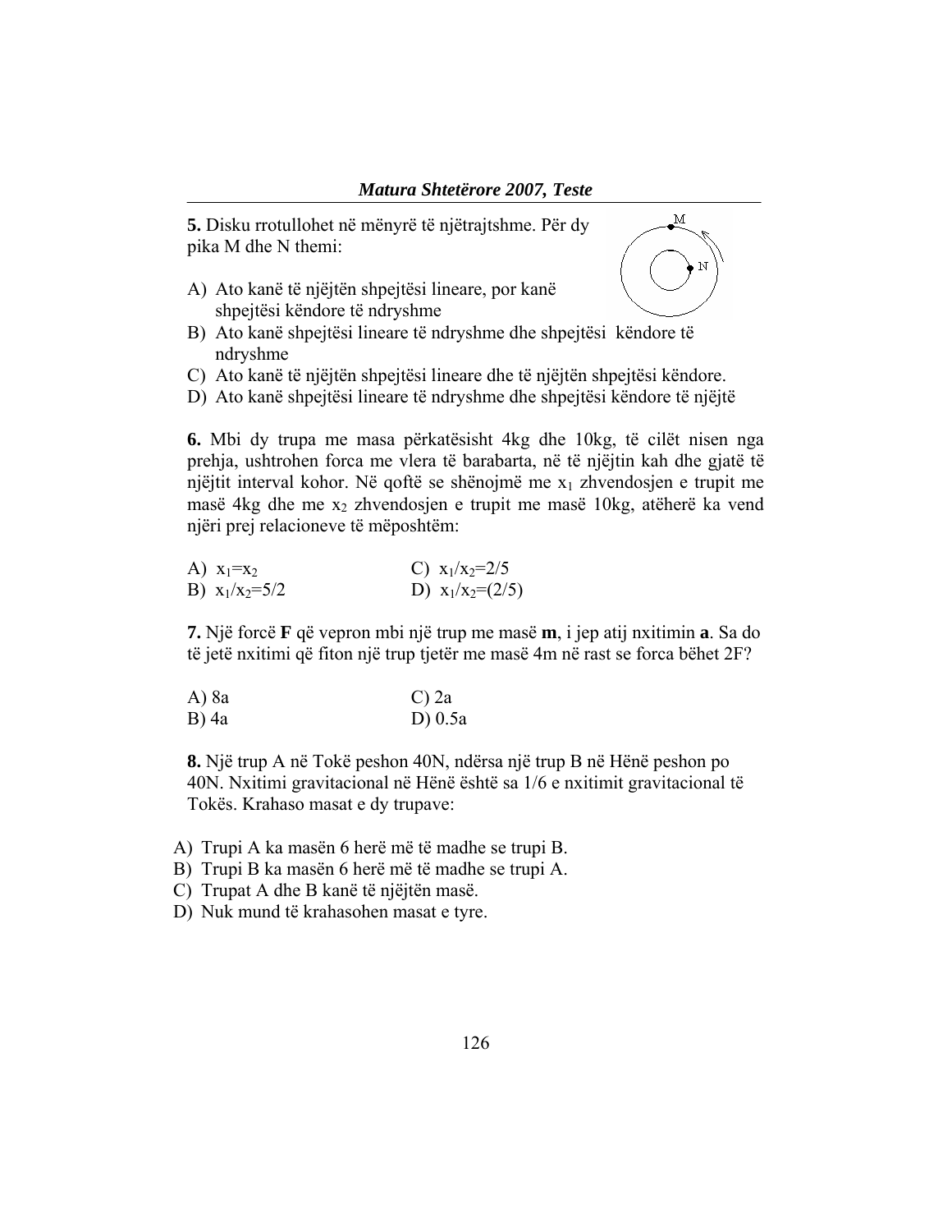**5.** Disku rrotullohet në mënyrë të njëtrajtshme. Për dy pika M dhe N themi:

A) Ato kanë të njëjtën shpejtësi lineare, por kanë shpejtësi këndore të ndryshme
B) Ato kanë shpejtësi lineare të ndryshme dhe shpejtësi këndore të ndryshme
C) Ato kanë të njëjtën shpejtësi lineare dhe të njëjtën shpejtësi këndore.
D) Ato kanë shpejtësi lineare të ndryshme dhe shpejtësi këndore të njëjtë

**6.** Mbi dy trupa me masa përkatësisht 4kg dhe 10kg, të cilët nisen nga prehja, ushtrohen forca me vlera të barabarta, në të njëjtin kah dhe gjatë të njëjtit interval kohor. Në qoftë se shënojmë me $x_1$ zhvendosjen e trupit me masë 4kg dhe me $x_2$ zhvendosjen e trupit me masë 10kg, atëherë ka vend njëri prej relacioneve të mëposhtëm:

A) $x_1=x_2$
B) $x_1/x_2=5/2$
C) $x_1/x_2=2/5$
D) $x_1/x_2=(2/5)$

**7.** Një forcë **F** që vepron mbi një trup me masë **m**, i jep atij nxitimin **a**. Sa do të jetë nxitimi që fiton një trup tjetër me masë 4m në rast se forca bëhet 2F?

A) 8a
B) 4a
C) 2a
D) 0.5a

**8.** Një trup A në Tokë peshon 40N, ndërsa një trup B në Hënë peshon po 40N. Nxitimi gravitacional në Hënë është sa 1/6 e nxitimit gravitacional të Tokës. Krahaso masat e dy trupave:

A) Trupi A ka masën 6 herë më të madhe se trupi B.
B) Trupi B ka masën 6 herë më të madhe se trupi A.
C) Trupat A dhe B kanë të njëjtën masë.
D) Nuk mund të krahasohen masat e tyre.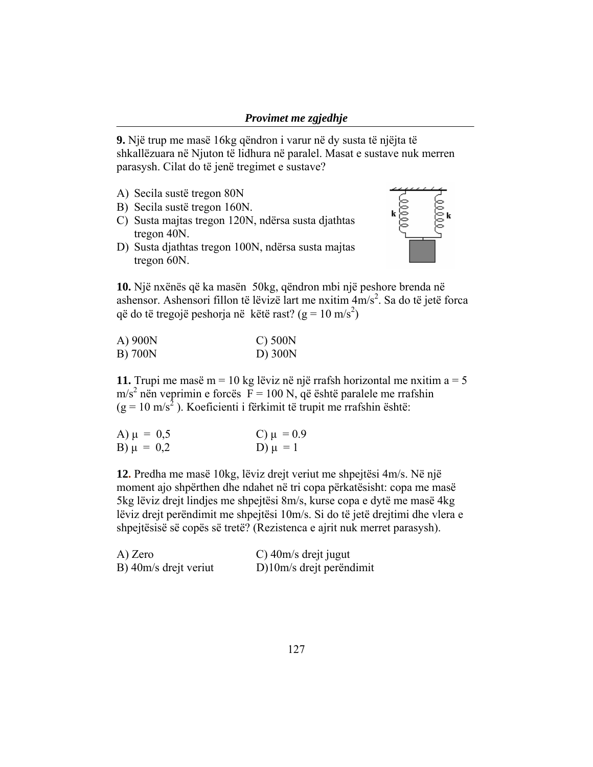**9.** Një trup me masë 16kg qëndron i varur në dy susta të njëjta të shkallëzuara në Njuton të lidhura në paralel. Masat e sustave nuk merren parasysh. Cilat do të jenë tregimet e sustave?

A) Secila sustë tregon 80N
B) Secila sustë tregon 160N.
C) Susta majtas tregon 120N, ndërsa susta djathtas tregon 40N.
D) Susta djathtas tregon 100N, ndërsa susta majtas tregon 60N.

**10.** Një nxënës që ka masën 50kg, qëndron mbi një peshore brenda në ashensor. Ashensori fillon të lëvizë lart me nxitim $4 m/s^2$. Sa do të jetë forca që do të tregojë peshorja në këtë rast? ($g = 10 m/s^2$)

A) 900N
B) 700N
C) 500N
D) 300N

**11.** Trupi me masë $m = 10$ kg lëviz në një rrafsh horizontal me nxitim $a = 5 m/s^2$ nën veprimin e forcës $F = 100$ N, që është paralele me rrafshin ($g = 10 m/s^2$). Koeficienti i fërkimit të trupit me rrafshin është:

A) $\mu = 0,5$
B) $\mu = 0,2$
C) $\mu = 0.9$
D) $\mu = 1$

**12.** Predha me masë 10kg, lëviz drejt veriut me shpejtësi 4m/s. Në një moment ajo shpërthen dhe ndahet në tri copa përkatësisht: copa me masë 5kg lëviz drejt lindjes me shpejtësi 8m/s, kurse copa e dytë me masë 4kg lëviz drejt perëndimit me shpejtësi 10m/s. Si do të jetë drejtimi dhe vlera e shpejtësisë së copës së tretë? (Rezistenca e ajrit nuk merret parasysh).

A) Zero
B) 40m/s drejt veriut
C) 40m/s drejt jugut
D) 10m/s drejt perëndimit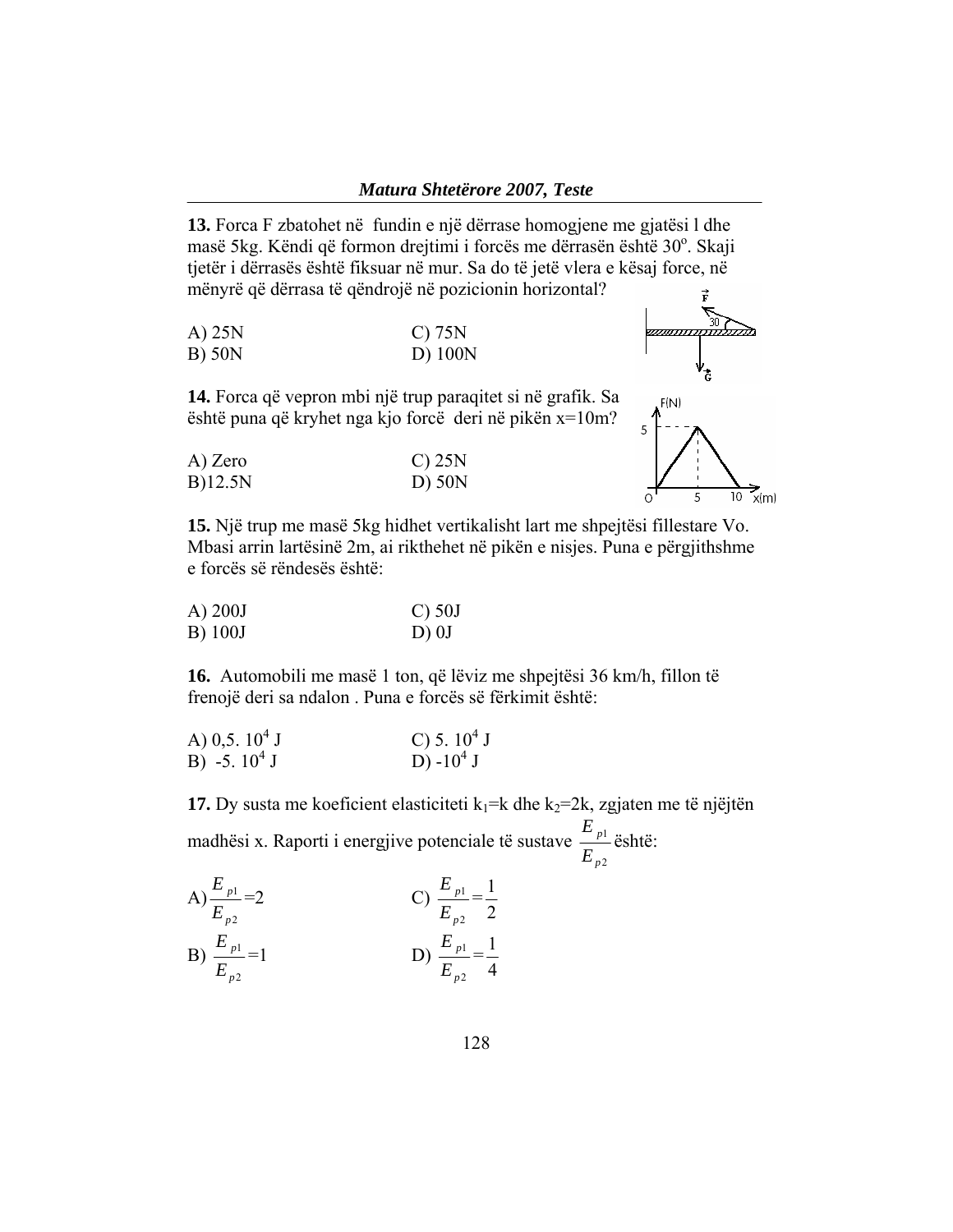**13.** Forca F zbatohet në fundin e një dërrase homogjene me gjatësi l dhe masë 5kg. Këndi që formon drejtimi i forcës me dërrasën është $30^o$. Skaji tjetër i dërrasës është fiksuar në mur. Sa do të jetë vlera e kësaj force, në mënyrë që dërrasa të qëndrojë në pozicionin horizontal?

A) 25N  
B) 50N  
C) 75N  
D) 100N

**14.** Forca që vepron mbi një trup paraqitet si në grafik. Sa është puna që kryhet nga kjo forcë deri në pikën x=10m?

A) Zero  
B)12.5N  
C) 25N  
D) 50N

**15.** Një trup me masë 5kg hidhet vertikalisht lart me shpejtësi fillestare Vo. Mbasi arrin lartësinë 2m, ai rikthehet në pikën e nisjes. Puna e përgjithshme e forcës së rëndesës është:

A) 200J  
B) 100J  
C) 50J  
D) 0J

**16.** Automobili me masë 1 ton, që lëviz me shpejtësi 36 km/h, fillon të frenojë deri sa ndalon . Puna e forcës së fërkimit është:

A) $0,5 \cdot 10^4$ J  
B) $-5 \cdot 10^4$ J  
C) $5 \cdot 10^4$ J  
D) $-10^4$ J

**17.** Dy susta me koeficient elasticiteti $k_1=k$ dhe $k_2=2k$, zgjaten me të njëjtën madhësi x. Raporti i energjive potenciale të sustave $\frac{E_{p1}}{E_{p2}}$ është:

A) $\frac{E_{p1}}{E_{p2}}=2$  
B) $\frac{E_{p1}}{E_{p2}}=1$  
C) $\frac{E_{p1}}{E_{p2}}=\frac{1}{2}$  
D) $\frac{E_{p1}}{E_{p2}}=\frac{1}{4}$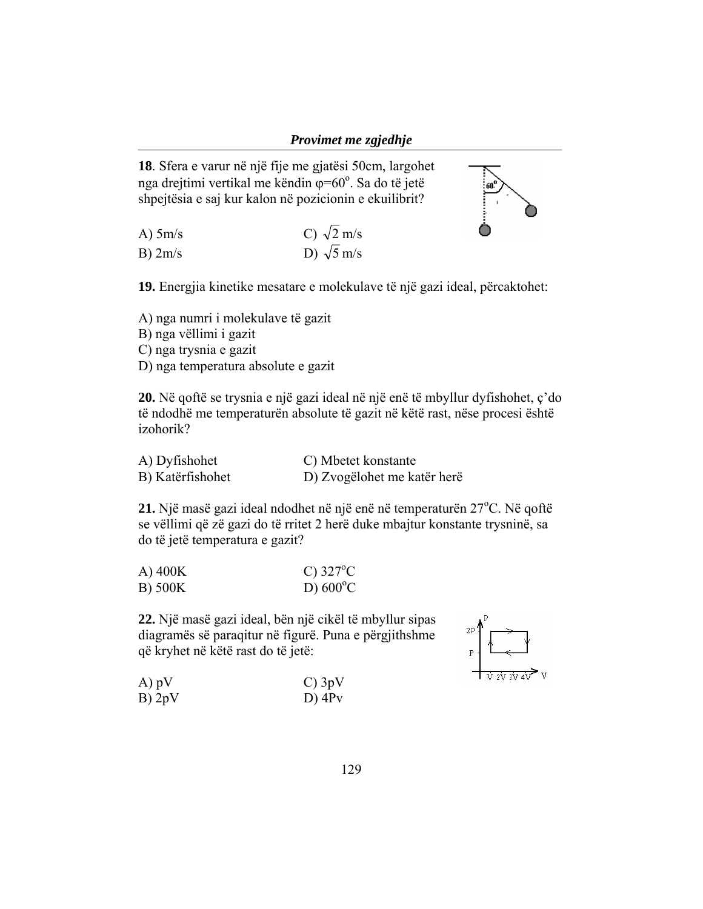**18**. Sfera e varur në një fije me gjatësi 50cm, largohet nga drejtimi vertikal me këndin $\varphi = 60^o$. Sa do të jetë shpejtësia e saj kur kalon në pozicionin e ekuilibrit?

A) 5m/s  
B) 2m/s  
C) $\sqrt{2}$ m/s  
D) $\sqrt{5}$ m/s

**19.** Energjia kinetike mesatare e molekulave të një gazi ideal, përcaktohet:

A) nga numri i molekulave të gazit  
B) nga vëllimi i gazit  
C) nga trysnia e gazit  
D) nga temperatura absolute e gazit

**20.** Në qoftë se trysnia e një gazi ideal në një enë të mbyllur dyfishohet, ç'do të ndodhë me temperaturën absolute të gazit në këtë rast, nëse procesi është izohorik?

A) Dyfishohet  
B) Katërfishohet  
C) Mbetet konstante  
D) Zvogëlohet me katër herë

**21.** Një masë gazi ideal ndodhet në një enë në temperaturën $27^oC$. Në qoftë se vëllimi që zë gazi do të rritet 2 herë duke mbajtur konstante trysninë, sa do të jetë temperatura e gazit?

A) 400K  
B) 500K  
C) $327^oC$  
D) $600^oC$

**22.** Një masë gazi ideal, bën një cikël të mbyllur sipas diagramës së paraqitur në figurë. Puna e përgjithshme që kryhet në këtë rast do të jetë:

A) pV  
B) 2pV  
C) 3pV  
D) 4Pv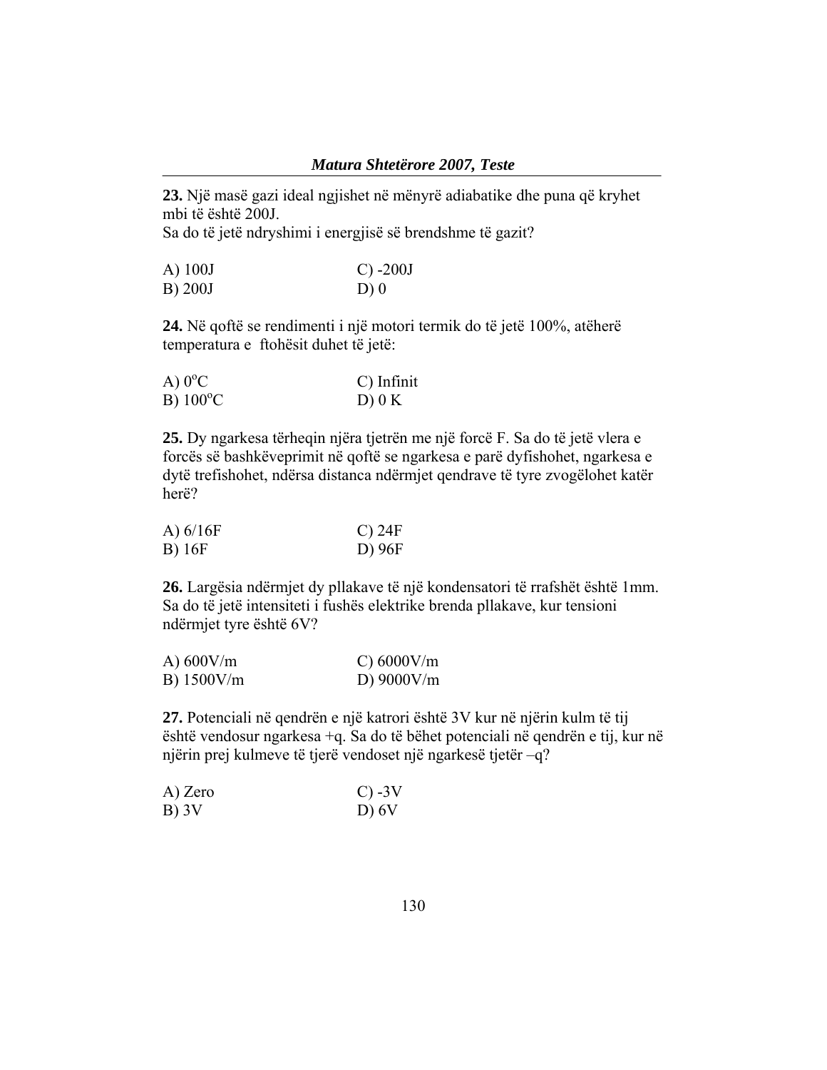**23.** Një masë gazi ideal ngjishet në mënyrë adiabatike dhe puna që kryhet mbi të është 200J.
Sa do të jetë ndryshimi i energjisë së brendshme të gazit?

A) 100J
B) 200J
C) -200J
D) 0

**24.** Në qoftë se rendimenti i një motori termik do të jetë 100%, atëherë temperatura e ftohësit duhet të jetë:

A) $0^oC$
B) $100^oC$
C) Infinit
D) 0 K

**25.** Dy ngarkesa tërheqin njëra tjetrën me një forcë F. Sa do të jetë vlera e forcës së bashkëveprimit në qoftë se ngarkesa e parë dyfishohet, ngarkesa e dytë trefishohet, ndërsa distanca ndërmjet qendrave të tyre zvogëlohet katër herë?

A) 6/16F
B) 16F
C) 24F
D) 96F

**26.** Largësia ndërmjet dy pllakave të një kondensatori të rrafshët është 1mm. Sa do të jetë intensiteti i fushës elektrike brenda pllakave, kur tensioni ndërmjet tyre është 6V?

A) 600V/m
B) 1500V/m
C) 6000V/m
D) 9000V/m

**27.** Potenciali në qendrën e një katrori është 3V kur në njërin kulm të tij është vendosur ngarkesa +q. Sa do të bëhet potenciali në qendrën e tij, kur në njërin prej kulmeve të tjerë vendoset një ngarkesë tjetër –q?

A) Zero
B) 3V
C) -3V
D) 6V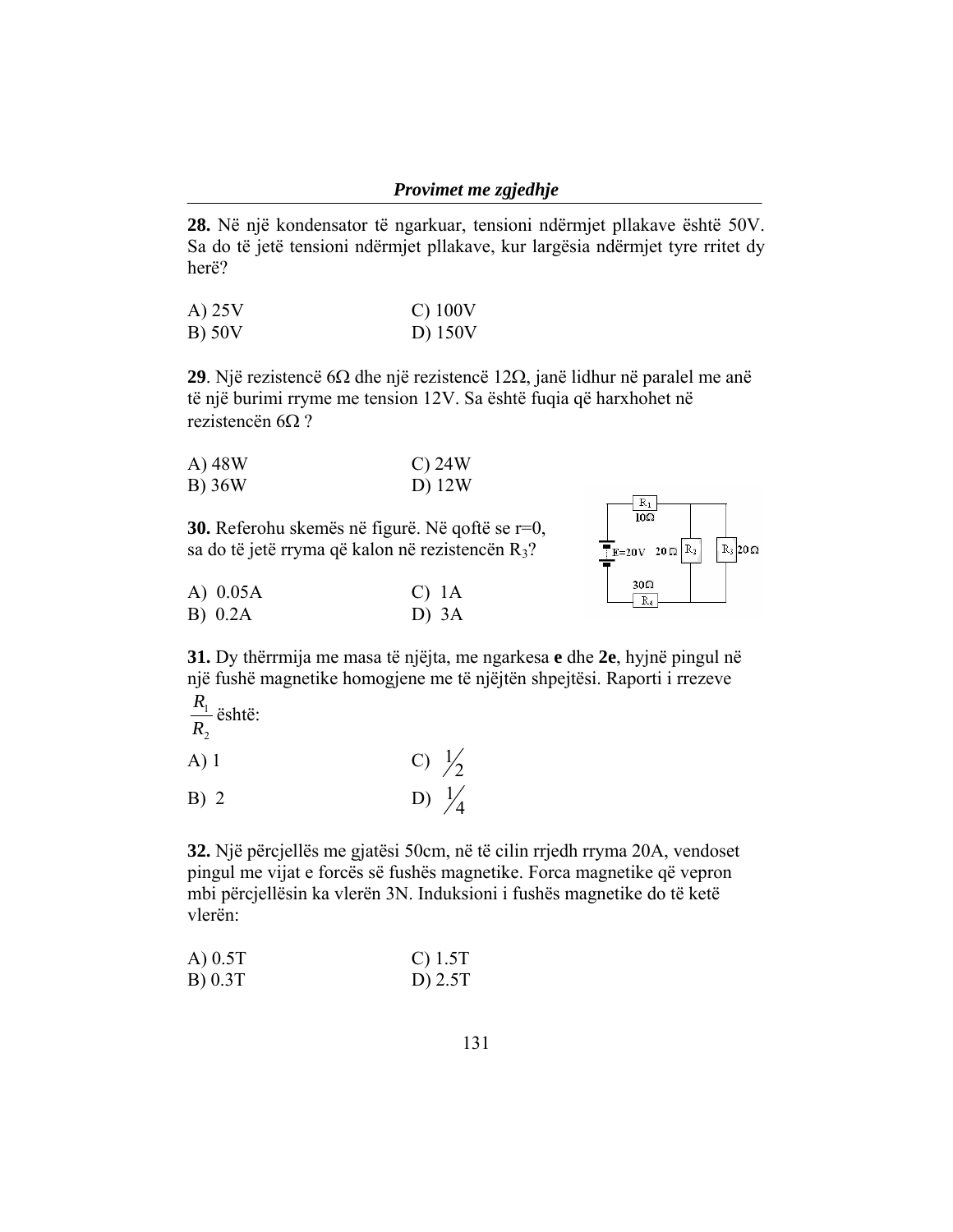**28.** Në një kondensator të ngarkuar, tensioni ndërmjet pllakave është 50V. Sa do të jetë tensioni ndërmjet pllakave, kur largësia ndërmjet tyre rritet dy herë?

A) 25V  
B) 50V  
C) 100V  
D) 150V

**29**. Një rezistencë 6Ω dhe një rezistencë 12Ω, janë lidhur në paralel me anë të një burimi rryme me tension 12V. Sa është fuqia që harxhohet në rezistencën 6Ω ?

A) 48W  
B) 36W  
C) 24W  
D) 12W

**30.** Referohu skemës në figurë. Në qoftë se r=0, sa do të jetë rryma që kalon në rezistencën $R_3$?

A) 0.05A  
B) 0.2A  
C) 1A  
D) 3A

**31.** Dy thërrmija me masa të njëjta, me ngarkesa **e** dhe **2e**, hyjnë pingul në një fushë magnetike homogjene me të njëjtën shpejtësi. Raporti i rrezeve $\frac{R_1}{R_2}$ është:

A) 1  
B) 2  
C) $1/2$  
D) $1/4$

**32.** Një përcjellës me gjatësi 50cm, në të cilin rrjedh rryma 20A, vendoset pingul me vijat e forcës së fushës magnetike. Forca magnetike që vepron mbi përcjellësin ka vlerën 3N. Induksioni i fushës magnetike do të ketë vlerën:

A) 0.5T  
B) 0.3T  
C) 1.5T  
D) 2.5T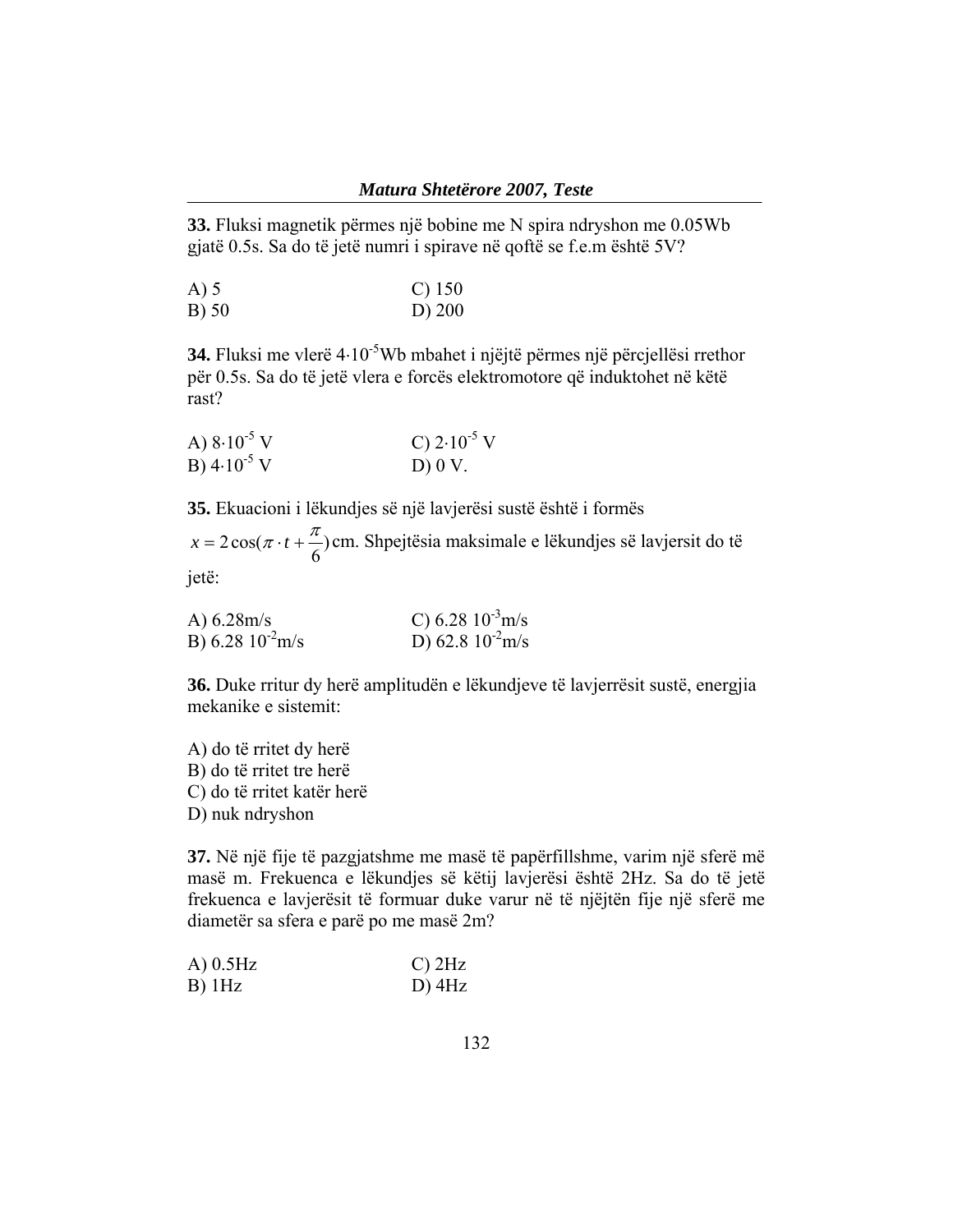**33.** Fluksi magnetik përmes një bobine me N spira ndryshon me 0.05Wb gjatë 0.5s. Sa do të jetë numri i spirave në qoftë se f.e.m është 5V?

A) 5  
B) 50  
C) 150  
D) 200

**34.** Fluksi me vlerë $4 \cdot 10^{-5}$Wb mbahet i njëjtë përmes një përcjellësi rrethor për 0.5s. Sa do të jetë vlera e forcës elektromotore që induktohet në këtë rast?

A) $8 \cdot 10^{-5}$ V  
B) $4 \cdot 10^{-5}$ V  
C) $2 \cdot 10^{-5}$ V  
D) 0 V.

**35.** Ekuacioni i lëkundjes së një lavjerësi sustë është i formës $x = 2\cos(\pi \cdot t + \frac{\pi}{6})$ cm. Shpejtësia maksimale e lëkundjes së lavjersit do të jetë:

A) 6.28m/s  
B) 6.28 $10^{-2}$m/s  
C) 6.28 $10^{-3}$m/s  
D) 62.8 $10^{-2}$m/s

**36.** Duke rritur dy herë amplitudën e lëkundjeve të lavjerrësit sustë, energjia mekanike e sistemit:

A) do të rritet dy herë  
B) do të rritet tre herë  
C) do të rritet katër herë  
D) nuk ndryshon

**37.** Në një fije të pazgjatshme me masë të papërfillshme, varim një sferë më masë m. Frekuenca e lëkundjes së këtij lavjerësi është 2Hz. Sa do të jetë frekuenca e lavjerësit të formuar duke varur në të njëjtën fije një sferë me diametër sa sfera e parë po me masë 2m?

A) 0.5Hz  
B) 1Hz  
C) 2Hz  
D) 4Hz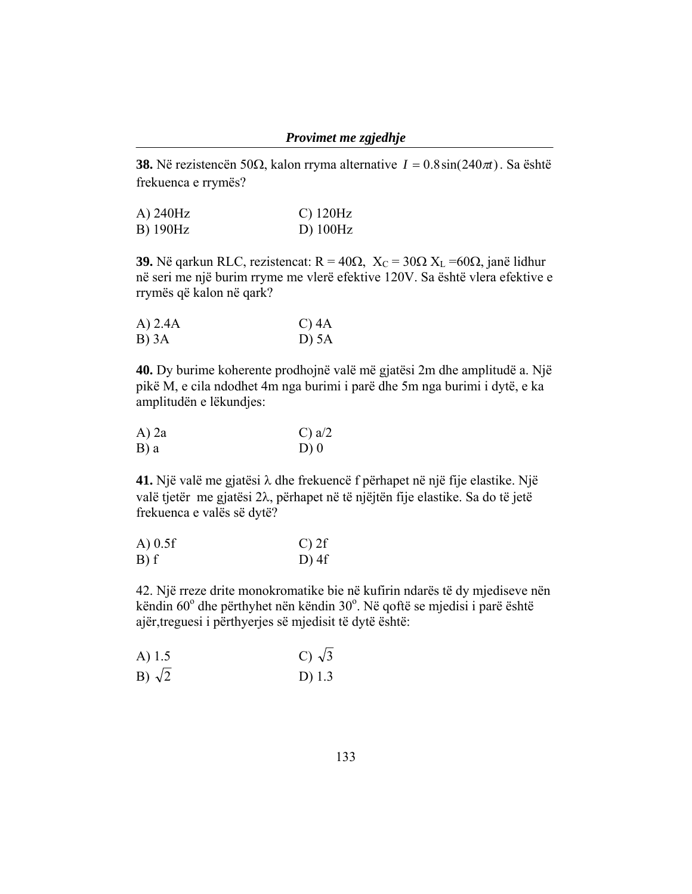**38.** Në rezistencën 50Ω, kalon rryma alternative $I = 0.8\sin(240\pi t)$. Sa është frekuenca e rrymës?

A) 240Hz
B) 190Hz
C) 120Hz
D) 100Hz

**39.** Në qarkun RLC, rezistencat: R = 40Ω, $X_C$ = 30Ω $X_L$ =60Ω, janë lidhur në seri me një burim rryme me vlerë efektive 120V. Sa është vlera efektive e rrymës që kalon në qark?

A) 2.4A
B) 3A
C) 4A
D) 5A

**40.** Dy burime koherente prodhojnë valë më gjatësi 2m dhe amplitudë a. Një pikë M, e cila ndodhet 4m nga burimi i parë dhe 5m nga burimi i dytë, e ka amplitudën e lëkundjes:

A) 2a
B) a
C) a/2
D) 0

**41.** Një valë me gjatësi λ dhe frekuencë f përhapet në një fije elastike. Një valë tjetër me gjatësi 2λ, përhapet në të njëjtën fije elastike. Sa do të jetë frekuenca e valës së dytë?

A) 0.5f
B) f
C) 2f
D) 4f

42. Një rreze drite monokromatike bie në kufirin ndarës të dy mjediseve nën këndin $60^o$ dhe përthyhet nën këndin $30^o$. Në qoftë se mjedisi i parë është ajër,treguesi i përthyerjes së mjedisit të dytë është:

A) 1.5
B) $\sqrt{2}$
C) $\sqrt{3}$
D) 1.3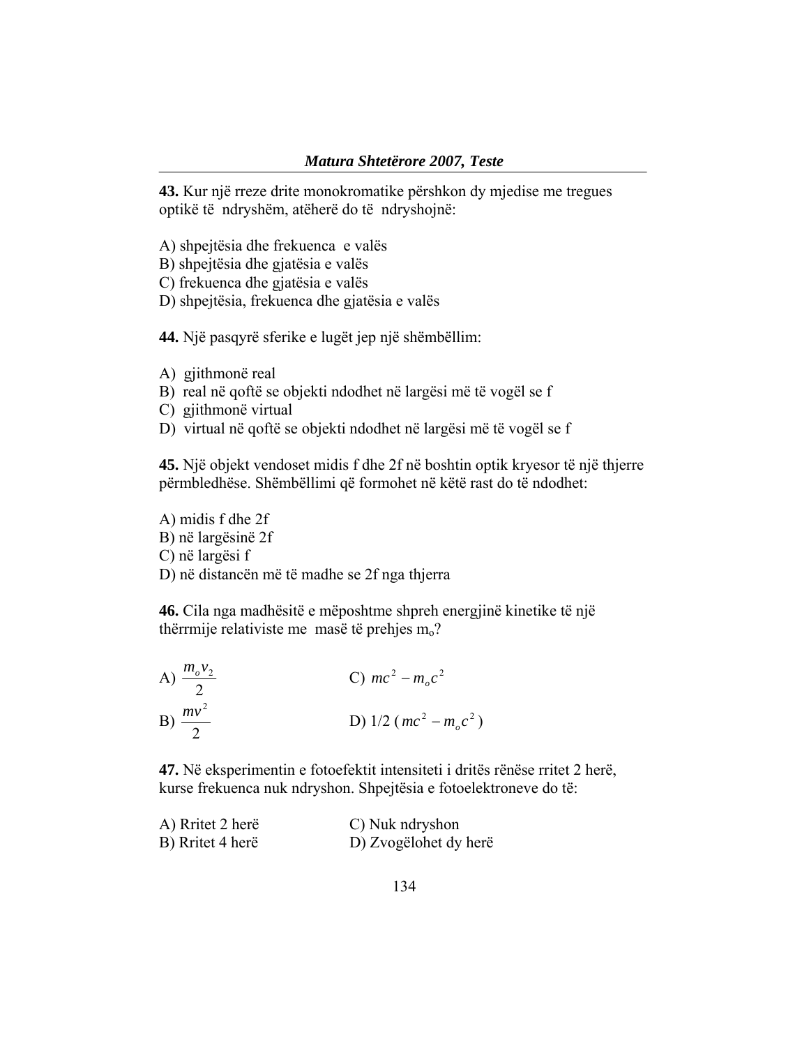**43.** Kur një rreze drite monokromatike përshkon dy mjedise me tregues optikë të ndryshëm, atëherë do të ndryshojnë:

A) shpejtësia dhe frekuenca e valës
B) shpejtësia dhe gjatësia e valës
C) frekuenca dhe gjatësia e valës
D) shpejtësia, frekuenca dhe gjatësia e valës

**44.** Një pasqyrë sferike e lugët jep një shëmbëllim:

A) gjithmonë real
B) real në qoftë se objekti ndodhet në largësi më të vogël se f
C) gjithmonë virtual
D) virtual në qoftë se objekti ndodhet në largësi më të vogël se f

**45.** Një objekt vendoset midis f dhe 2f në boshtin optik kryesor të një thjerre përmbledhëse. Shëmbëllimi që formohet në këtë rast do të ndodhet:

A) midis f dhe 2f
B) në largësinë 2f
C) në largësi f
D) në distancën më të madhe se 2f nga thjerra

**46.** Cila nga madhësitë e mëposhtme shpreh energjinë kinetike të një thërrmije relativiste me masë të prehjes $m_o$?

A) $\frac{m_o v_2}{2}$

B) $\frac{mv^2}{2}$

C) $mc^2 - m_o c^2$

D) 1/2 ($mc^2 - m_o c^2$)

**47.** Në eksperimentin e fotoefektit intensiteti i dritës rënëse rritet 2 herë, kurse frekuenca nuk ndryshon. Shpejtësia e fotoelektroneve do të:

A) Rritet 2 herë
B) Rritet 4 herë
C) Nuk ndryshon
D) Zvogëlohet dy herë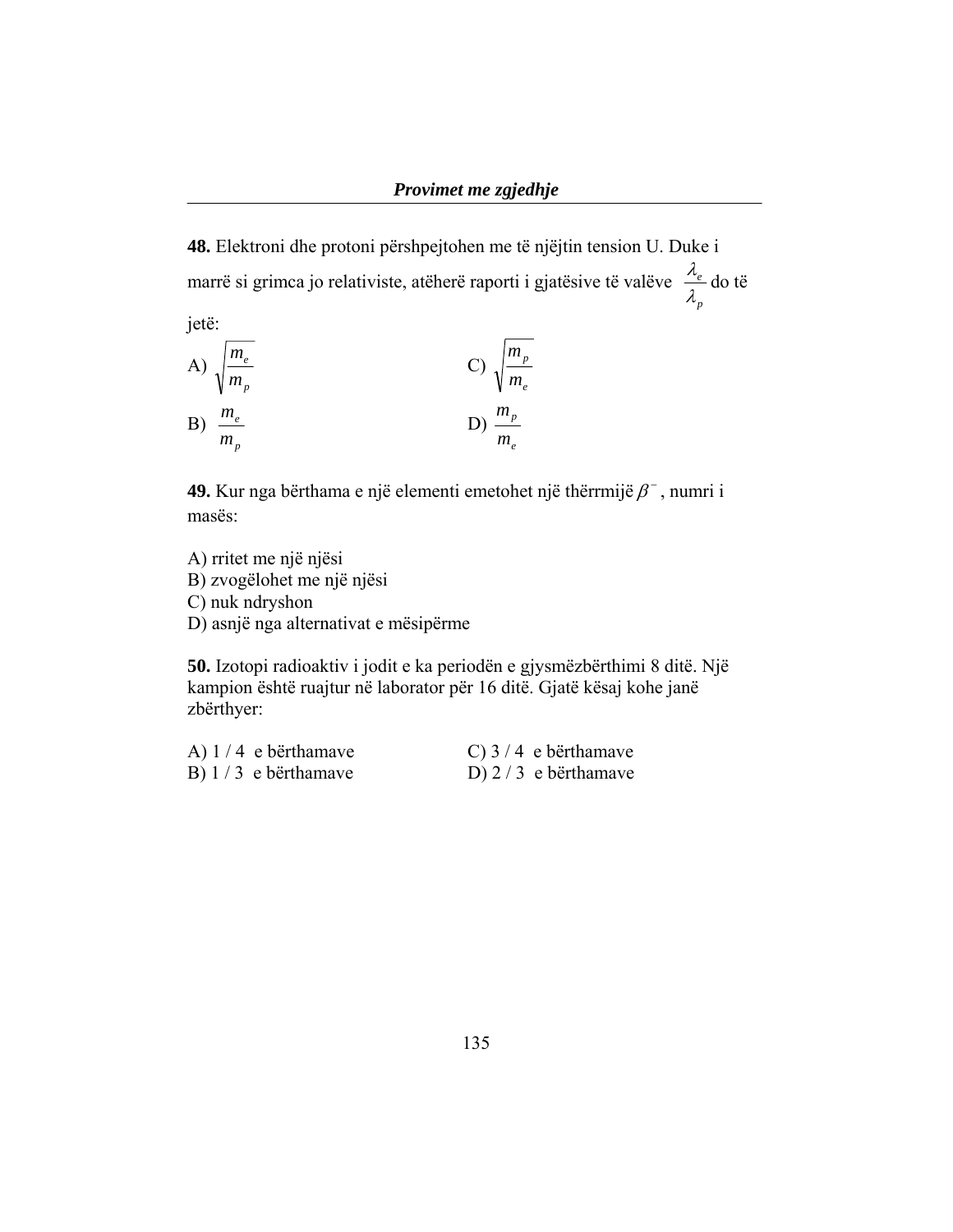**48.** Elektroni dhe protoni përshpejtohen me të njëjtin tension U. Duke i marrë si grimca jo relativiste, atëherë raporti i gjatësive të valëve $\frac{\lambda_e}{\lambda_p}$ do të jetë:

A) $\sqrt{\frac{m_e}{m_p}}$

B) $\frac{m_e}{m_p}$

C) $\sqrt{\frac{m_p}{m_e}}$

D) $\frac{m_p}{m_e}$

**49.** Kur nga bërthama e një elementi emetohet një thërrmijë $\beta^-$, numri i masës:

A) rritet me një njësi
B) zvogëlohet me një njësi
C) nuk ndryshon
D) asnjë nga alternativat e mësipërme

**50.** Izotopi radioaktiv i jodit e ka periodën e gjysmëzbërthimi 8 ditë. Një kampion është ruajtur në laborator për 16 ditë. Gjatë kësaj kohe janë zbërthyer:

A) 1 / 4 e bërthamave

B) 1 / 3 e bërthamave

C) 3 / 4 e bërthamave

D) 2 / 3 e bërthamave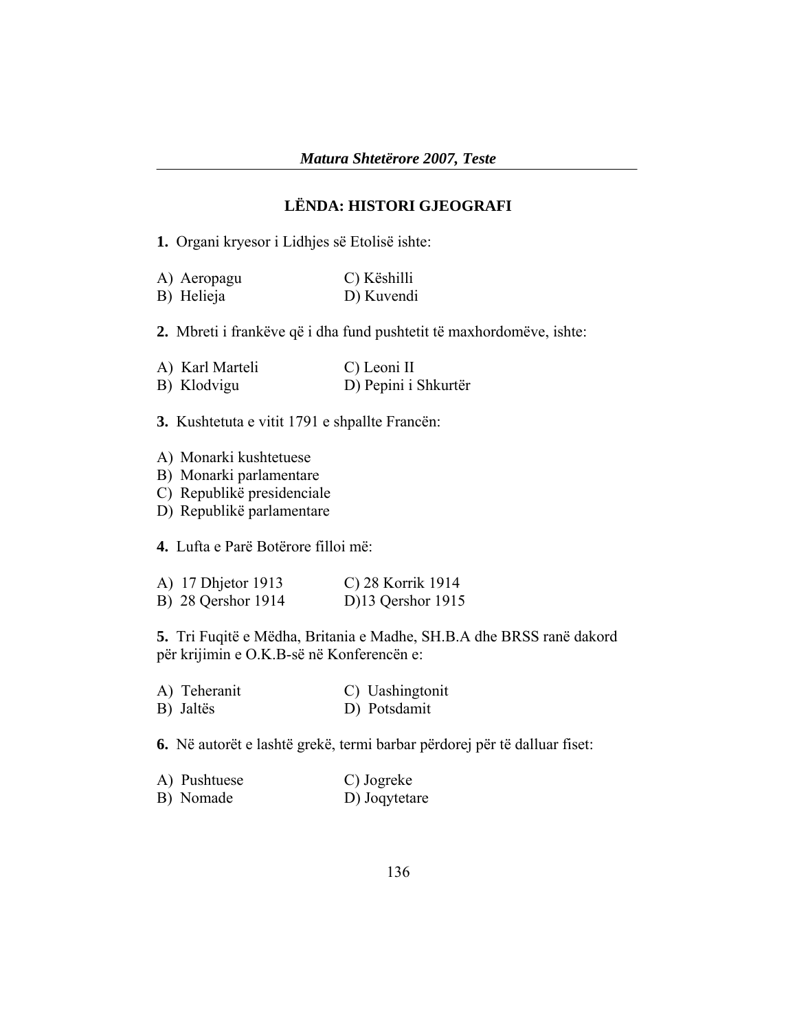*Matura Shtetërore 2007, Teste*

## LËNDA: HISTORI GJEOGRAFI

**1.** Organi kryesor i Lidhjes së Etolisë ishte:

A) Aeropagu
B) Helieja
C) Këshilli
D) Kuvendi

**2.** Mbreti i frankëve që i dha fund pushtetit të maxhordomëve, ishte:

A) Karl Marteli
B) Klodvigu
C) Leoni II
D) Pepini i Shkurtër

**3.** Kushtetuta e vitit 1791 e shpallte Francën:

A) Monarki kushtetuese
B) Monarki parlamentare
C) Republikë presidenciale
D) Republikë parlamentare

**4.** Lufta e Parë Botërore filloi më:

A) 17 Dhjetor 1913
B) 28 Qershor 1914
C) 28 Korrik 1914
D) 13 Qershor 1915

**5.** Tri Fuqitë e Mëdha, Britania e Madhe, SH.B.A dhe BRSS ranë dakord për krijimin e O.K.B-së në Konferencën e:

A) Teheranit
B) Jaltës
C) Uashingtonit
D) Potsdamit

**6.** Në autorët e lashtë grekë, termi barbar përdorej për të dalluar fiset:

A) Pushtuese
B) Nomade
C) Jogreke
D) Joqytetare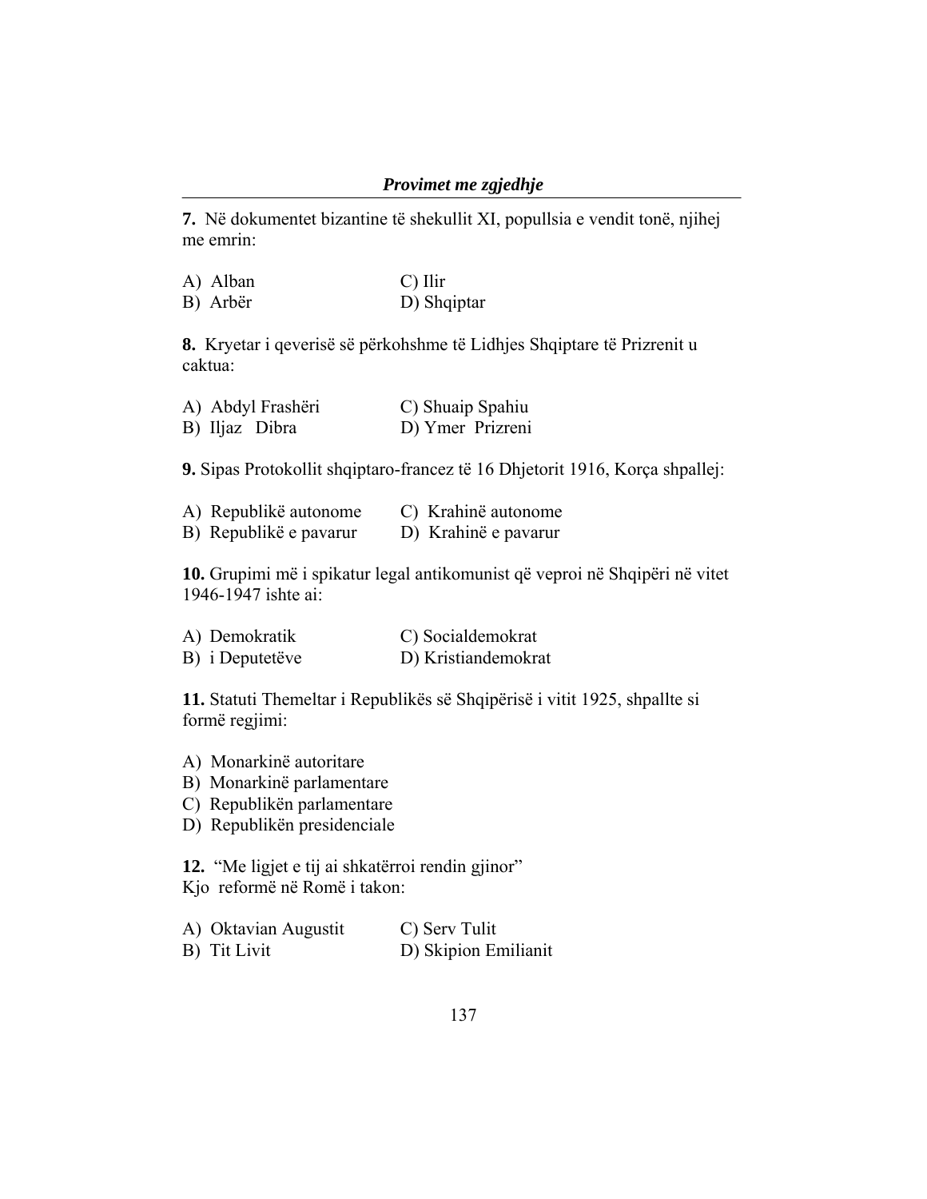**7.** Në dokumentet bizantine të shekullit XI, popullsia e vendit tonë, njihej me emrin:

A) Alban  
B) Arbër  
C) Ilir  
D) Shqiptar

**8.** Kryetar i qeverisë së përkohshme të Lidhjes Shqiptare të Prizrenit u caktua:

A) Abdyl Frashëri  
B) Iljaz Dibra  
C) Shuaip Spahiu  
D) Ymer Prizreni

**9.** Sipas Protokollit shqiptaro-francez të 16 Dhjetorit 1916, Korça shpallej:

A) Republikë autonome  
B) Republikë e pavarur  
C) Krahinë autonome  
D) Krahinë e pavarur

**10.** Grupimi më i spikatur legal antikomunist që veproi në Shqipëri në vitet 1946-1947 ishte ai:

A) Demokratik  
B) i Deputetëve  
C) Socialdemokrat  
D) Kristiandemokrat

**11.** Statuti Themeltar i Republikës së Shqipërisë i vitit 1925, shpallte si formë regjimi:

A) Monarkinë autoritare  
B) Monarkinë parlamentare  
C) Republikën parlamentare  
D) Republikën presidenciale

**12.** "Me ligjet e tij ai shkatërroi rendin gjinor"  
Kjo reformë në Romë i takon:

A) Oktavian Augustit  
B) Tit Livit  
C) Serv Tulit  
D) Skipion Emilianit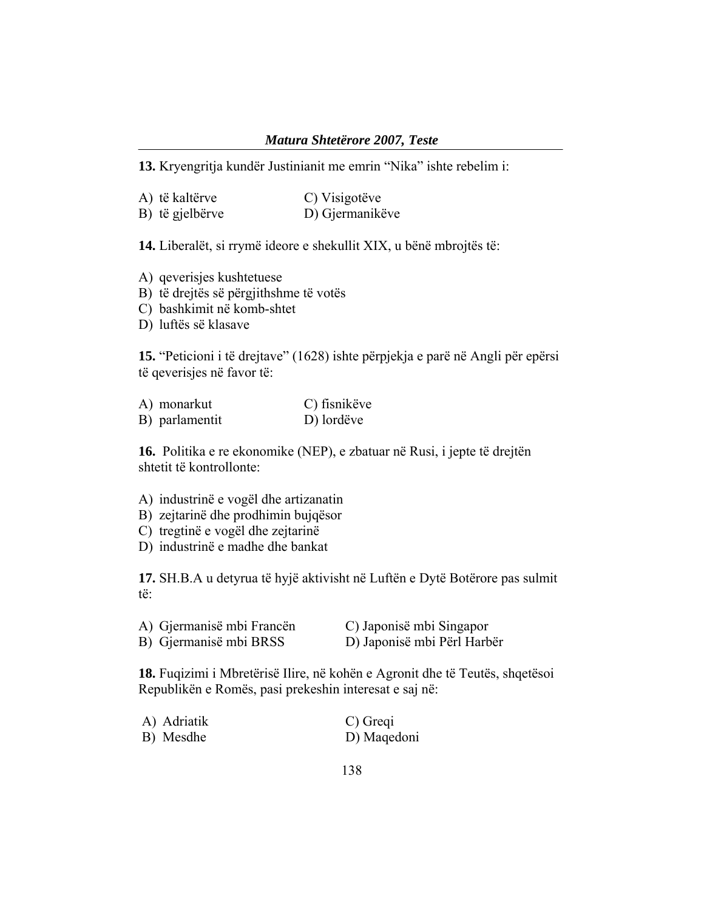**13.** Kryengritja kundër Justinianit me emrin "Nika" ishte rebelim i:

A) të kaltërve
B) të gjelbërve
C) Visigotëve
D) Gjermanikëve

**14.** Liberalët, si rrymë ideore e shekullit XIX, u bënë mbrojtës të:

A) qeverisjes kushtetuese
B) të drejtës së përgjithshme të votës
C) bashkimit në komb-shtet
D) luftës së klasave

**15.** "Peticioni i të drejtave" (1628) ishte përpjekja e parë në Angli për epërsi të qeverisjes në favor të:

A) monarkut
B) parlamentit
C) fisnikëve
D) lordëve

**16.** Politika e re ekonomike (NEP), e zbatuar në Rusi, i jepte të drejtën shtetit të kontrollonte:

A) industrinë e vogël dhe artizanatin
B) zejtarinë dhe prodhimin bujqësor
C) tregtinë e vogël dhe zejtarinë
D) industrinë e madhe dhe bankat

**17.** SH.B.A u detyrua të hyjë aktivisht në Luftën e Dytë Botërore pas sulmit të:

A) Gjermanisë mbi Francën
B) Gjermanisë mbi BRSS
C) Japonisë mbi Singapor
D) Japonisë mbi Përl Harbër

**18.** Fuqizimi i Mbretërisë Ilire, në kohën e Agronit dhe të Teutës, shqetësoi Republikën e Romës, pasi prekeshin interesat e saj në:

A) Adriatik
B) Mesdhe
C) Greqi
D) Maqedoni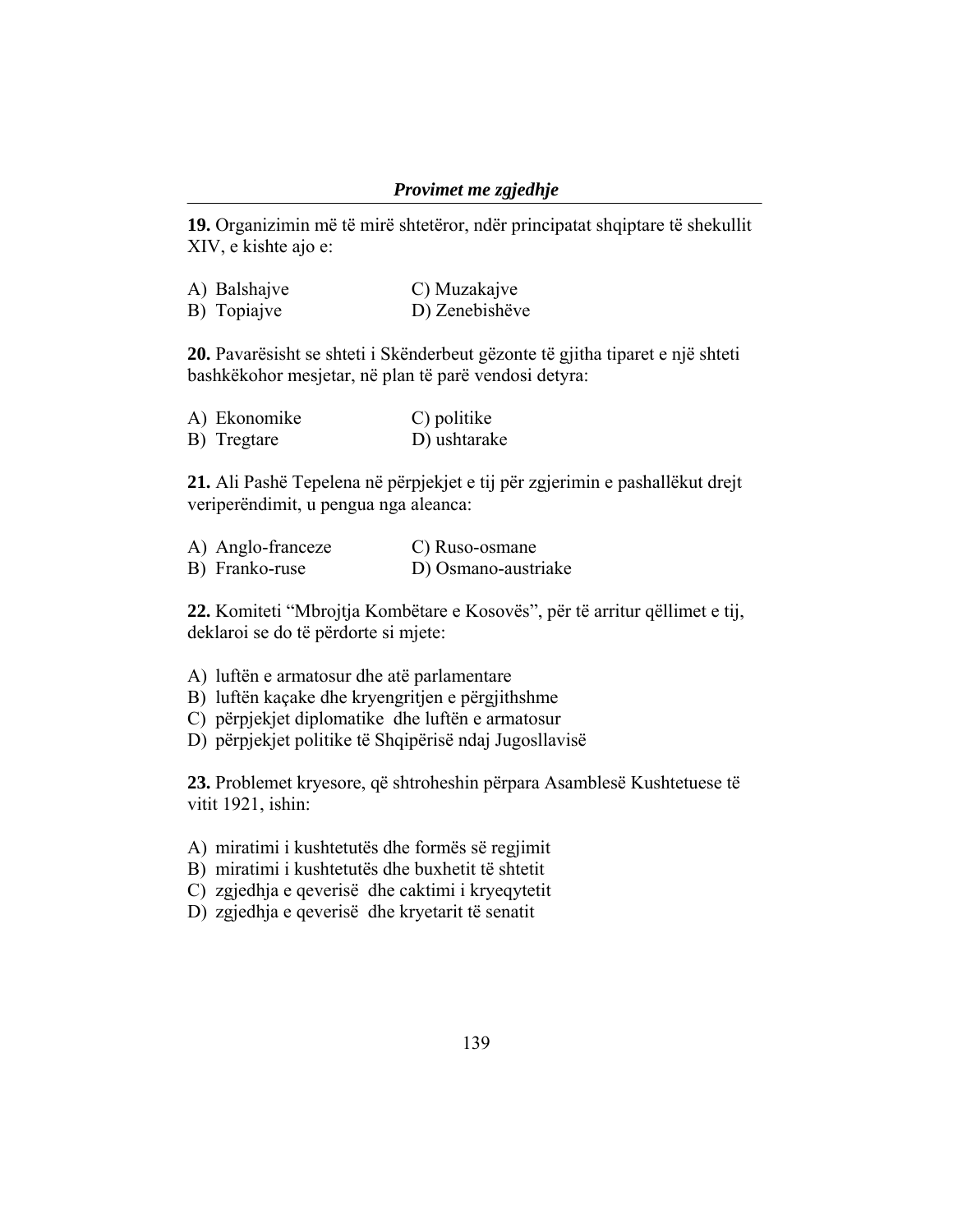**19.** Organizimin më të mirë shtetëror, ndër principatat shqiptare të shekullit XIV, e kishte ajo e:

A) Balshajve
B) Topiajve
C) Muzakajve
D) Zenebishëve

**20.** Pavarësisht se shteti i Skënderbeut gëzonte të gjitha tiparet e një shteti bashkëkohor mesjetar, në plan të parë vendosi detyra:

A) Ekonomike
B) Tregtare
C) politike
D) ushtarake

**21.** Ali Pashë Tepelena në përpjekjet e tij për zgjerimin e pashallëkut drejt veriperëndimit, u pengua nga aleanca:

A) Anglo-franceze
B) Franko-ruse
C) Ruso-osmane
D) Osmano-austriake

**22.** Komiteti "Mbrojtja Kombëtare e Kosovës", për të arritur qëllimet e tij, deklaroi se do të përdorte si mjete:

A) luftën e armatosur dhe atë parlamentare
B) luftën kaçake dhe kryengritjen e përgjithshme
C) përpjekjet diplomatike dhe luftën e armatosur
D) përpjekjet politike të Shqipërisë ndaj Jugosllavisë

**23.** Problemet kryesore, që shtroheshin përpara Asamblesë Kushtetuese të vitit 1921, ishin:

A) miratimi i kushtetutës dhe formës së regjimit
B) miratimi i kushtetutës dhe buxhetit të shtetit
C) zgjedhja e qeverisë dhe caktimi i kryeqytetit
D) zgjedhja e qeverisë dhe kryetarit të senatit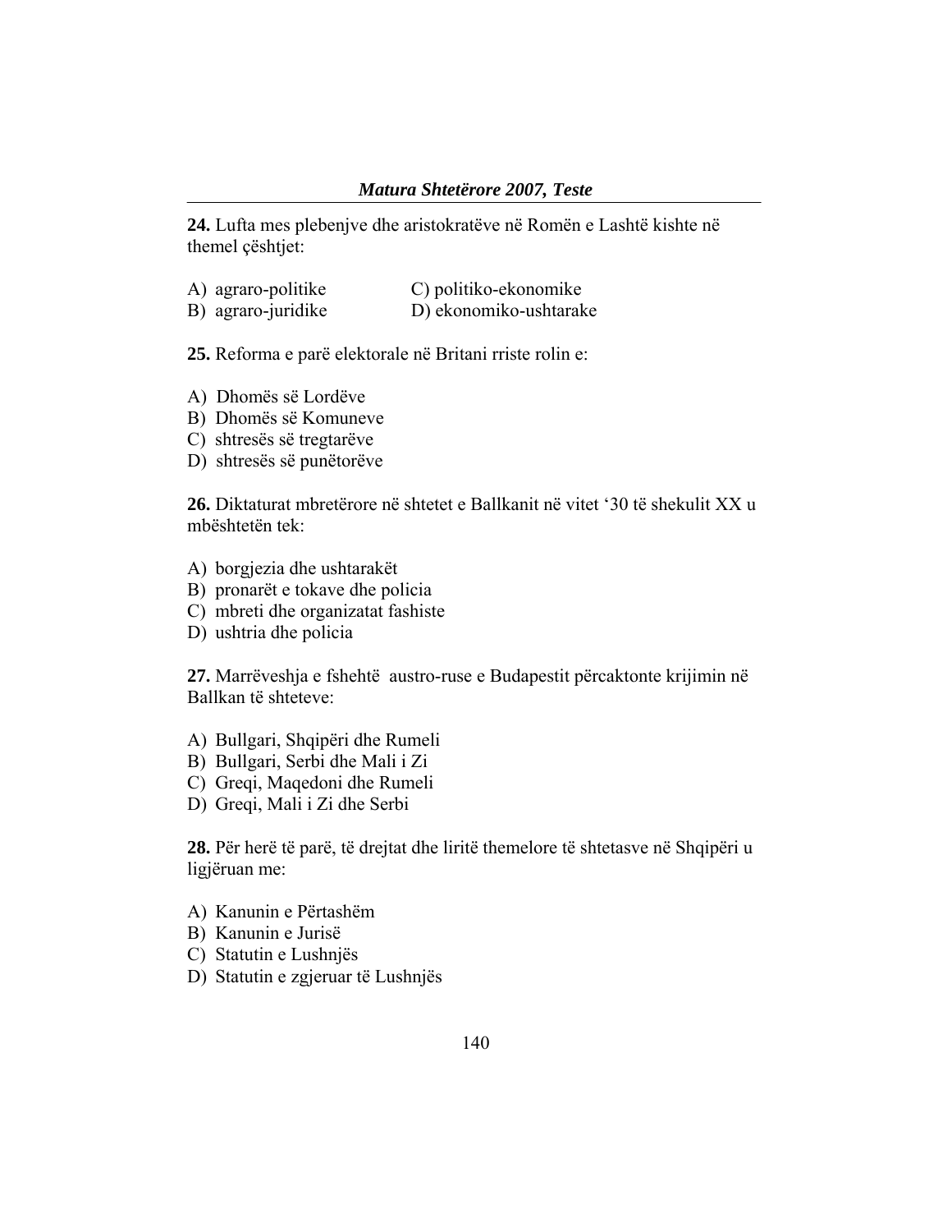**24.** Lufta mes plebenjve dhe aristokratëve në Romën e Lashtë kishte në themel çështjet:

A) agraro-politike
B) agraro-juridike
C) politiko-ekonomike
D) ekonomiko-ushtarake

**25.** Reforma e parë elektorale në Britani rriste rolin e:

A) Dhomës së Lordëve
B) Dhomës së Komuneve
C) shtresës së tregtarëve
D) shtresës së punëtorëve

**26.** Diktaturat mbretërore në shtetet e Ballkanit në vitet '30 të shekulit XX u mbështetën tek:

A) borgjezia dhe ushtarakët
B) pronarët e tokave dhe policia
C) mbreti dhe organizatat fashiste
D) ushtria dhe policia

**27.** Marrëveshja e fshehtë austro-ruse e Budapestit përcaktonte krijimin në Ballkan të shteteve:

A) Bullgari, Shqipëri dhe Rumeli
B) Bullgari, Serbi dhe Mali i Zi
C) Greqi, Maqedoni dhe Rumeli
D) Greqi, Mali i Zi dhe Serbi

**28.** Për herë të parë, të drejtat dhe liritë themelore të shtetasve në Shqipëri u ligjëruan me:

A) Kanunin e Përtashëm
B) Kanunin e Jurisë
C) Statutin e Lushnjës
D) Statutin e zgjeruar të Lushnjës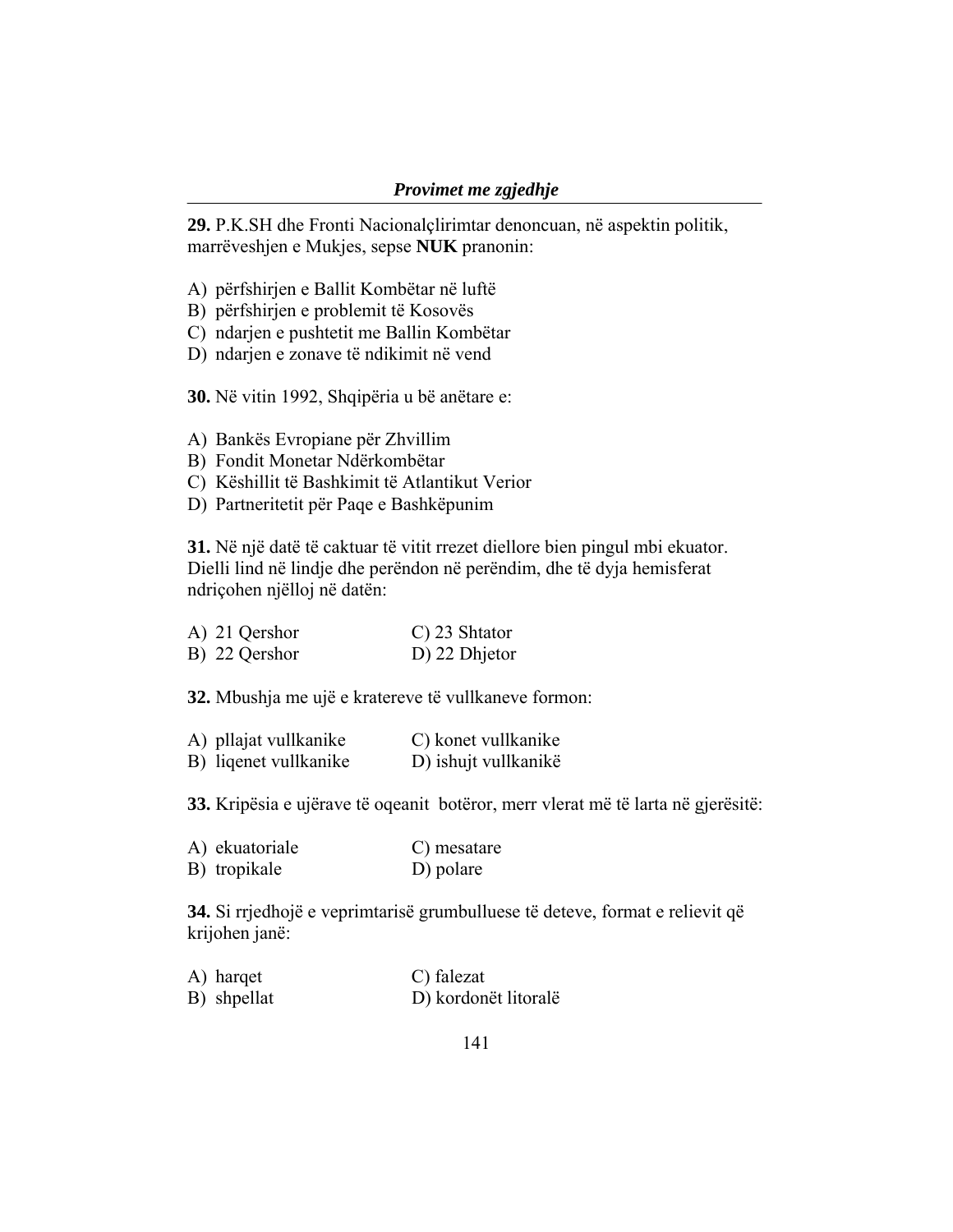**29.** P.K.SH dhe Fronti Nacionalçlirimtar denoncuan, në aspektin politik, marrëveshjen e Mukjes, sepse **NUK** pranonin:

A) përfshirjen e Ballit Kombëtar në luftë
B) përfshirjen e problemit të Kosovës
C) ndarjen e pushtetit me Ballin Kombëtar
D) ndarjen e zonave të ndikimit në vend

**30.** Në vitin 1992, Shqipëria u bë anëtare e:

A) Bankës Evropiane për Zhvillim
B) Fondit Monetar Ndërkombëtar
C) Këshillit të Bashkimit të Atlantikut Verior
D) Partneritetit për Paqe e Bashkëpunim

**31.** Në një datë të caktuar të vitit rrezet diellore bien pingul mbi ekuator. Dielli lind në lindje dhe perëndon në perëndim, dhe të dyja hemisferat ndriçohen njëlloj në datën:

A) 21 Qershor
B) 22 Qershor
C) 23 Shtator
D) 22 Dhjetor

**32.** Mbushja me ujë e kratereve të vullkaneve formon:

A) pllajat vullkanike
B) liqenet vullkanike
C) konet vullkanike
D) ishujt vullkanikë

**33.** Kripësia e ujërave të oqeanit botëror, merr vlerat më të larta në gjerësitë:

A) ekuatoriale
B) tropikale
C) mesatare
D) polare

**34.** Si rrjedhojë e veprimtarisë grumbulluese të deteve, format e relievit që krijohen janë:

A) harqet
B) shpellat
C) falezat
D) kordonët litoralë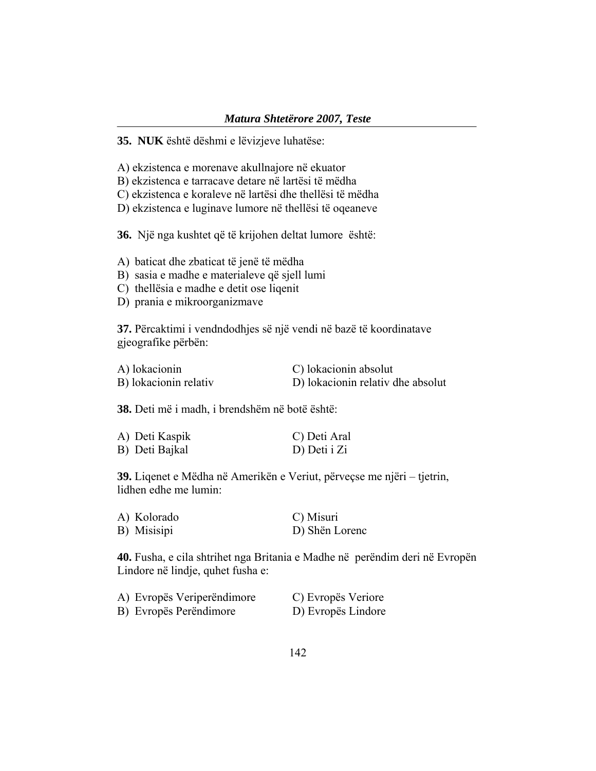**35.** **NUK** është dëshmi e lëvizjeve luhatëse:

A) ekzistenca e morenave akullnajore në ekuator
B) ekzistenca e tarracave detare në lartësi të mëdha
C) ekzistenca e koraleve në lartësi dhe thellësi të mëdha
D) ekzistenca e luginave lumore në thellësi të oqeaneve

**36.** Një nga kushtet që të krijohen deltat lumore është:

A) baticat dhe zbaticat të jenë të mëdha
B) sasia e madhe e materialeve që sjell lumi
C) thellësia e madhe e detit ose liqenit
D) prania e mikroorganizmave

**37.** Përcaktimi i vendndodhjes së një vendi në bazë të koordinatave gjeografike përbën:

A) lokacionin
B) lokacionin relativ
C) lokacionin absolut
D) lokacionin relativ dhe absolut

**38.** Deti më i madh, i brendshëm në botë është:

A) Deti Kaspik
B) Deti Bajkal
C) Deti Aral
D) Deti i Zi

**39.** Liqenet e Mëdha në Amerikën e Veriut, përveçse me njëri – tjetrin, lidhen edhe me lumin:

A) Kolorado
B) Misisipi
C) Misuri
D) Shën Lorenc

**40.** Fusha, e cila shtrihet nga Britania e Madhe në perëndim deri në Evropën Lindore në lindje, quhet fusha e:

A) Evropës Veriperëndimore
B) Evropës Perëndimore
C) Evropës Veriore
D) Evropës Lindore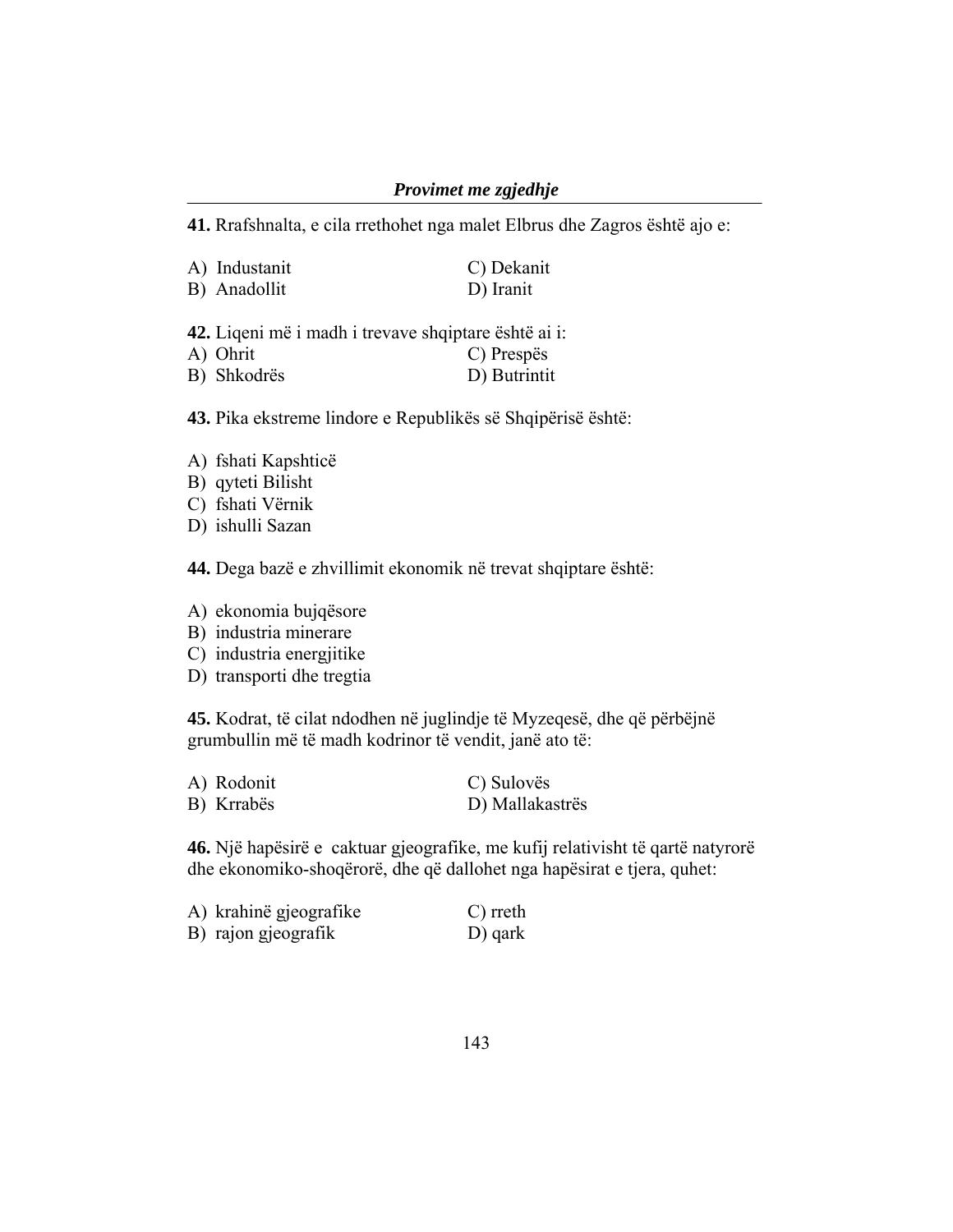**41.** Rrafshnalta, e cila rrethohet nga malet Elbrus dhe Zagros është ajo e:

A) Industanit
B) Anadollit
C) Dekanit
D) Iranit

**42.** Liqeni më i madh i trevave shqiptare është ai i:

A) Ohrit
B) Shkodrës
C) Prespës
D) Butrintit

**43.** Pika ekstreme lindore e Republikës së Shqipërisë është:

A) fshati Kapshticë
B) qyteti Bilisht
C) fshati Vërnik
D) ishulli Sazan

**44.** Dega bazë e zhvillimit ekonomik në trevat shqiptare është:

A) ekonomia bujqësore
B) industria minerare
C) industria energjitike
D) transporti dhe tregtia

**45.** Kodrat, të cilat ndodhen në juglindje të Myzeqesë, dhe që përbëjnë grumbullin më të madh kodrinor të vendit, janë ato të:

A) Rodonit
B) Krrabës
C) Sulovës
D) Mallakastrës

**46.** Një hapësirë e caktuar gjeografike, me kufij relativisht të qartë natyrorë dhe ekonomiko-shoqërorë, dhe që dallohet nga hapësirat e tjera, quhet:

A) krahinë gjeografike
B) rajon gjeografik
C) rreth
D) qark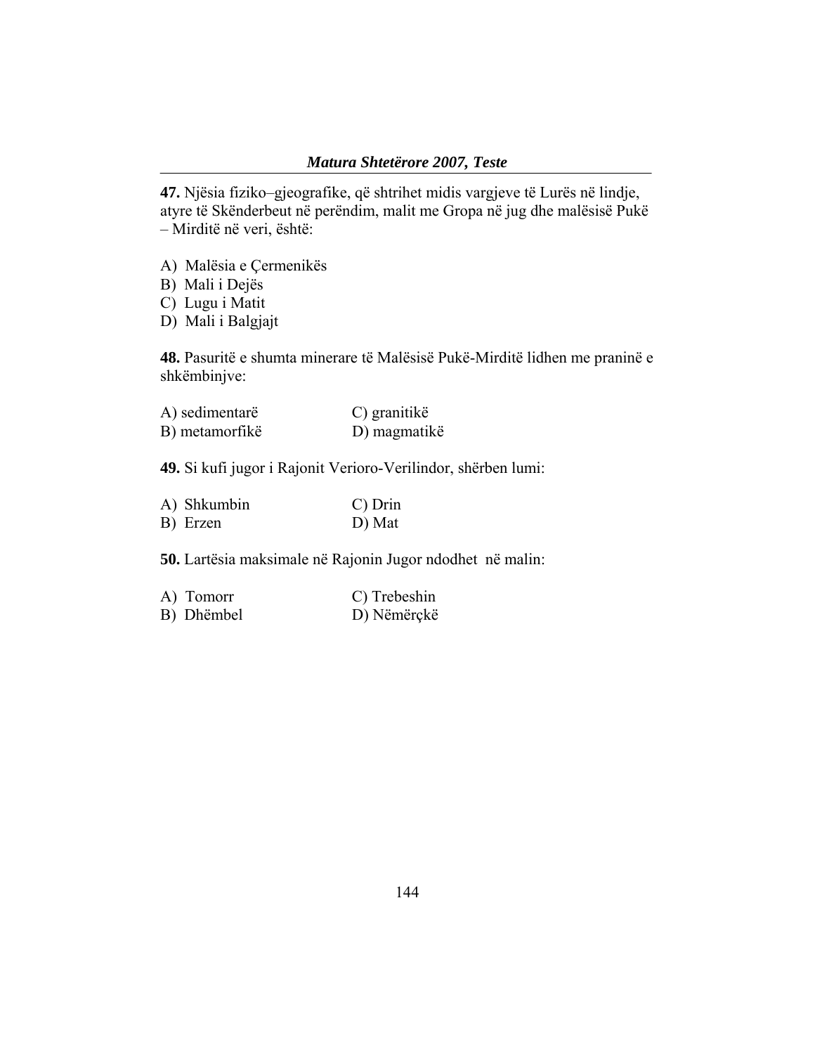**47.** Njësia fiziko–gjeografike, që shtrihet midis vargjeve të Lurës në lindje, atyre të Skënderbeut në perëndim, malit me Gropa në jug dhe malësisë Pukë – Mirditë në veri, është:

A) Malësia e Çermenikës
B) Mali i Dejës
C) Lugu i Matit
D) Mali i Balgjajt

**48.** Pasuritë e shumta minerare të Malësisë Pukë-Mirditë lidhen me praninë e shkëmbinjve:

A) sedimentarë
B) metamorfikë
C) granitikë
D) magmatikë

**49.** Si kufi jugor i Rajonit Verioro-Verilindor, shërben lumi:

A) Shkumbin
B) Erzen
C) Drin
D) Mat

**50.** Lartësia maksimale në Rajonin Jugor ndodhet në malin:

A) Tomorr
B) Dhëmbel
C) Trebeshin
D) Nëmërçkë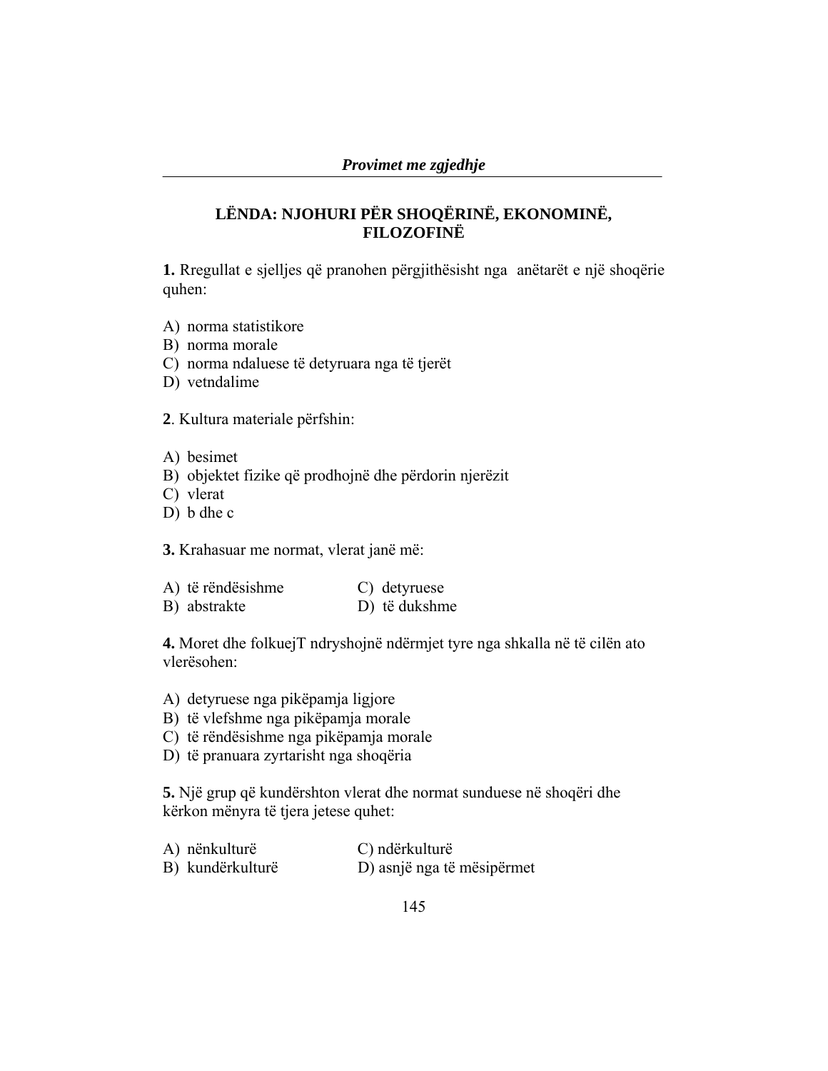*Provimet me zgjedhje*

## LËNDA: NJOHURI PËR SHOQËRINË, EKONOMINË, FILOZOFINË

**1.** Rregullat e sjelljes që pranohen përgjithësisht nga anëtarët e një shoqërie quhen:

A) norma statistikore
B) norma morale
C) norma ndaluese të detyruara nga të tjerët
D) vetndalime

**2**. Kultura materiale përfshin:

A) besimet
B) objektet fizike që prodhojnë dhe përdorin njerëzit
C) vlerat
D) b dhe c

**3.** Krahasuar me normat, vlerat janë më:

A) të rëndësishme
B) abstrakte
C) detyruese
D) të dukshme

**4.** Moret dhe folkuejT ndryshojnë ndërmjet tyre nga shkalla në të cilën ato vlerësohen:

A) detyruese nga pikëpamja ligjore
B) të vlefshme nga pikëpamja morale
C) të rëndësishme nga pikëpamja morale
D) të pranuara zyrtarisht nga shoqëria

**5.** Një grup që kundërshton vlerat dhe normat sunduese në shoqëri dhe kërkon mënyra të tjera jetese quhet:

A) nënkulturë
B) kundërkulturë
C) ndërkulturë
D) asnjë nga të mësipërmet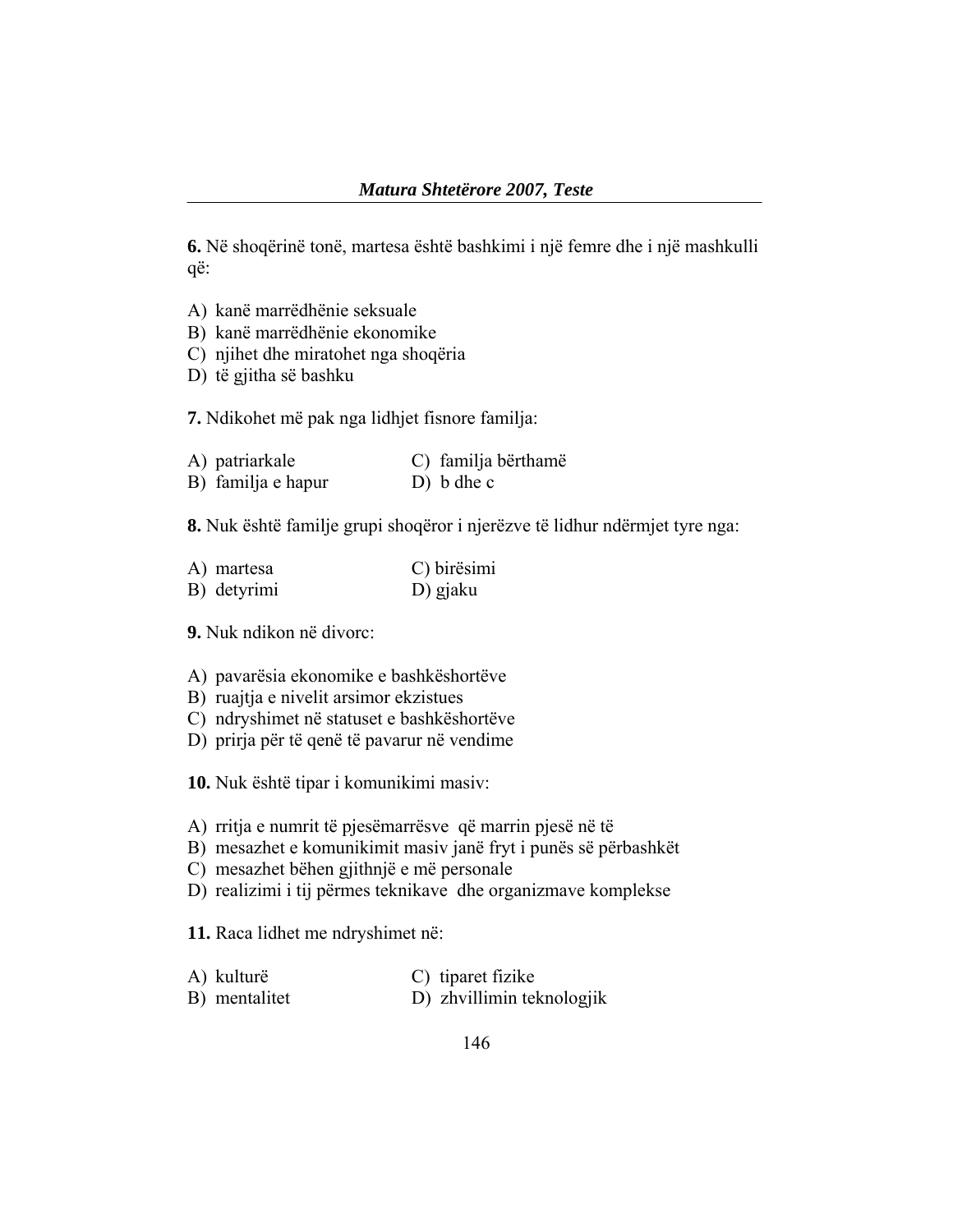**6.** Në shoqërinë tonë, martesa është bashkimi i një femre dhe i një mashkulli që:

A) kanë marrëdhënie seksuale
B) kanë marrëdhënie ekonomike
C) njihet dhe miratohet nga shoqëria
D) të gjitha së bashku

**7.** Ndikohet më pak nga lidhjet fisnore familja:

A) patriarkale
B) familja e hapur
C) familja bërthamë
D) b dhe c

**8.** Nuk është familje grupi shoqëror i njerëzve të lidhur ndërmjet tyre nga:

A) martesa
B) detyrimi
C) birësimi
D) gjaku

**9.** Nuk ndikon në divorc:

A) pavarësia ekonomike e bashkëshortëve
B) ruajtja e nivelit arsimor ekzistues
C) ndryshimet në statuset e bashkëshortëve
D) prirja për të qenë të pavarur në vendime

**10.** Nuk është tipar i komunikimi masiv:

A) rritja e numrit të pjesëmarrësve që marrin pjesë në të
B) mesazhet e komunikimit masiv janë fryt i punës së përbashkët
C) mesazhet bëhen gjithnjë e më personale
D) realizimi i tij përmes teknikave dhe organizmave komplekse

**11.** Raca lidhet me ndryshimet në:

A) kulturë
B) mentalitet
C) tiparet fizike
D) zhvillimin teknologjik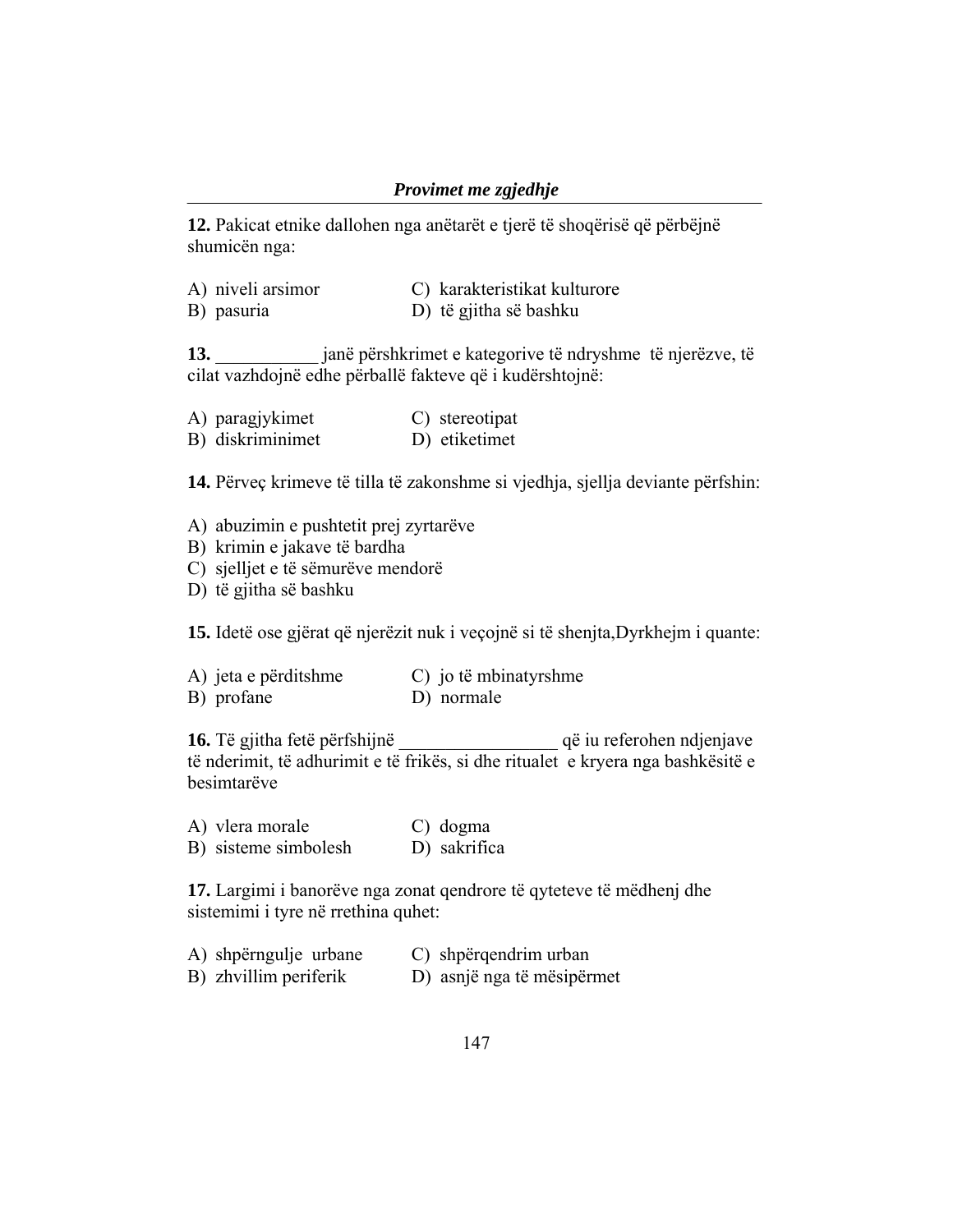**12.** Pakicat etnike dallohen nga anëtarët e tjerë të shoqërisë që përbëjnë shumicën nga:

A) niveli arsimor
B) pasuria
C) karakteristikat kulturore
D) të gjitha së bashku

**13.** ___________ janë përshkrimet e kategorive të ndryshme të njerëzve, të cilat vazhdojnë edhe përballë fakteve që i kudërshtojnë:

A) paragjykimet
B) diskriminimet
C) stereotipat
D) etiketimet

**14.** Përveç krimeve të tilla të zakonshme si vjedhja, sjellja deviante përfshin:

A) abuzimin e pushtetit prej zyrtarëve
B) krimin e jakave të bardha
C) sjelljet e të sëmurëve mendorë
D) të gjitha së bashku

**15.** Idetë ose gjërat që njerëzit nuk i veçojnë si të shenjta,Dyrkhejm i quante:

A) jeta e përditshme
B) profane
C) jo të mbinatyrshme
D) normale

**16.** Të gjitha fetë përfshijnë _________________ që iu referohen ndjenjave të nderimit, të adhurimit e të frikës, si dhe ritualet e kryera nga bashkësitë e besimtarëve

A) vlera morale
B) sisteme simbolesh
C) dogma
D) sakrifica

**17.** Largimi i banorëve nga zonat qendrore të qyteteve të mëdhenj dhe sistemimi i tyre në rrethina quhet:

A) shpërngulje urbane
B) zhvillim periferik
C) shpërqendrim urban
D) asnjë nga të mësipërmet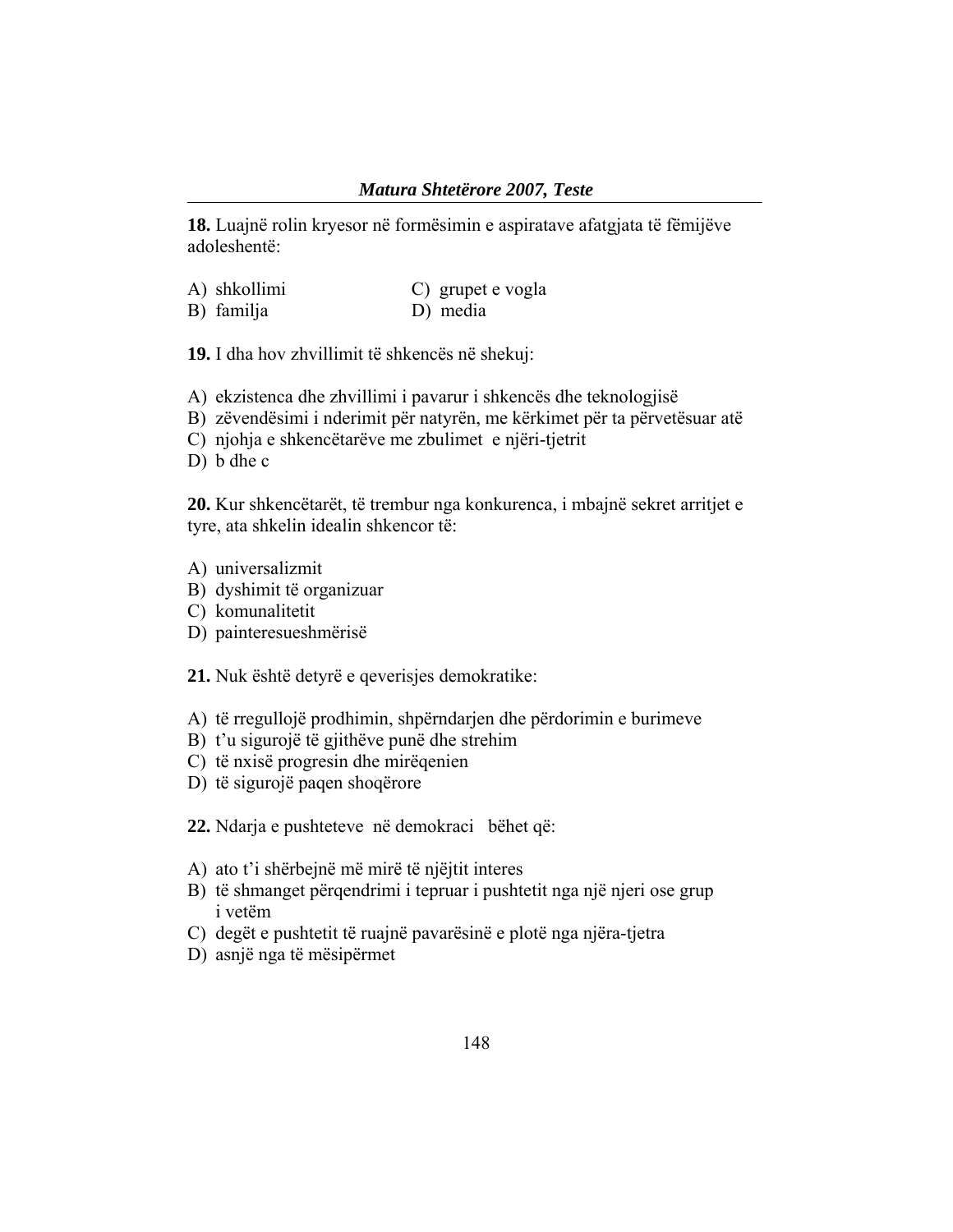**18.** Luajnë rolin kryesor në formësimin e aspiratave afatgjata të fëmijëve adoleshentë:

A) shkollimi
B) familja
C) grupet e vogla
D) media

**19.** I dha hov zhvillimit të shkencës në shekuj:

A) ekzistenca dhe zhvillimi i pavarur i shkencës dhe teknologjisë
B) zëvendësimi i nderimit për natyrën, me kërkimet për ta përvetësuar atë
C) njohja e shkencëtarëve me zbulimet e njëri-tjetrit
D) b dhe c

**20.** Kur shkencëtarët, të trembur nga konkurenca, i mbajnë sekret arritjet e tyre, ata shkelin idealin shkencor të:

A) universalizmit
B) dyshimit të organizuar
C) komunalitetit
D) painteresueshmërisë

**21.** Nuk është detyrë e qeverisjes demokratike:

A) të rregullojë prodhimin, shpërndarjen dhe përdorimin e burimeve
B) t'u sigurojë të gjithëve punë dhe strehim
C) të nxisë progresin dhe mirëqenien
D) të sigurojë paqen shoqërore

**22.** Ndarja e pushteteve në demokraci bëhet që:

A) ato t'i shërbejnë më mirë të njëjtit interes
B) të shmanget përqendrimi i tepruar i pushtetit nga një njeri ose grup i vetëm
C) degët e pushtetit të ruajnë pavarësinë e plotë nga njëra-tjetra
D) asnjë nga të mësipërmet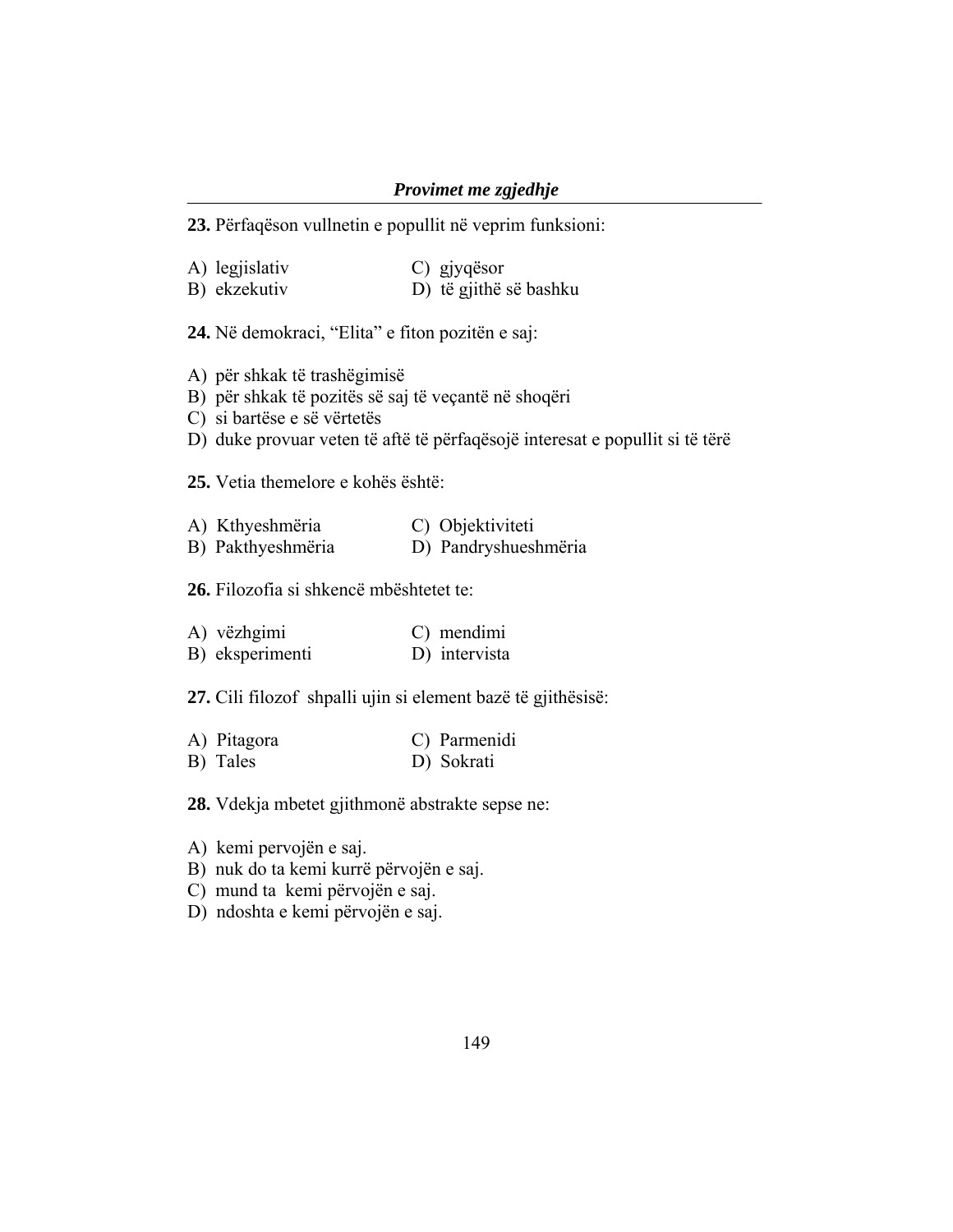**23.** Përfaqëson vullnetin e popullit në veprim funksioni:

A) legjislativ  
B) ekzekutiv  
C) gjyqësor  
D) të gjithë së bashku

**24.** Në demokraci, "Elita" e fiton pozitën e saj:

A) për shkak të trashëgimisë  
B) për shkak të pozitës së saj të veçantë në shoqëri  
C) si bartëse e së vërtetës  
D) duke provuar veten të aftë të përfaqësojë interesat e popullit si të tërë

**25.** Vetia themelore e kohës është:

A) Kthyeshmëria  
B) Pakthyeshmëria  
C) Objektiviteti  
D) Pandryshueshmëria

**26.** Filozofia si shkencë mbështetet te:

A) vëzhgimi  
B) eksperimenti  
C) mendimi  
D) intervista

**27.** Cili filozof shpalli ujin si element bazë të gjithësisë:

A) Pitagora  
B) Tales  
C) Parmenidi  
D) Sokrati

**28.** Vdekja mbetet gjithmonë abstrakte sepse ne:

A) kemi pervojën e saj.  
B) nuk do ta kemi kurrë përvojën e saj.  
C) mund ta kemi përvojën e saj.  
D) ndoshta e kemi përvojën e saj.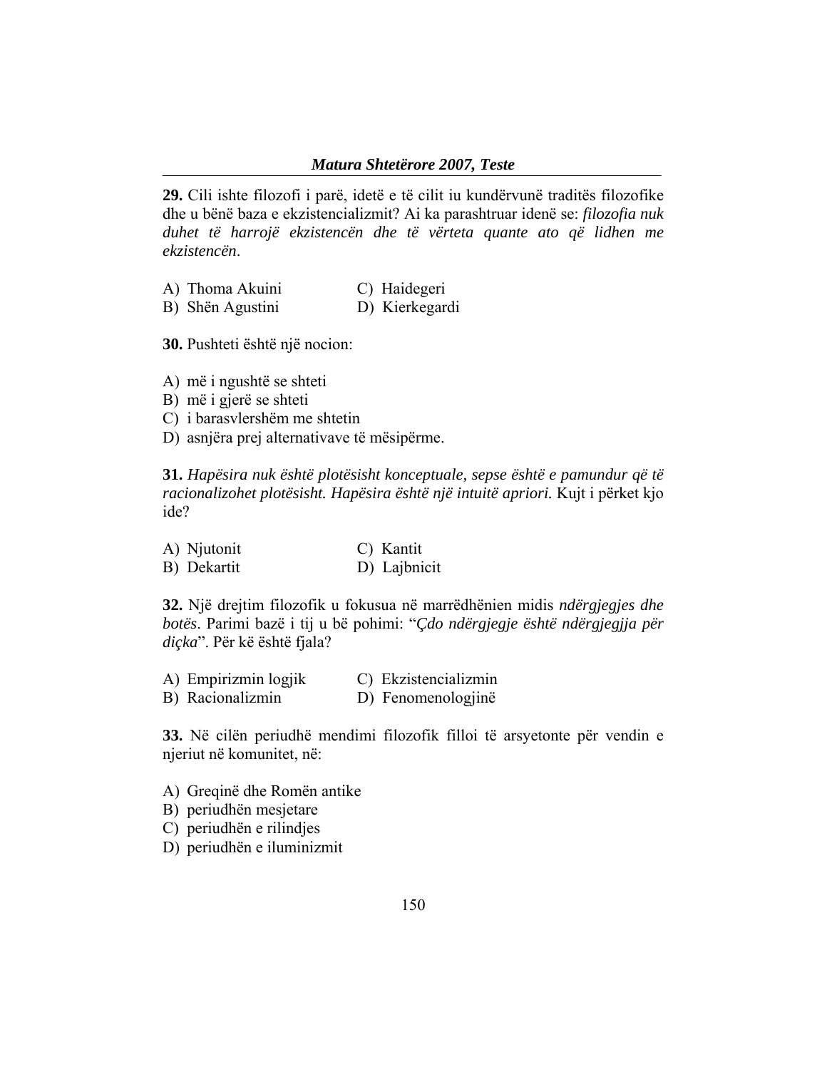**29.** Cili ishte filozofi i parë, idetë e të cilit iu kundërvunë traditës filozofike dhe u bënë baza e ekzistencializmit? Ai ka parashtruar idenë se: *filozofia nuk duhet të harrojë ekzistencën dhe të vërteta quante ato që lidhen me ekzistencën*.

A) Thoma Akuini
B) Shën Agustini
C) Haidegeri
D) Kierkegardi

**30.** Pushteti është një nocion:

A) më i ngushtë se shteti
B) më i gjerë se shteti
C) i barasvlershëm me shtetin
D) asnjëra prej alternativave të mësipërme.

**31.** *Hapësira nuk është plotësisht konceptuale, sepse është e pamundur që të racionalizohet plotësisht. Hapësira është një intuitë apriori.* Kujt i përket kjo ide?

A) Njutonit
B) Dekartit
C) Kantit
D) Lajbnicit

**32.** Një drejtim filozofik u fokusua në marrëdhënien midis *ndërgjegjes dhe botës*. Parimi bazë i tij u bë pohimi: "*Çdo ndërgjegje është ndërgjegjja për diçka*". Për kë është fjala?

A) Empirizmin logjik
B) Racionalizmin
C) Ekzistencializmin
D) Fenomenologjinë

**33.** Në cilën periudhë mendimi filozofik filloi të arsyetonte për vendin e njeriut në komunitet, në:

A) Greqinë dhe Romën antike
B) periudhën mesjetare
C) periudhën e rilindjes
D) periudhën e iluminizmit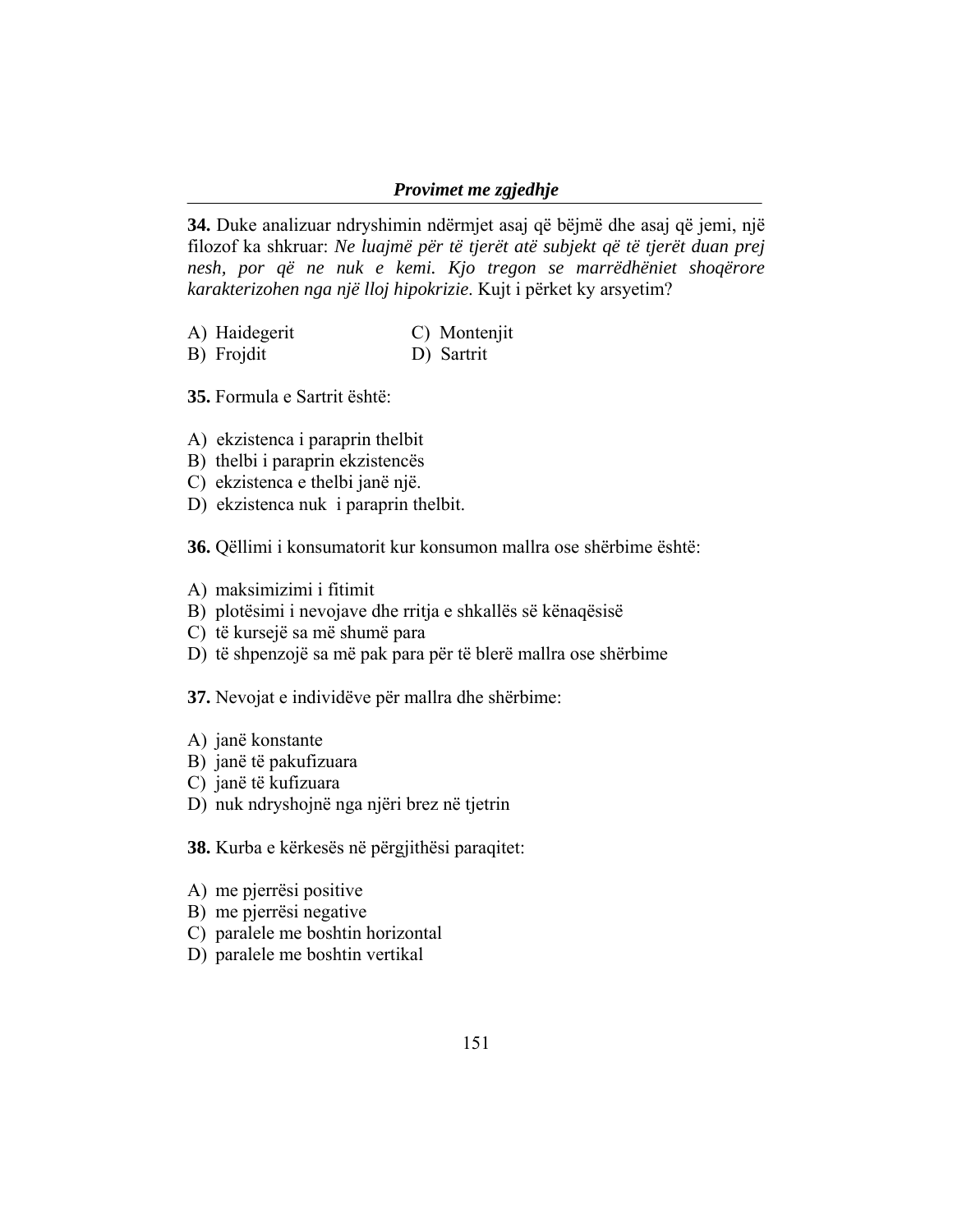**34.** Duke analizuar ndryshimin ndërmjet asaj që bëjmë dhe asaj që jemi, një filozof ka shkruar: *Ne luajmë për të tjerët atë subjekt që të tjerët duan prej nesh, por që ne nuk e kemi. Kjo tregon se marrëdhëniet shoqërore karakterizohen nga një lloj hipokrizie*. Kujt i përket ky arsyetim?

A) Haidegerit
B) Frojdit
C) Montenjit
D) Sartrit

**35.** Formula e Sartrit është:

A) ekzistenca i paraprin thelbit
B) thelbi i paraprin ekzistencës
C) ekzistenca e thelbi janë një.
D) ekzistenca nuk i paraprin thelbit.

**36.** Qëllimi i konsumatorit kur konsumon mallra ose shërbime është:

A) maksimizimi i fitimit
B) plotësimi i nevojave dhe rritja e shkallës së kënaqësisë
C) të kursejë sa më shumë para
D) të shpenzojë sa më pak para për të blerë mallra ose shërbime

**37.** Nevojat e individëve për mallra dhe shërbime:

A) janë konstante
B) janë të pakufizuara
C) janë të kufizuara
D) nuk ndryshojnë nga njëri brez në tjetrin

**38.** Kurba e kërkesës në përgjithësi paraqitet:

A) me pjerrësi positive
B) me pjerrësi negative
C) paralele me boshtin horizontal
D) paralele me boshtin vertikal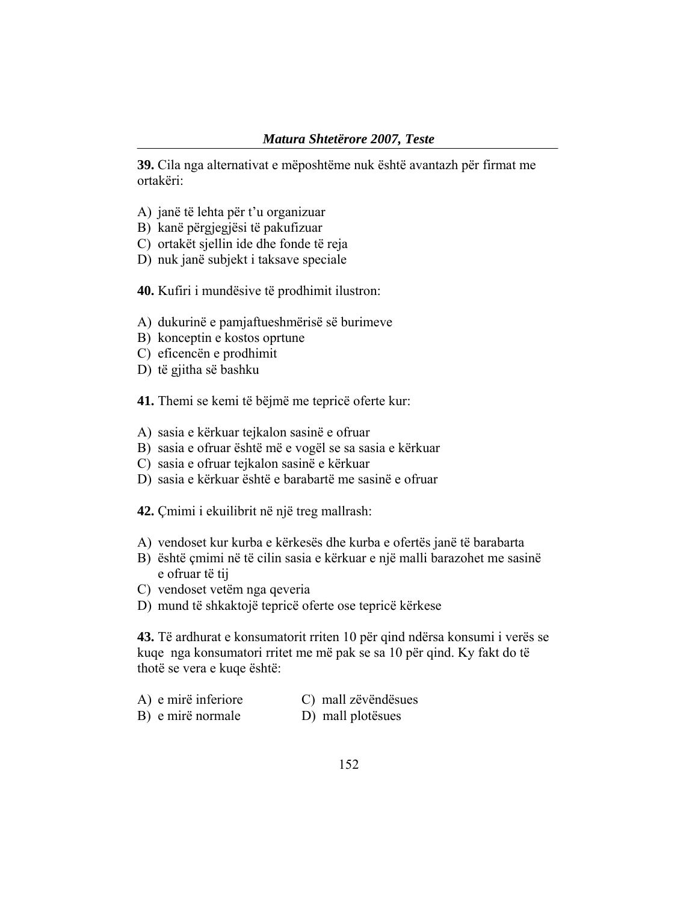**39.** Cila nga alternativat e mëposhtëme nuk është avantazh për firmat me ortakëri:

A) janë të lehta për t'u organizuar
B) kanë përgjegjësi të pakufizuar
C) ortakët sjellin ide dhe fonde të reja
D) nuk janë subjekt i taksave speciale

**40.** Kufiri i mundësive të prodhimit ilustron:

A) dukurinë e pamjaftueshmërisë së burimeve
B) konceptin e kostos oprtune
C) eficencën e prodhimit
D) të gjitha së bashku

**41.** Themi se kemi të bëjmë me tepricë oferte kur:

A) sasia e kërkuar tejkalon sasinë e ofruar
B) sasia e ofruar është më e vogël se sa sasia e kërkuar
C) sasia e ofruar tejkalon sasinë e kërkuar
D) sasia e kërkuar është e barabartë me sasinë e ofruar

**42.** Çmimi i ekuilibrit në një treg mallrash:

A) vendoset kur kurba e kërkesës dhe kurba e ofertës janë të barabarta
B) është çmimi në të cilin sasia e kërkuar e një malli barazohet me sasinë e ofruar të tij
C) vendoset vetëm nga qeveria
D) mund të shkaktojë tepricë oferte ose tepricë kërkese

**43.** Të ardhurat e konsumatorit rriten 10 për qind ndërsa konsumi i verës se kuqe nga konsumatori rritet me më pak se sa 10 për qind. Ky fakt do të thotë se vera e kuqe është:

A) e mirë inferiore
B) e mirë normale
C) mall zëvëndësues
D) mall plotësues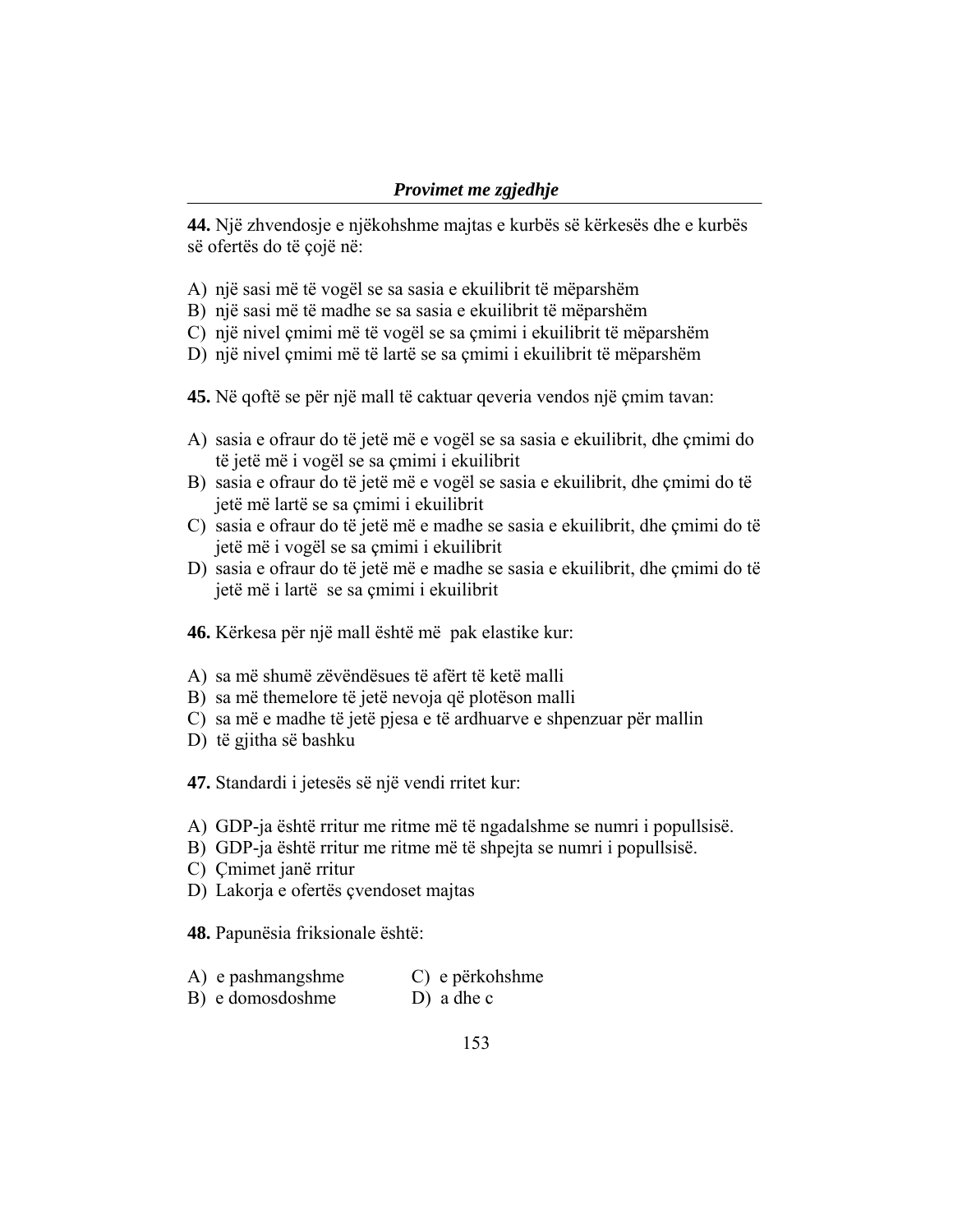**44.** Një zhvendosje e njëkohshme majtas e kurbës së kërkesës dhe e kurbës së ofertës do të çojë në:

A) një sasi më të vogël se sa sasia e ekuilibrit të mëparshëm
B) një sasi më të madhe se sa sasia e ekuilibrit të mëparshëm
C) një nivel çmimi më të vogël se sa çmimi i ekuilibrit të mëparshëm
D) një nivel çmimi më të lartë se sa çmimi i ekuilibrit të mëparshëm

**45.** Në qoftë se për një mall të caktuar qeveria vendos një çmim tavan:

A) sasia e ofraur do të jetë më e vogël se sa sasia e ekuilibrit, dhe çmimi do të jetë më i vogël se sa çmimi i ekuilibrit
B) sasia e ofraur do të jetë më e vogël se sasia e ekuilibrit, dhe çmimi do të jetë më lartë se sa çmimi i ekuilibrit
C) sasia e ofraur do të jetë më e madhe se sasia e ekuilibrit, dhe çmimi do të jetë më i vogël se sa çmimi i ekuilibrit
D) sasia e ofraur do të jetë më e madhe se sasia e ekuilibrit, dhe çmimi do të jetë më i lartë se sa çmimi i ekuilibrit

**46.** Kërkesa për një mall është më pak elastike kur:

A) sa më shumë zëvëndësues të afërt të ketë malli
B) sa më themelore të jetë nevoja që plotëson malli
C) sa më e madhe të jetë pjesa e të ardhuarve e shpenzuar për mallin
D) të gjitha së bashku

**47.** Standardi i jetesës së një vendi rritet kur:

A) GDP-ja është rritur me ritme më të ngadalshme se numri i popullsisë.
B) GDP-ja është rritur me ritme më të shpejta se numri i popullsisë.
C) Çmimet janë rritur
D) Lakorja e ofertës çvendoset majtas

**48.** Papunësia friksionale është:

A) e pashmangshme
B) e domosdoshme
C) e përkohshme
D) a dhe c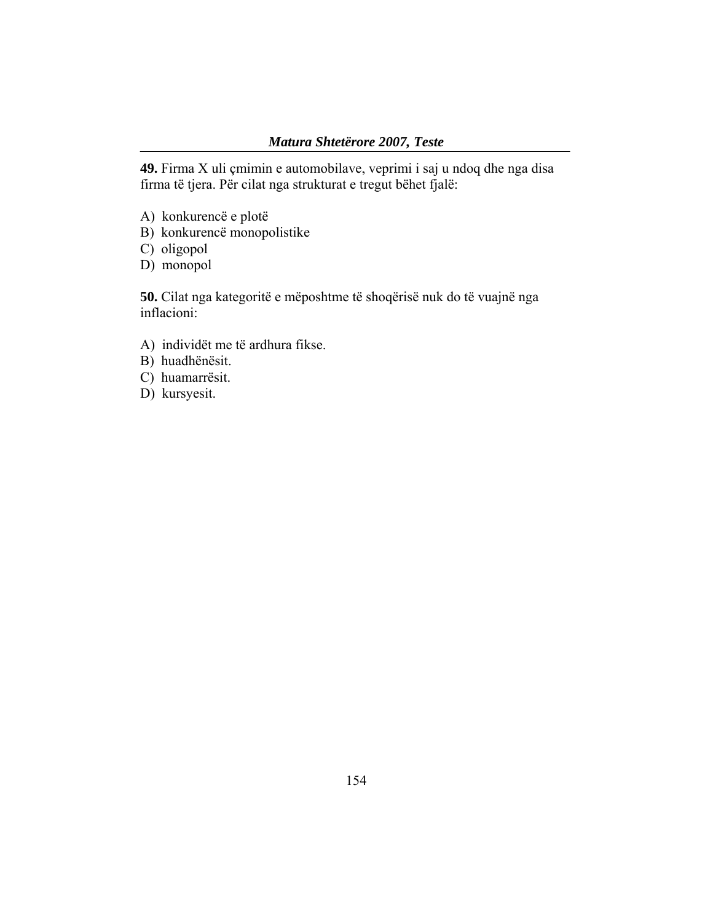**49.** Firma X uli çmimin e automobilave, veprimi i saj u ndoq dhe nga disa firma të tjera. Për cilat nga strukturat e tregut bëhet fjalë:

A) konkurencë e plotë
B) konkurencë monopolistike
C) oligopol
D) monopol

**50.** Cilat nga kategoritë e mëposhtme të shoqërisë nuk do të vuajnë nga inflacioni:

A) individët me të ardhura fikse.
B) huadhënësit.
C) huamarrësit.
D) kursyesit.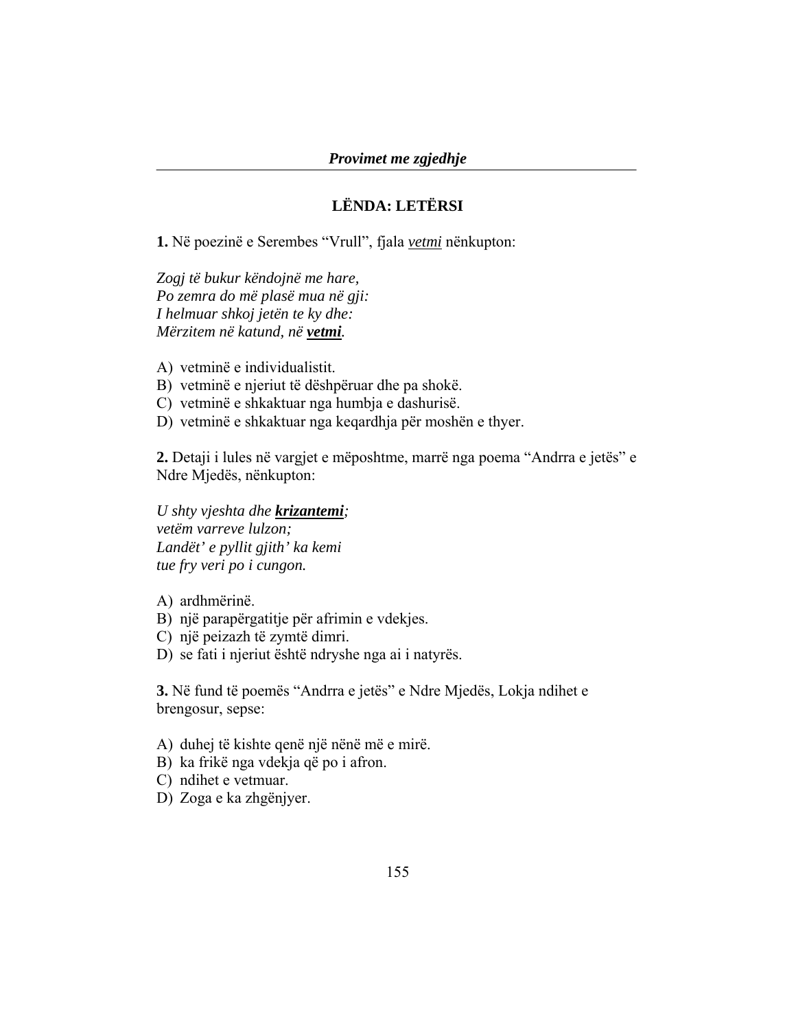## LËNDA: LETËRSI

**1.** Në poezinë e Serembes "Vrull", fjala ***vetmi*** nënkupton:

*Zogj të bukur këndojnë me hare,*
*Po zemra do më plasë mua në gji:*
*I helmuar shkoj jetën te ky dhe:*
*Mërzitem në katund, në* ***vetmi****.*

A) vetminë e individualistit.
B) vetminë e njeriut të dëshpëruar dhe pa shokë.
C) vetminë e shkaktuar nga humbja e dashurisë.
D) vetminë e shkaktuar nga keqardhja për moshën e thyer.

**2.** Detaji i lules në vargjet e mëposhtme, marrë nga poema "Andrra e jetës" e Ndre Mjedës, nënkupton:

*U shty vjeshta dhe* ***krizantemi****;*
*vetëm varreve lulzon;*
*Landët' e pyllit gjith' ka kemi*
*tue fry veri po i cungon.*

A) ardhmërinë.
B) një parapërgatitje për afrimin e vdekjes.
C) një peizazh të zymtë dimri.
D) se fati i njeriut është ndryshe nga ai i natyrës.

**3.** Në fund të poemës "Andrra e jetës" e Ndre Mjedës, Lokja ndihet e brengosur, sepse:

A) duhej të kishte qenë një nënë më e mirë.
B) ka frikë nga vdekja që po i afron.
C) ndihet e vetmuar.
D) Zoga e ka zhgënjyer.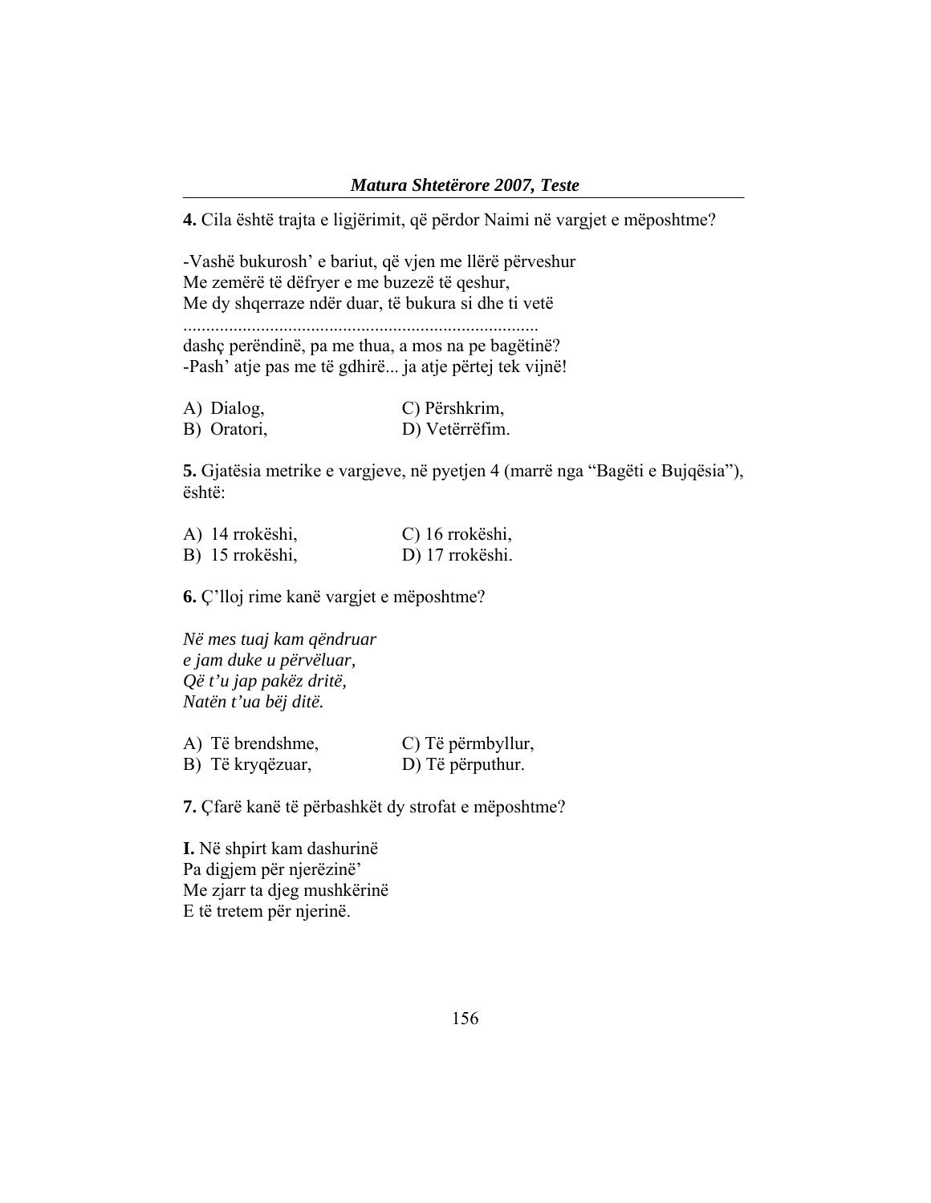**4.** Cila është trajta e ligjërimit, që përdor Naimi në vargjet e mëposhtme?

-Vashë bukurosh' e bariut, që vjen me llërë përveshur
Me zemërë të dëfryer e me buzezë të qeshur,
Me dy shqerraze ndër duar, të bukura si dhe ti vetë
..............................................................................
dashç perëndinë, pa me thua, a mos na pe bagëtinë?
-Pash' atje pas me të gdhirë... ja atje përtej tek vijnë!

A) Dialog,
B) Oratori,
C) Përshkrim,
D) Vetërrëfim.

**5.** Gjatësia metrike e vargjeve, në pyetjen 4 (marrë nga "Bagëti e Bujqësia"), është:

A) 14 rrokëshi,
B) 15 rrokëshi,
C) 16 rrokëshi,
D) 17 rrokëshi.

**6.** Ç'lloj rime kanë vargjet e mëposhtme?

*Në mes tuaj kam qëndruar*
*e jam duke u përvëluar,*
*Që t'u jap pakëz dritë,*
*Natën t'ua bëj ditë.*

A) Të brendshme,
B) Të kryqëzuar,
C) Të përmbyllur,
D) Të përputhur.

**7.** Çfarë kanë të përbashkët dy strofat e mëposhtme?

**I.** Në shpirt kam dashurinë
Pa digjem për njerëzinë'
Me zjarr ta djeg mushkërinë
E të tretem për njerinë.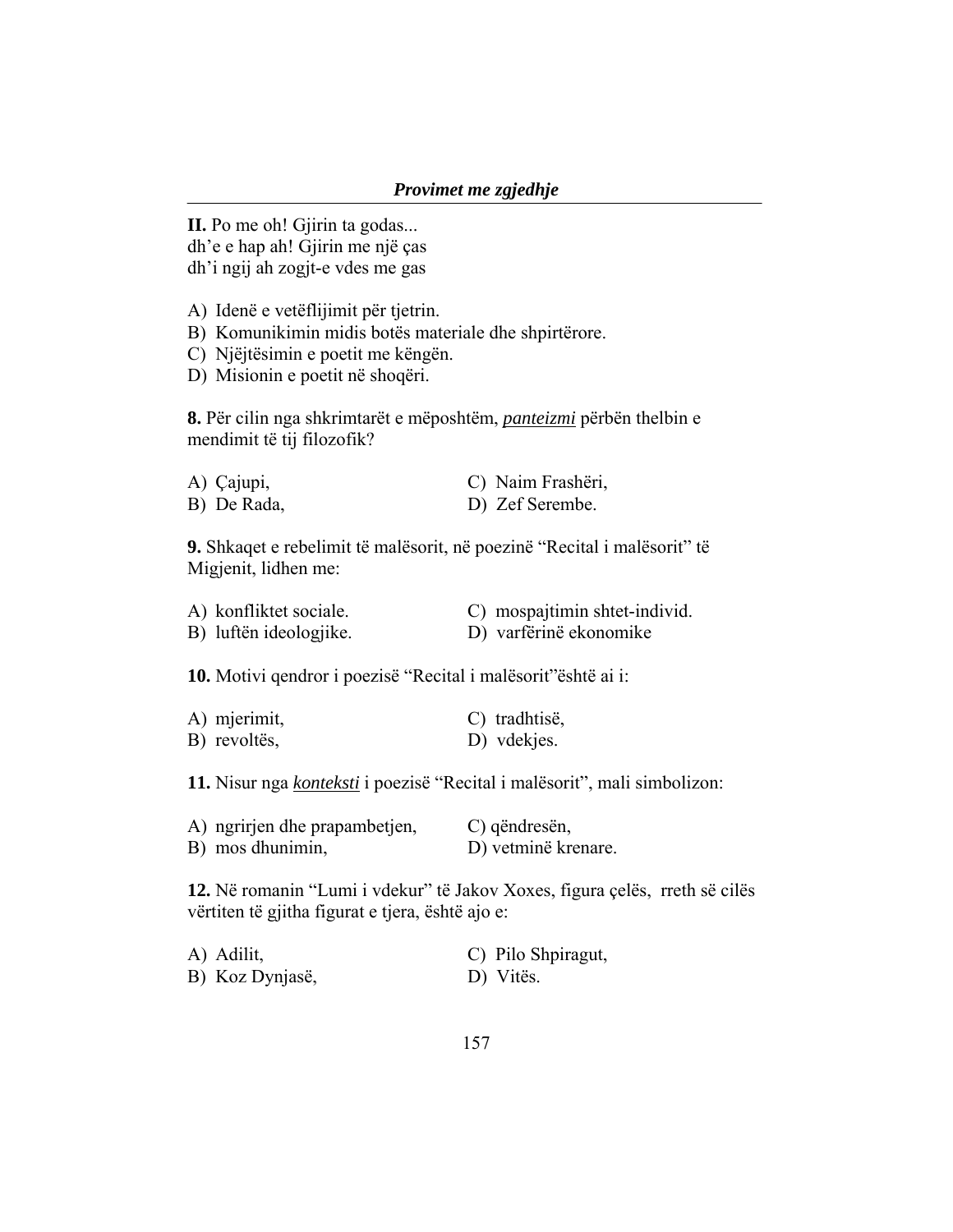**II.** Po me oh! Gjirin ta godas...
dh'e e hap ah! Gjirin me një ças
dh'i ngij ah zogjt-e vdes me gas

A) Idenë e vetëflijimit për tjetrin.
B) Komunikimin midis botës materiale dhe shpirtërore.
C) Njëjtësimin e poetit me këngën.
D) Misionin e poetit në shoqëri.

**8.** Për cilin nga shkrimtarët e mëposhtëm, ***panteizmi*** përbën thelbin e mendimit të tij filozofik?

A) Çajupi,
B) De Rada,
C) Naim Frashëri,
D) Zef Serembe.

**9.** Shkaqet e rebelimit të malësorit, në poezinë "Recital i malësorit" të Migjenit, lidhen me:

A) konfliktet sociale.
B) luftën ideologjike.
C) mospajtimin shtet-individ.
D) varfërinë ekonomike

**10.** Motivi qendror i poezisë "Recital i malësorit"është ai i:

A) mjerimit,
B) revoltës,
C) tradhtisë,
D) vdekjes.

**11.** Nisur nga ***konteksti*** i poezisë "Recital i malësorit", mali simbolizon:

A) ngrirjen dhe prapambetjen,
B) mos dhunimin,
C) qëndresën,
D) vetminë krenare.

**12.** Në romanin "Lumi i vdekur" të Jakov Xoxes, figura çelës, rreth së cilës vërtiten të gjitha figurat e tjera, është ajo e:

A) Adilit,
B) Koz Dynjasë,
C) Pilo Shpiragut,
D) Vitës.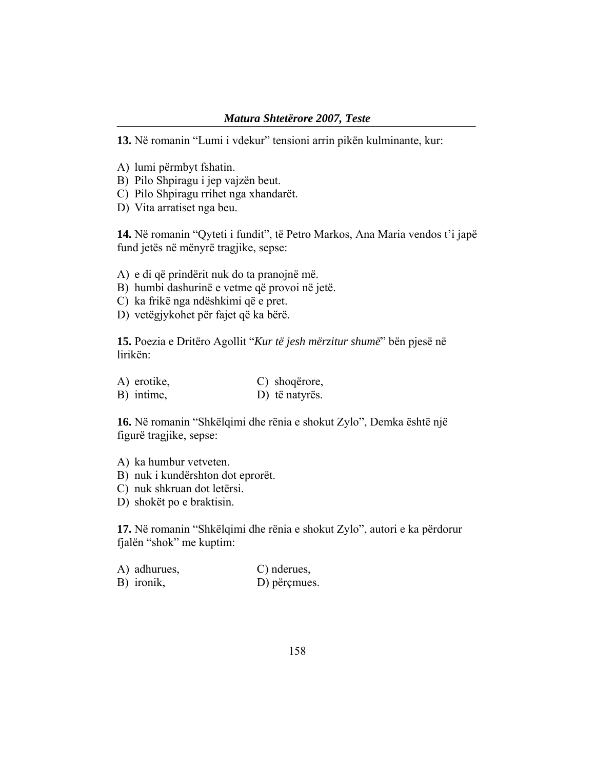**13.** Në romanin “Lumi i vdekur” tensioni arrin pikën kulminante, kur:

A) lumi përmbyt fshatin.
B) Pilo Shpiragu i jep vajzën beut.
C) Pilo Shpiragu rrihet nga xhandarët.
D) Vita arratiset nga beu.

**14.** Në romanin “Qyteti i fundit”, të Petro Markos, Ana Maria vendos t’i japë fund jetës në mënyrë tragjike, sepse:

A) e di që prindërit nuk do ta pranojnë më.
B) humbi dashurinë e vetme që provoi në jetë.
C) ka frikë nga ndëshkimi që e pret.
D) vetëgjykohet për fajet që ka bërë.

**15.** Poezia e Dritëro Agollit “*Kur të jesh mërzitur shumë*” bën pjesë në lirikën:

A) erotike,
B) intime,
C) shoqërore,
D) të natyrës.

**16.** Në romanin “Shkëlqimi dhe rënia e shokut Zylo”, Demka është një figurë tragjike, sepse:

A) ka humbur vetveten.
B) nuk i kundërshton dot eprorët.
C) nuk shkruan dot letërsi.
D) shokët po e braktisin.

**17.** Në romanin “Shkëlqimi dhe rënia e shokut Zylo”, autori e ka përdorur fjalën “shok” me kuptim:

A) adhurues,
B) ironik,
C) nderues,
D) përçmues.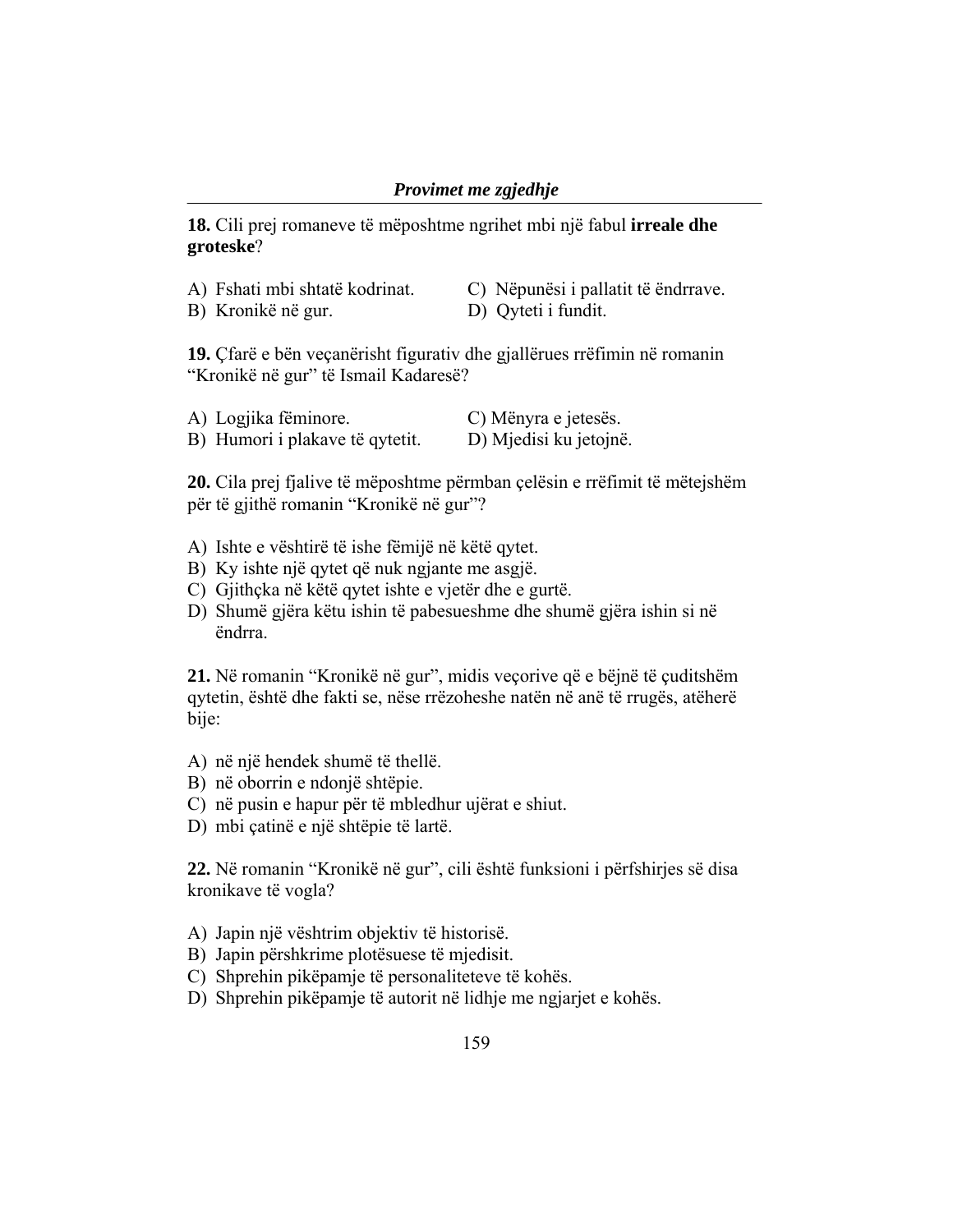**18.** Cili prej romaneve të mëposhtme ngrihet mbi një fabul **irreale dhe groteske**?

A) Fshati mbi shtatë kodrinat.
B) Kronikë në gur.
C) Nëpunësi i pallatit të ëndrrave.
D) Qyteti i fundit.

**19.** Çfarë e bën veçanërisht figurativ dhe gjallërues rrëfimin në romanin "Kronikë në gur" të Ismail Kadaresë?

A) Logjika fëminore.
B) Humori i plakave të qytetit.
C) Mënyra e jetesës.
D) Mjedisi ku jetojnë.

**20.** Cila prej fjalive të mëposhtme përmban çelësin e rrëfimit të mëtejshëm për të gjithë romanin "Kronikë në gur"?

A) Ishte e vështirë të ishe fëmijë në këtë qytet.
B) Ky ishte një qytet që nuk ngjante me asgjë.
C) Gjithçka në këtë qytet ishte e vjetër dhe e gurtë.
D) Shumë gjëra këtu ishin të pabesueshme dhe shumë gjëra ishin si në ëndrra.

**21.** Në romanin "Kronikë në gur", midis veçorive që e bëjnë të çuditshëm qytetin, është dhe fakti se, nëse rrëzoheshe natën në anë të rrugës, atëherë bije:

A) në një hendek shumë të thellë.
B) në oborrin e ndonjë shtëpie.
C) në pusin e hapur për të mbledhur ujërat e shiut.
D) mbi çatinë e një shtëpie të lartë.

**22.** Në romanin "Kronikë në gur", cili është funksioni i përfshirjes së disa kronikave të vogla?

A) Japin një vështrim objektiv të historisë.
B) Japin përshkrime plotësuese të mjedisit.
C) Shprehin pikëpamje të personaliteteve të kohës.
D) Shprehin pikëpamje të autorit në lidhje me ngjarjet e kohës.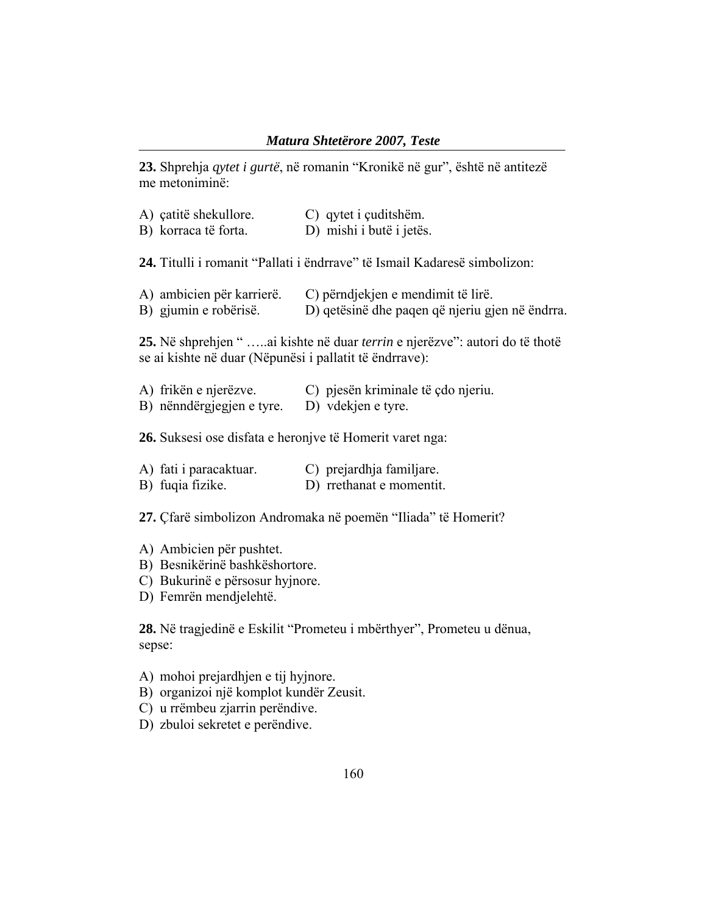**23.** Shprehja *qytet i gurtë*, në romanin "Kronikë në gur", është në antitezë me metoniminë:

A) çatitë shekullore.
B) korraca të forta.
C) qytet i çuditshëm.
D) mishi i butë i jetës.

**24.** Titulli i romanit "Pallati i ëndrrave" të Ismail Kadaresë simbolizon:

A) ambicien për karrierë.
B) gjumin e robërisë.
C) përndjekjen e mendimit të lirë.
D) qetësinë dhe paqen që njeriu gjen në ëndrra.

**25.** Në shprehjen " …..ai kishte në duar *terrin* e njerëzve": autori do të thotë se ai kishte në duar (Nëpunësi i pallatit të ëndrrave):

A) frikën e njerëzve.
B) nënndërgjegjen e tyre.
C) pjesën kriminale të çdo njeriu.
D) vdekjen e tyre.

**26.** Suksesi ose disfata e heronjve të Homerit varet nga:

A) fati i paracaktuar.
B) fuqia fizike.
C) prejardhja familjare.
D) rrethanat e momentit.

**27.** Çfarë simbolizon Andromaka në poemën "Iliada" të Homerit?

A) Ambicien për pushtet.
B) Besnikërinë bashkëshortore.
C) Bukurinë e përsosur hyjnore.
D) Femrën mendjelehtë.

**28.** Në tragjedinë e Eskilit "Prometeu i mbërthyer", Prometeu u dënua, sepse:

A) mohoi prejardhjen e tij hyjnore.
B) organizoi një komplot kundër Zeusit.
C) u rrëmbeu zjarrin perëndive.
D) zbuloi sekretet e perëndive.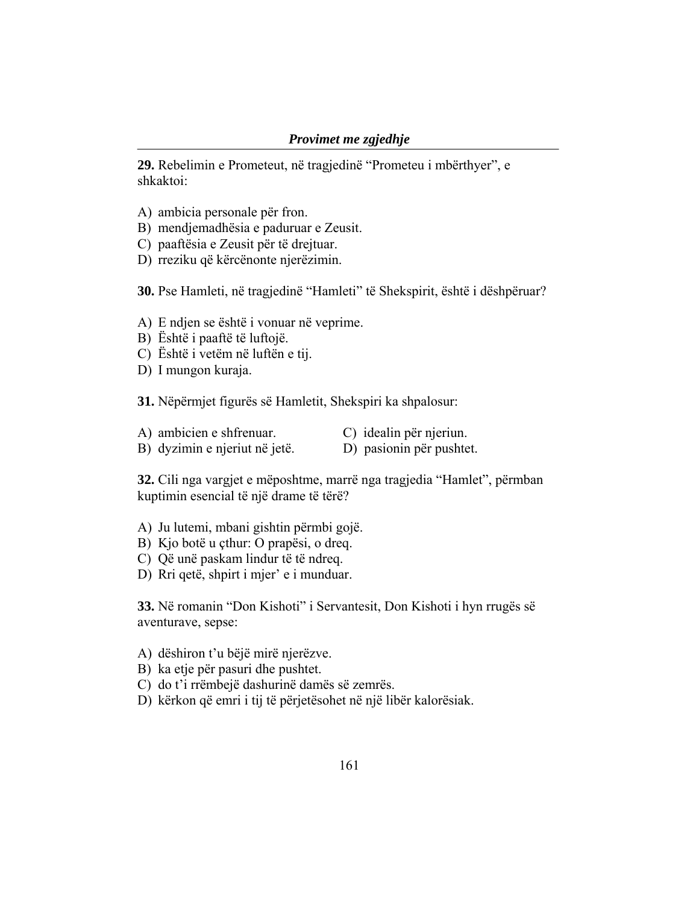**29.** Rebelimin e Prometeut, në tragjedinë "Prometeu i mbërthyer", e shkaktoi:

A) ambicia personale për fron.
B) mendjemadhësia e paduruar e Zeusit.
C) paaftësia e Zeusit për të drejtuar.
D) rreziku që kërcënonte njerëzimin.

**30.** Pse Hamleti, në tragjedinë "Hamleti" të Shekspirit, është i dëshpëruar?

A) E ndjen se është i vonuar në veprime.
B) Është i paaftë të luftojë.
C) Është i vetëm në luftën e tij.
D) I mungon kuraja.

**31.** Nëpërmjet figurës së Hamletit, Shekspiri ka shpalosur:

A) ambicien e shfrenuar.
B) dyzimin e njeriut në jetë.
C) idealin për njeriun.
D) pasionin për pushtet.

**32.** Cili nga vargjet e mëposhtme, marrë nga tragjedia "Hamlet", përmban kuptimin esencial të një drame të tërë?

A) Ju lutemi, mbani gishtin përmbi gojë.
B) Kjo botë u çthur: O prapësi, o dreq.
C) Që unë paskam lindur të të ndreq.
D) Rri qetë, shpirt i mjer' e i munduar.

**33.** Në romanin "Don Kishoti" i Servantesit, Don Kishoti i hyn rrugës së aventurave, sepse:

A) dëshiron t'u bëjë mirë njerëzve.
B) ka etje për pasuri dhe pushtet.
C) do t'i rrëmbejë dashurinë damës së zemrës.
D) kërkon që emri i tij të përjetësohet në një libër kalorësiak.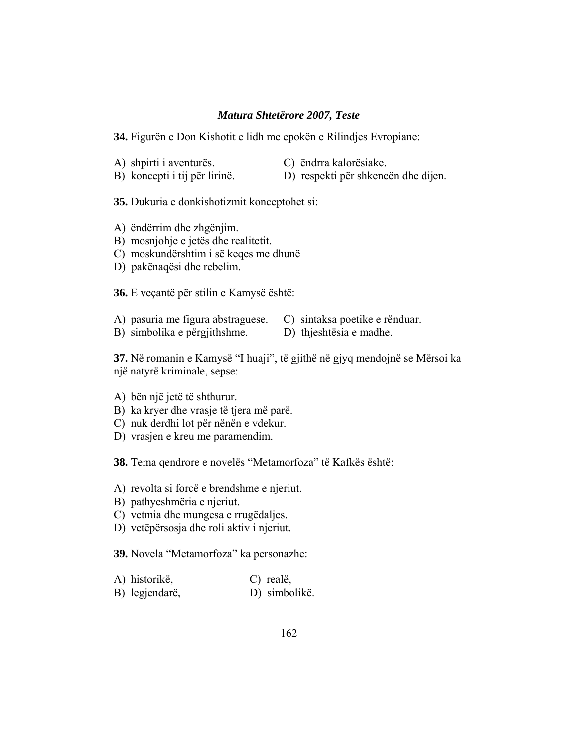**34.** Figurën e Don Kishotit e lidh me epokën e Rilindjes Evropiane:

A) shpirti i aventurës.
B) koncepti i tij për lirinë.
C) ëndrra kalorësiake.
D) respekti për shkencën dhe dijen.

**35.** Dukuria e donkishotizmit konceptohet si:

A) ëndërrim dhe zhgënjim.
B) mosnjohje e jetës dhe realitetit.
C) moskundërshtim i së keqes me dhunë
D) pakënaqësi dhe rebelim.

**36.** E veçantë për stilin e Kamysë është:

A) pasuria me figura abstraguese.
B) simbolika e përgjithshme.
C) sintaksa poetike e rënduar.
D) thjeshtësia e madhe.

**37.** Në romanin e Kamysë "I huaji", të gjithë në gjyq mendojnë se Mërsoi ka një natyrë kriminale, sepse:

A) bën një jetë të shthurur.
B) ka kryer dhe vrasje të tjera më parë.
C) nuk derdhi lot për nënën e vdekur.
D) vrasjen e kreu me paramendim.

**38.** Tema qendrore e novelës "Metamorfoza" të Kafkës është:

A) revolta si forcë e brendshme e njeriut.
B) pathyeshmëria e njeriut.
C) vetmia dhe mungesa e rrugëdaljes.
D) vetëpërsosja dhe roli aktiv i njeriut.

**39.** Novela "Metamorfoza" ka personazhe:

A) historikë,
B) legjendarë,
C) realë,
D) simbolikë.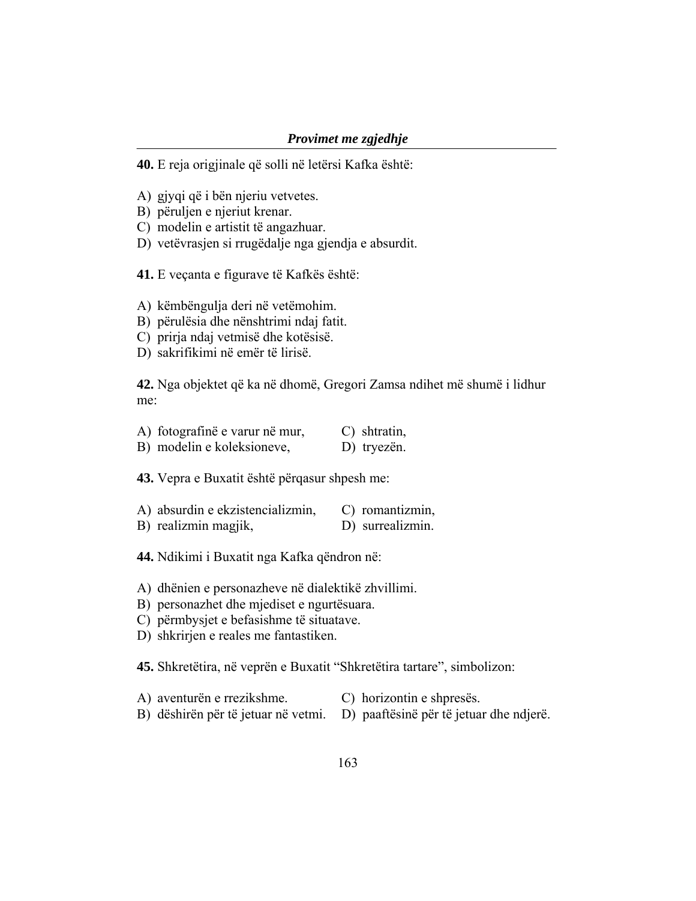**40.** E reja origjinale që solli në letërsi Kafka është:

A) gjyqi që i bën njeriu vetvetes.
B) përuljen e njeriut krenar.
C) modelin e artistit të angazhuar.
D) vetëvrasjen si rrugëdalje nga gjendja e absurdit.

**41.** E veçanta e figurave të Kafkës është:

A) këmbëngulja deri në vetëmohim.
B) përulësia dhe nënshtrimi ndaj fatit.
C) prirja ndaj vetmisë dhe kotësisë.
D) sakrifikimi në emër të lirisë.

**42.** Nga objektet që ka në dhomë, Gregori Zamsa ndihet më shumë i lidhur me:

A) fotografinë e varur në mur,
B) modelin e koleksioneve,
C) shtratin,
D) tryezën.

**43.** Vepra e Buxatit është përqasur shpesh me:

A) absurdin e ekzistencializmin,
B) realizmin magjik,
C) romantizmin,
D) surrealizmin.

**44.** Ndikimi i Buxatit nga Kafka qëndron në:

A) dhënien e personazheve në dialektikë zhvillimi.
B) personazhet dhe mjediset e ngurtësuara.
C) përmbysjet e befasishme të situatave.
D) shkrirjen e reales me fantastiken.

**45.** Shkretëtira, në veprën e Buxatit "Shkretëtira tartare", simbolizon:

A) aventurën e rrezikshme.
B) dëshirën për të jetuar në vetmi.
C) horizontin e shpresës.
D) paaftësinë për të jetuar dhe ndjerë.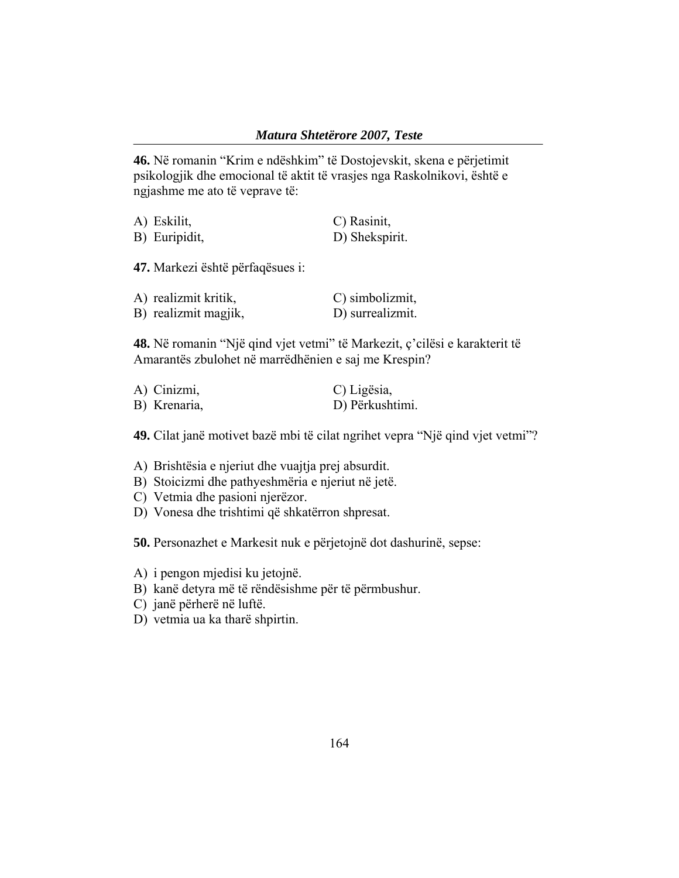**46.** Në romanin "Krim e ndëshkim" të Dostojevskit, skena e përjetimit psikologjik dhe emocional të aktit të vrasjes nga Raskolnikovi, është e ngjashme me ato të veprave të:

A) Eskilit,
B) Euripidit,
C) Rasinit,
D) Shekspirit.

**47.** Markezi është përfaqësues i:

A) realizmit kritik,
B) realizmit magjik,
C) simbolizmit,
D) surrealizmit.

**48.** Në romanin "Një qind vjet vetmi" të Markezit, ç'cilësi e karakterit të Amarantës zbulohet në marrëdhënien e saj me Krespin?

A) Cinizmi,
B) Krenaria,
C) Ligësia,
D) Përkushtimi.

**49.** Cilat janë motivet bazë mbi të cilat ngrihet vepra "Një qind vjet vetmi"?

A) Brishtësia e njeriut dhe vuajtja prej absurdit.
B) Stoicizmi dhe pathyeshmëria e njeriut në jetë.
C) Vetmia dhe pasioni njerëzor.
D) Vonesa dhe trishtimi që shkatërron shpresat.

**50.** Personazhet e Markesit nuk e përjetojnë dot dashurinë, sepse:

A) i pengon mjedisi ku jetojnë.
B) kanë detyra më të rëndësishme për të përmbushur.
C) janë përherë në luftë.
D) vetmia ua ka tharë shpirtin.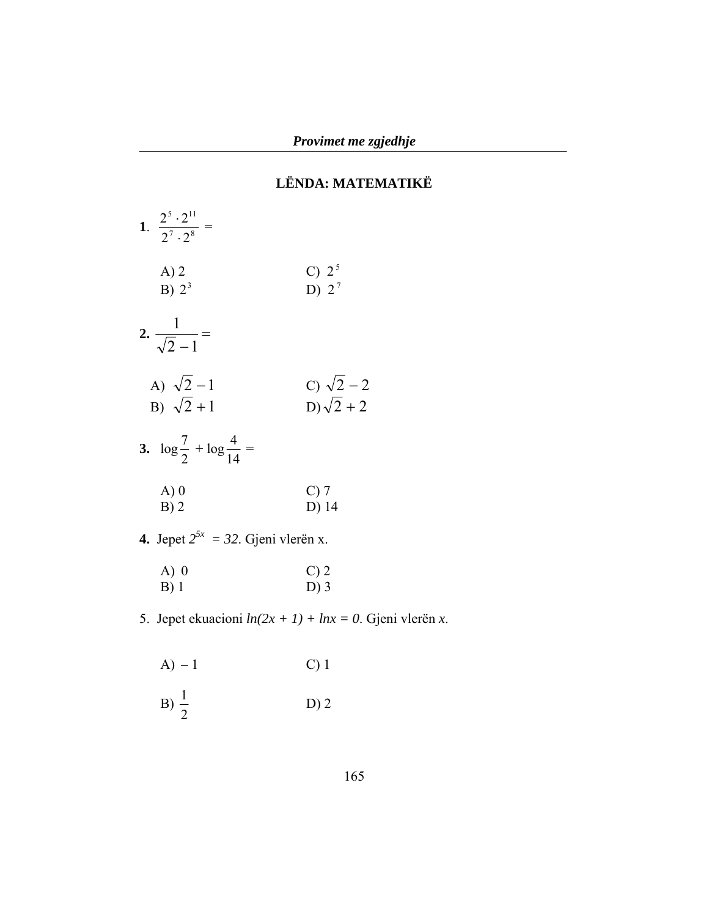# LËNDA: MATEMATIKË

**1**. $\dfrac{2^5 \cdot 2^{11}}{2^7 \cdot 2^8} =$

A) 2  
B) $2^3$  
C) $2^5$  
D) $2^7$

**2.** $\dfrac{1}{\sqrt{2}-1} =$

A) $\sqrt{2}-1$  
B) $\sqrt{2}+1$  
C) $\sqrt{2}-2$  
D) $\sqrt{2}+2$

**3.** $\log\dfrac{7}{2} + \log\dfrac{4}{14} =$

A) 0  
B) 2  
C) 7  
D) 14

**4.** Jepet $2^{5x} = 32$. Gjeni vlerën x.

A) 0  
B) 1  
C) 2  
D) 3

5. Jepet ekuacioni $\ln(2x + 1) + \ln x = 0$. Gjeni vlerën *x*.

A) – 1  
B) $\dfrac{1}{2}$  
C) 1  
D) 2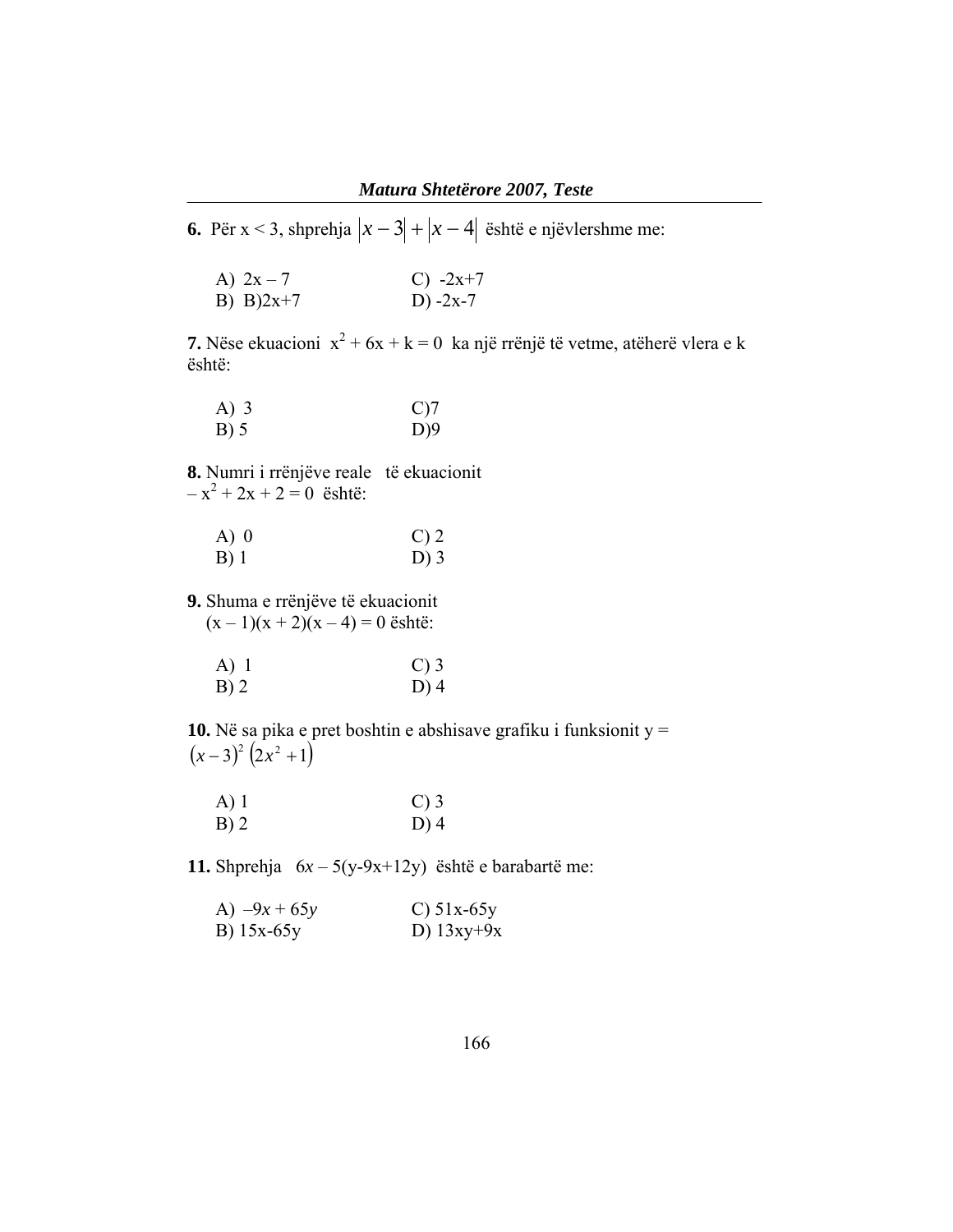**6.** Për x < 3, shprehja $|x-3|+|x-4|$ është e njëvlershme me:

A) 2x – 7 C) -2x+7
B) B)2x+7 D) -2x-7

**7.** Nëse ekuacioni $x^2 + 6x + k = 0$ ka një rrënjë të vetme, atëherë vlera e k është:

A) 3 C)7
B) 5 D)9

**8.** Numri i rrënjëve reale të ekuacionit
$-x^2 + 2x + 2 = 0$ është:

A) 0 C) 2
B) 1 D) 3

**9.** Shuma e rrënjëve të ekuacionit
$(x-1)(x+2)(x-4) = 0$ është:

A) 1 C) 3
B) 2 D) 4

**10.** Në sa pika e pret boshtin e abshisave grafiku i funksionit $y = (x-3)^2(2x^2+1)$

A) 1 C) 3
B) 2 D) 4

**11.** Shprehja $6x - 5(y-9x+12y)$ është e barabartë me:

A) $-9x + 65y$ C) 51x-65y
B) 15x-65y D) 13xy+9x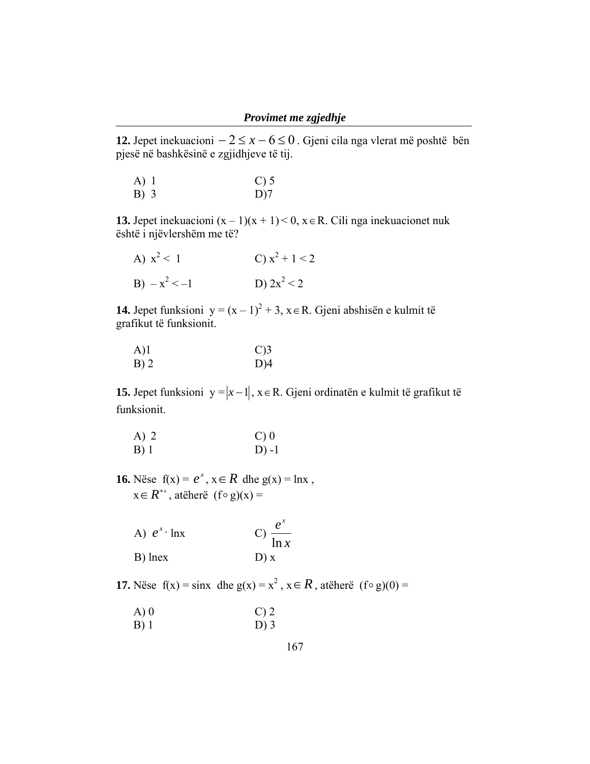**12.** Jepet inekuacioni $-2 \leq x - 6 \leq 0$. Gjeni cila nga vlerat më poshtë bën pjesë në bashkësinë e zgjidhjeve të tij.

A) 1
B) 3
C) 5
D)7

**13.** Jepet inekuacioni $(x - 1)(x + 1) < 0$, $x \in R$. Cili nga inekuacionet nuk është i njëvlershëm me të?

A) $x^2 < 1$
B) $-x^2 < -1$
C) $x^2 + 1 < 2$
D) $2x^2 < 2$

**14.** Jepet funksioni $y = (x - 1)^2 + 3$, $x \in R$. Gjeni abshisën e kulmit të grafikut të funksionit.

A)1
B) 2
C)3
D)4

**15.** Jepet funksioni $y = |x - 1|$, $x \in R$. Gjeni ordinatën e kulmit të grafikut të funksionit.

A) 2
B) 1
C) 0
D) -1

**16.** Nëse $f(x) = e^x$, $x \in R$ dhe $g(x) = \ln x$, $x \in R^{*+}$, atëherë $(f \circ g)(x) =$

A) $e^x \cdot \ln x$
B) $\ln ex$
C) $\frac{e^x}{\ln x}$
D) x

**17.** Nëse $f(x) = \sin x$ dhe $g(x) = x^2$, $x \in R$, atëherë $(f \circ g)(0) =$

A) 0
B) 1
C) 2
D) 3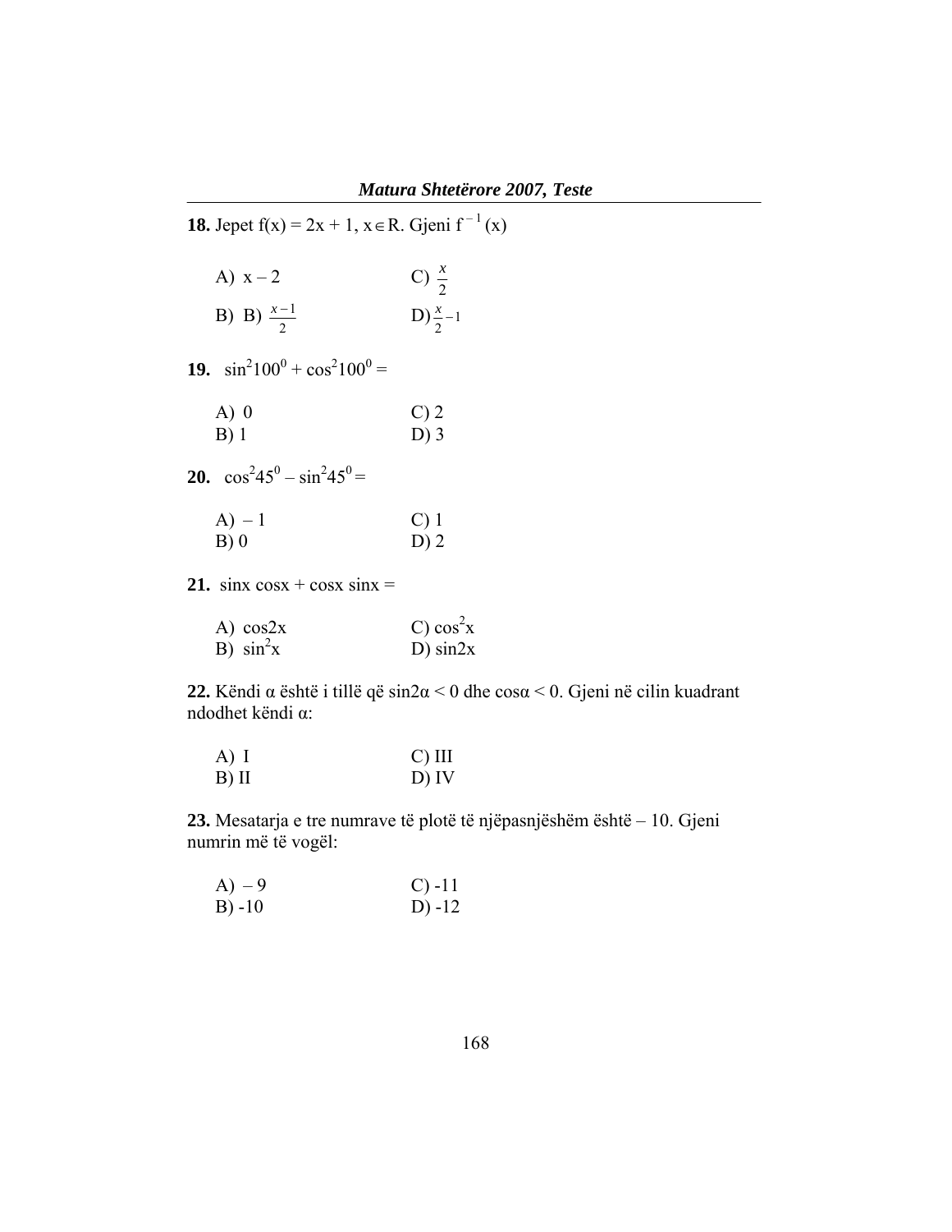**18.** Jepet f(x) = 2x + 1, $x \in R$. Gjeni $f^{-1}(x)$

A) x – 2 C) $\frac{x}{2}$

B) B) $\frac{x-1}{2}$ D) $\frac{x}{2}-1$

**19.** $\sin^2 100^0 + \cos^2 100^0 =$

A) 0 C) 2

B) 1 D) 3

**20.** $\cos^2 45^0 - \sin^2 45^0 =$

A) – 1 C) 1

B) 0 D) 2

**21.** sinx cosx + cosx sinx =

A) cos2x C) $\cos^2 x$

B) $\sin^2 x$ D) sin2x

**22.** Këndi α është i tillë që sin2α < 0 dhe cosα < 0. Gjeni në cilin kuadrant ndodhet këndi α:

A) I C) III

B) II D) IV

**23.** Mesatarja e tre numrave të plotë të njëpasnjëshëm është – 10. Gjeni numrin më të vogël:

A) – 9 C) -11

B) -10 D) -12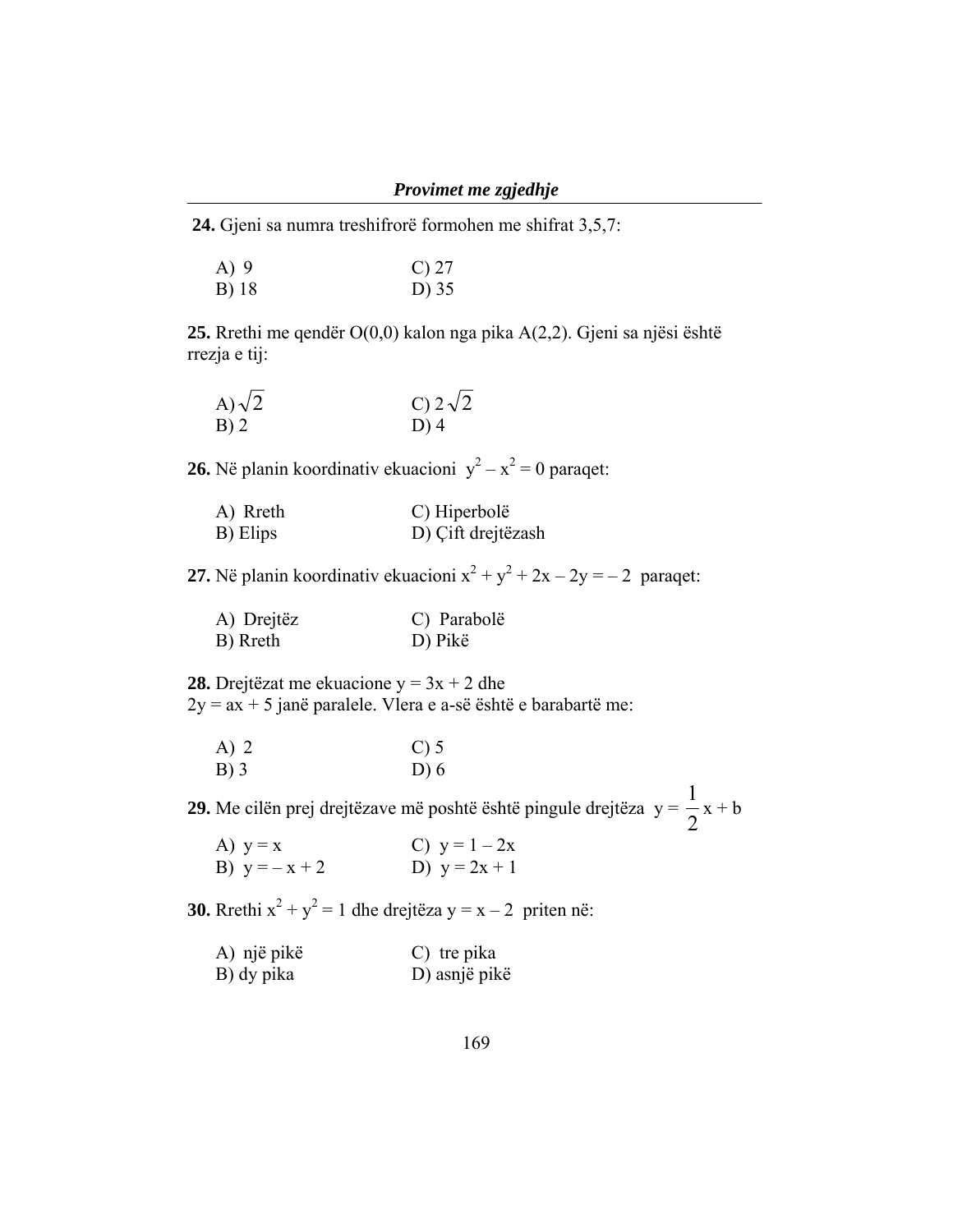**24.** Gjeni sa numra treshifrorë formohen me shifrat 3,5,7:

A) 9
B) 18
C) 27
D) 35

**25.** Rrethi me qendër O(0,0) kalon nga pika A(2,2). Gjeni sa njësi është rrezja e tij:

A) $\sqrt{2}$
B) 2
C) $2\sqrt{2}$
D) 4

**26.** Në planin koordinativ ekuacioni $y^2 - x^2 = 0$ paraqet:

A) Rreth
B) Elips
C) Hiperbolë
D) Çift drejtëzash

**27.** Në planin koordinativ ekuacioni $x^2 + y^2 + 2x - 2y = -2$ paraqet:

A) Drejtëz
B) Rreth
C) Parabolë
D) Pikë

**28.** Drejtëzat me ekuacione $y = 3x + 2$ dhe $2y = ax + 5$ janë paralele. Vlera e a-së është e barabartë me:

A) 2
B) 3
C) 5
D) 6

**29.** Me cilën prej drejtëzave më poshtë është pingule drejtëza $y = \frac{1}{2}x + b$

A) $y = x$
B) $y = -x + 2$
C) $y = 1 - 2x$
D) $y = 2x + 1$

**30.** Rrethi $x^2 + y^2 = 1$ dhe drejtëza $y = x - 2$ priten në:

A) një pikë
B) dy pika
C) tre pika
D) asnjë pikë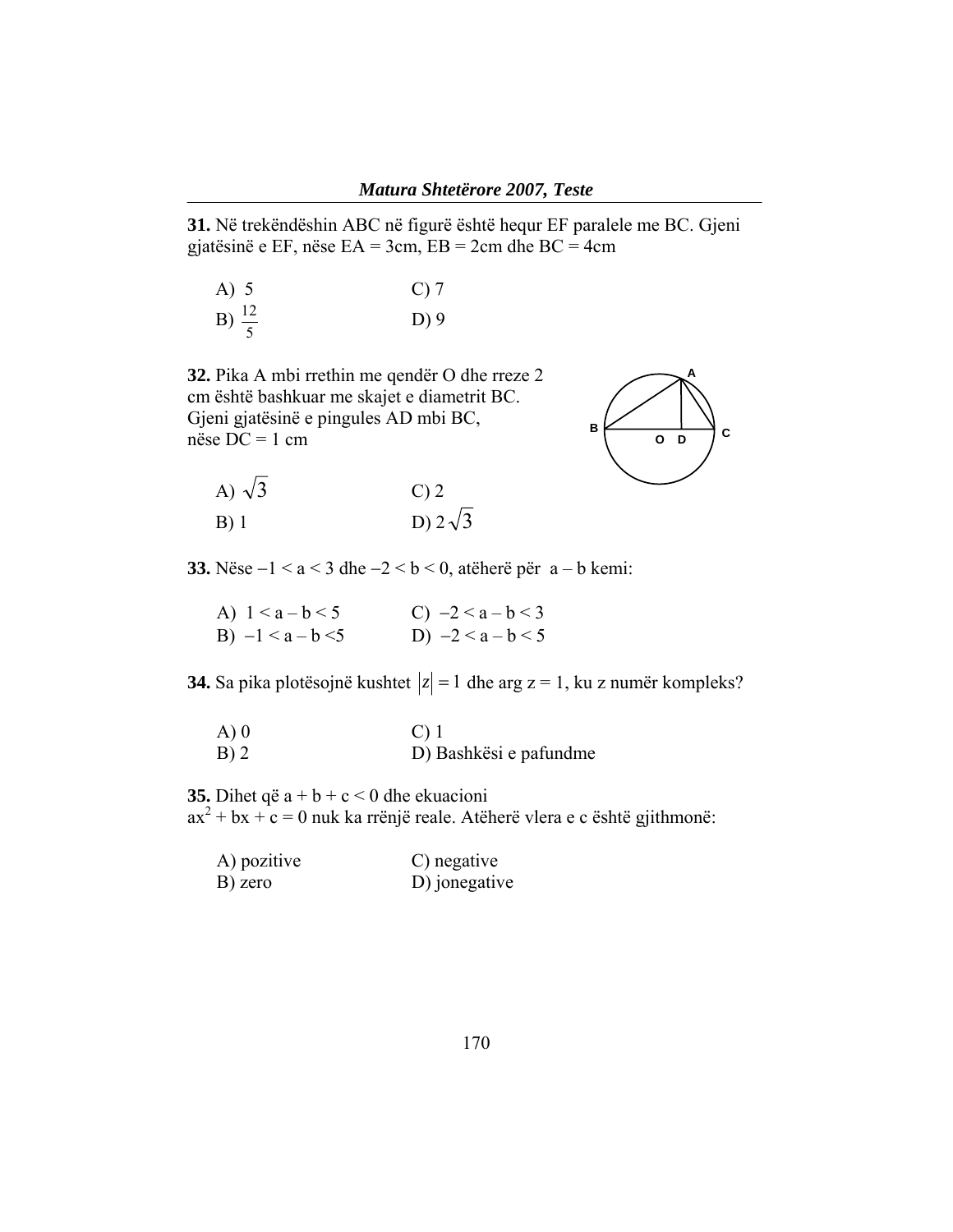**31.** Në trekëndëshin ABC në figurë është hequr EF paralele me BC. Gjeni gjatësinë e EF, nëse EA = 3cm, EB = 2cm dhe BC = 4cm

A) 5 C) 7

B) $\frac{12}{5}$ D) 9

**32.** Pika A mbi rrethin me qendër O dhe rreze 2 cm është bashkuar me skajet e diametrit BC. Gjeni gjatësinë e pingules AD mbi BC, nëse DC = 1 cm

A) $\sqrt{3}$ C) 2

B) 1 D) $2\sqrt{3}$

**33.** Nëse $-1 < a < 3$ dhe $-2 < b < 0$, atëherë për $a - b$ kemi:

A) $1 < a - b < 5$ C) $-2 < a - b < 3$

B) $-1 < a - b < 5$ D) $-2 < a - b < 5$

**34.** Sa pika plotësojnë kushtet $|z| = 1$ dhe arg z = 1, ku z numër kompleks?

A) 0 C) 1

B) 2 D) Bashkësi e pafundme

**35.** Dihet që $a + b + c < 0$ dhe ekuacioni $ax^2 + bx + c = 0$ nuk ka rrënjë reale. Atëherë vlera e c është gjithmonë:

A) pozitive C) negative

B) zero D) jonegative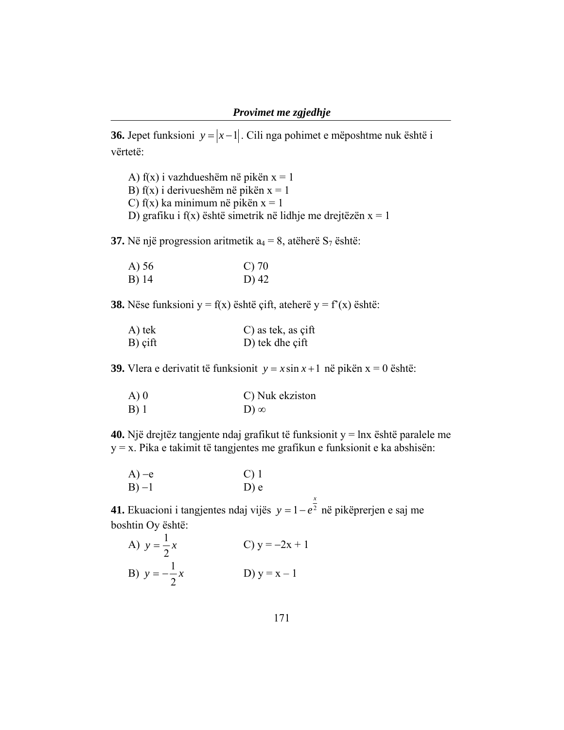**36.** Jepet funksioni $y = |x-1|$. Cili nga pohimet e mëposhtme nuk është i vërtetë:

A) f(x) i vazhdueshëm në pikën x = 1
B) f(x) i derivueshëm në pikën x = 1
C) f(x) ka minimum në pikën x = 1
D) grafiku i f(x) është simetrik në lidhje me drejtëzën x = 1

**37.** Në një progression aritmetik $a_4 = 8$, atëherë $S_7$ është:

A) 56 C) 70
B) 14 D) 42

**38.** Nëse funksioni y = f(x) është çift, ateherë y = f'(x) është:

A) tek C) as tek, as çift
B) çift D) tek dhe çift

**39.** Vlera e derivatit të funksionit $y = x\sin x + 1$ në pikën x = 0 është:

A) 0 C) Nuk ekziston
B) 1 D) $\infty$

**40.** Një drejtëz tangjente ndaj grafikut të funksionit y = lnx është paralele me y = x. Pika e takimit të tangjentes me grafikun e funksionit e ka abshisën:

A) –e C) 1
B) –1 D) e

**41.** Ekuacioni i tangjentes ndaj vijës $y = 1 - e^{\frac{x}{2}}$ në pikëprerjen e saj me boshtin Oy është:

A) $y = \frac{1}{2}x$ C) y = –2x + 1
B) $y = -\frac{1}{2}x$ D) y = x – 1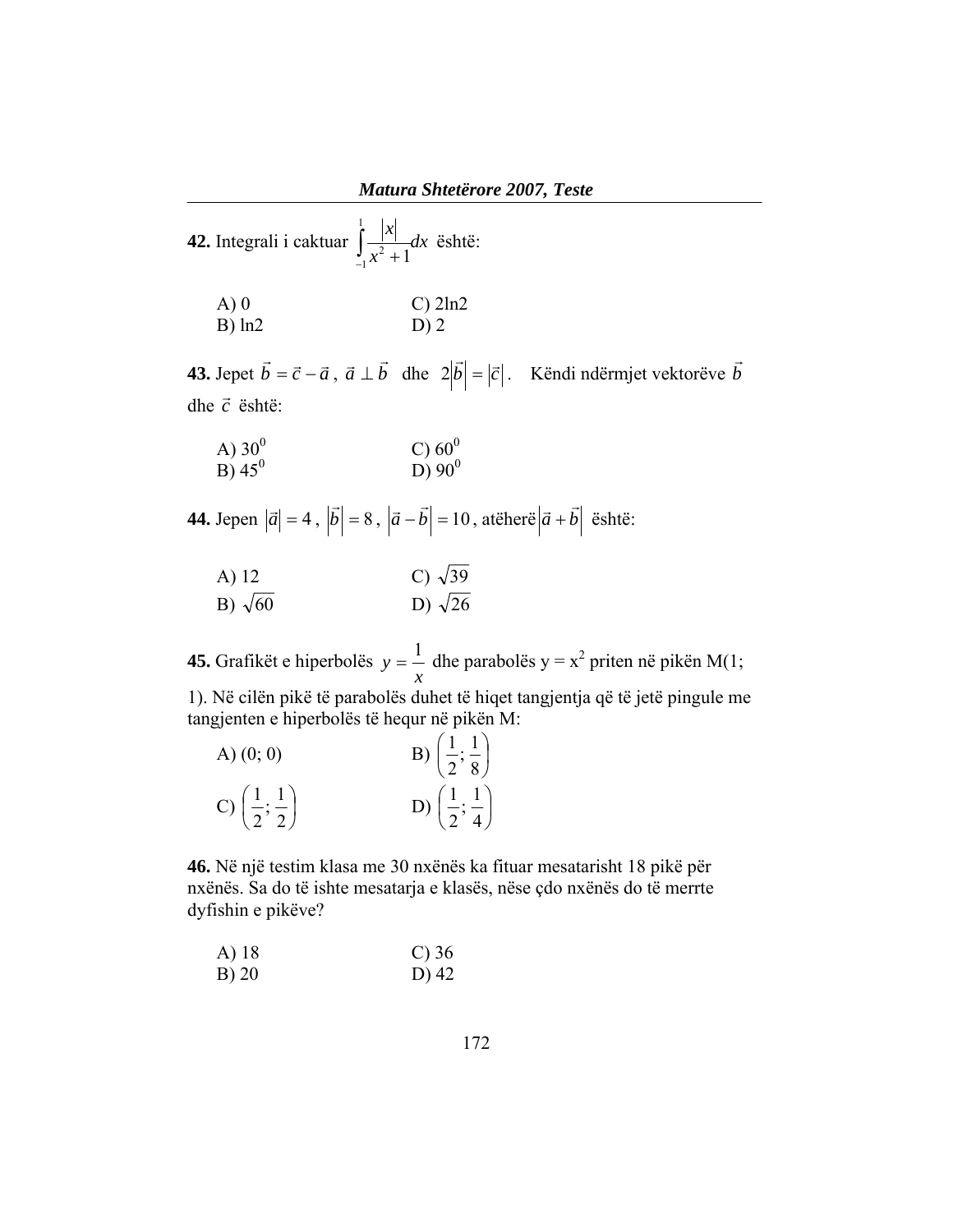**42.** Integrali i caktuar $\int_{-1}^{1} \frac{|x|}{x^2+1} dx$ është:

A) 0 C) 2ln2
B) ln2 D) 2

**43.** Jepet $\vec{b} = \vec{c} - \vec{a}$, $\vec{a} \perp \vec{b}$ dhe $2|\vec{b}| = |\vec{c}|$. Këndi ndërmjet vektorëve $\vec{b}$ dhe $\vec{c}$ është:

A) $30^0$ C) $60^0$
B) $45^0$ D) $90^0$

**44.** Jepen $|\vec{a}| = 4$, $|\vec{b}| = 8$, $|\vec{a} - \vec{b}| = 10$, atëherë $|\vec{a} + \vec{b}|$ është:

A) 12 C) $\sqrt{39}$
B) $\sqrt{60}$ D) $\sqrt{26}$

**45.** Grafikët e hiperbolës $y = \frac{1}{x}$ dhe parabolës $y = x^2$ priten në pikën M(1; 1). Në cilën pikë të parabolës duhet të hiqet tangjentja që të jetë pingule me tangjenten e hiperbolës të hequr në pikën M:

A) (0; 0) B) $\left(\frac{1}{2}; \frac{1}{8}\right)$
C) $\left(\frac{1}{2}; \frac{1}{2}\right)$ D) $\left(\frac{1}{2}; \frac{1}{4}\right)$

**46.** Në një testim klasa me 30 nxënës ka fituar mesatarisht 18 pikë për nxënës. Sa do të ishte mesatarja e klasës, nëse çdo nxënës do të merrte dyfishin e pikëve?

A) 18 C) 36
B) 20 D) 42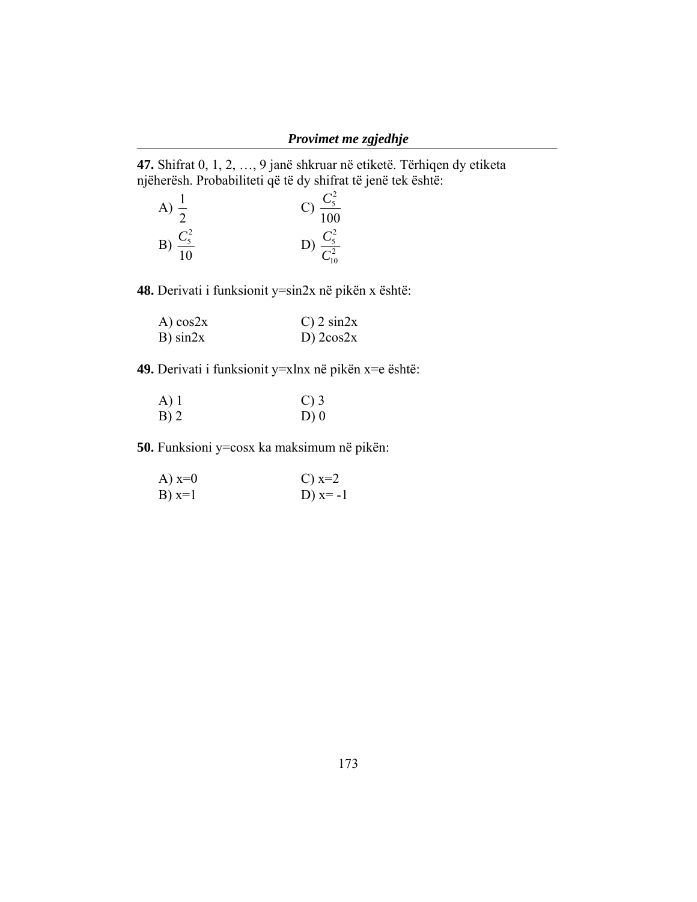**47.** Shifrat 0, 1, 2, …, 9 janë shkruar në etiketë. Tërhiqen dy etiketa njëherësh. Probabiliteti që të dy shifrat të jenë tek është:

A) $\frac{1}{2}$ C) $\frac{C_5^2}{100}$

B) $\frac{C_5^2}{10}$ D) $\frac{C_5^2}{C_{10}^2}$

**48.** Derivati i funksionit y=sin2x në pikën x është:

A) cos2x C) 2 sin2x

B) sin2x D) 2cos2x

**49.** Derivati i funksionit y=xlnx në pikën x=e është:

A) 1 C) 3

B) 2 D) 0

**50.** Funksioni y=cosx ka maksimum në pikën:

A) x=0 C) x=2

B) x=1 D) x= -1